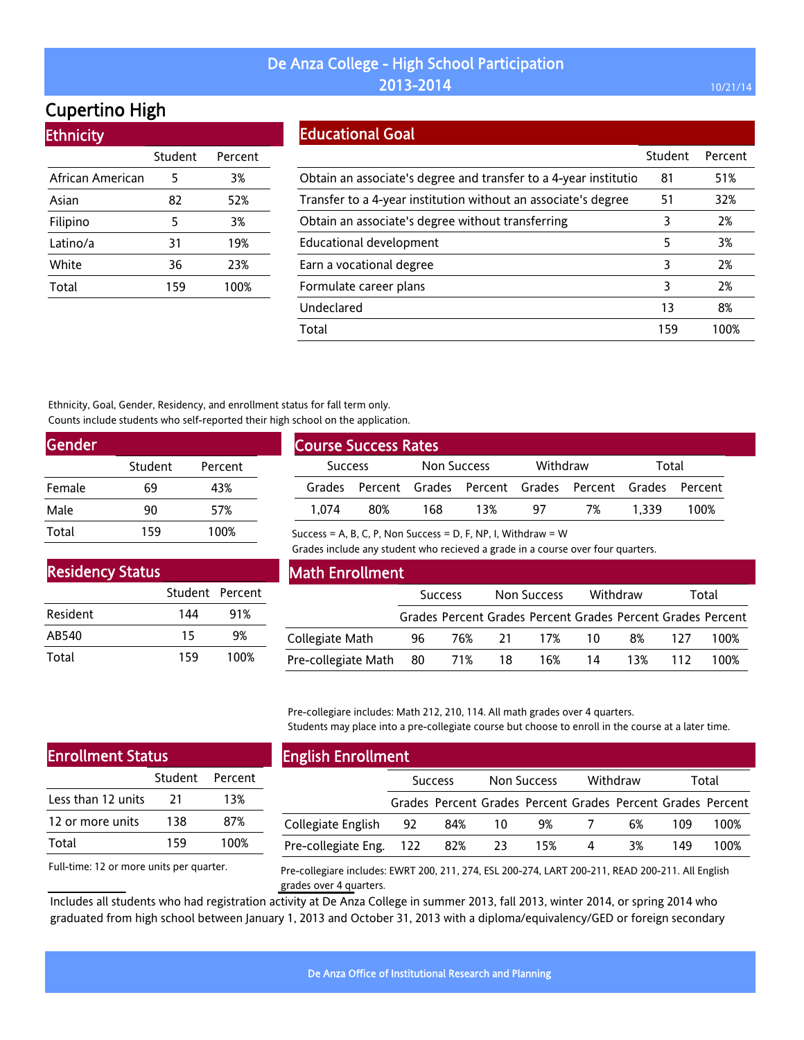# De Anza College - High School Participation 2013-2014

10/21/14

## Cupertino High

### Ethnicity

| | Student | Percent |
|---|---|---|
| African American | 5 | 3% |
| Asian | 82 | 52% |
| Filipino | 5 | 3% |
| Latino/a | 31 | 19% |
| White | 36 | 23% |
| Total | 159 | 100% |

### Educational Goal

| | Student | Percent |
|---|---|---|
| Obtain an associate's degree and transfer to a 4-year institutio | 81 | 51% |
| Transfer to a 4-year institution without an associate's degree | 51 | 32% |
| Obtain an associate's degree without transferring | 3 | 2% |
| Educational development | 5 | 3% |
| Earn a vocational degree | 3 | 2% |
| Formulate career plans | 3 | 2% |
| Undeclared | 13 | 8% |
| Total | 159 | 100% |

Ethnicity, Goal, Gender, Residency, and enrollment status for fall term only.
Counts include students who self-reported their high school on the application.

### Gender

| | Student | Percent |
|---|---|---|
| Female | 69 | 43% |
| Male | 90 | 57% |
| Total | 159 | 100% |

### Course Success Rates

| Success | | Non Success | | Withdraw | | Total | |
|---|---|---|---|---|---|---|---|
| Grades | Percent | Grades | Percent | Grades | Percent | Grades | Percent |
| 1,074 | 80% | 168 | 13% | 97 | 7% | 1,339 | 100% |

Success = A, B, C, P, Non Success = D, F, NP, I, Withdraw = W
Grades include any student who recieved a grade in a course over four quarters.

### Residency Status

| | Student | Percent |
|---|---|---|
| Resident | 144 | 91% |
| AB540 | 15 | 9% |
| Total | 159 | 100% |

### Math Enrollment

| | Success | | Non Success | | Withdraw | | Total | |
|---|---|---|---|---|---|---|---|---|
| | Grades | Percent | Grades | Percent | Grades | Percent | Grades | Percent |
| Collegiate Math | 96 | 76% | 21 | 17% | 10 | 8% | 127 | 100% |
| Pre-collegiate Math | 80 | 71% | 18 | 16% | 14 | 13% | 112 | 100% |

Pre-collegiare includes: Math 212, 210, 114. All math grades over 4 quarters.
Students may place into a pre-collegiate course but choose to enroll in the course at a later time.

### Enrollment Status

| | Student | Percent |
|---|---|---|
| Less than 12 units | 21 | 13% |
| 12 or more units | 138 | 87% |
| Total | 159 | 100% |

Full-time: 12 or more units per quarter.

### English Enrollment

| | Success | | Non Success | | Withdraw | | Total | |
|---|---|---|---|---|---|---|---|---|
| | Grades | Percent | Grades | Percent | Grades | Percent | Grades | Percent |
| Collegiate English | 92 | 84% | 10 | 9% | 7 | 6% | 109 | 100% |
| Pre-collegiate Eng. | 122 | 82% | 23 | 15% | 4 | 3% | 149 | 100% |

Pre-collegiare includes: EWRT 200, 211, 274, ESL 200-274, LART 200-211, READ 200-211. All English grades over 4 quarters.

Includes all students who had registration activity at De Anza College in summer 2013, fall 2013, winter 2014, or spring 2014 who graduated from high school between January 1, 2013 and October 31, 2013 with a diploma/equivalency/GED or foreign secondary

De Anza Office of Institutional Research and Planning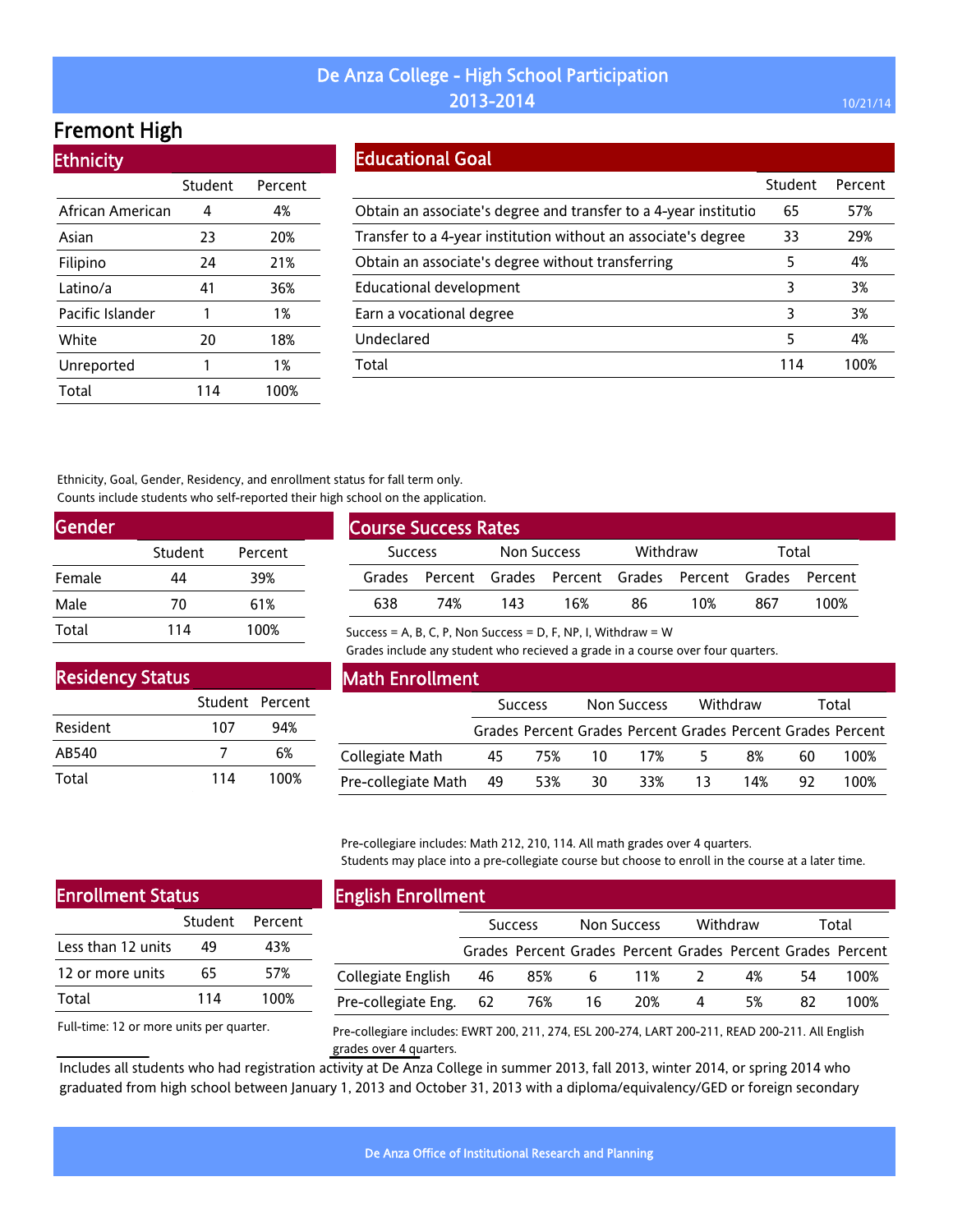# De Anza College - High School Participation 2013-2014

## Fremont High

### Ethnicity

| | Student | Percent |
|---|---|---|
| African American | 4 | 4% |
| Asian | 23 | 20% |
| Filipino | 24 | 21% |
| Latino/a | 41 | 36% |
| Pacific Islander | 1 | 1% |
| White | 20 | 18% |
| Unreported | 1 | 1% |
| Total | 114 | 100% |

### Educational Goal

| | Student | Percent |
|---|---|---|
| Obtain an associate's degree and transfer to a 4-year institutio | 65 | 57% |
| Transfer to a 4-year institution without an associate's degree | 33 | 29% |
| Obtain an associate's degree without transferring | 5 | 4% |
| Educational development | 3 | 3% |
| Earn a vocational degree | 3 | 3% |
| Undeclared | 5 | 4% |
| Total | 114 | 100% |

Ethnicity, Goal, Gender, Residency, and enrollment status for fall term only.
Counts include students who self-reported their high school on the application.

### Gender

| | Student | Percent |
|---|---|---|
| Female | 44 | 39% |
| Male | 70 | 61% |
| Total | 114 | 100% |

### Course Success Rates

| Success | | Non Success | | Withdraw | | Total | |
|---|---|---|---|---|---|---|---|
| Grades | Percent | Grades | Percent | Grades | Percent | Grades | Percent |
| 638 | 74% | 143 | 16% | 86 | 10% | 867 | 100% |

Success = A, B, C, P, Non Success = D, F, NP, I, Withdraw = W
Grades include any student who recieved a grade in a course over four quarters.

### Residency Status

| | Student | Percent |
|---|---|---|
| Resident | 107 | 94% |
| AB540 | 7 | 6% |
| Total | 114 | 100% |

### Math Enrollment

| | Success | | Non Success | | Withdraw | | Total | |
|---|---|---|---|---|---|---|---|---|
| | Grades | Percent | Grades | Percent | Grades | Percent | Grades | Percent |
| Collegiate Math | 45 | 75% | 10 | 17% | 5 | 8% | 60 | 100% |
| Pre-collegiate Math | 49 | 53% | 30 | 33% | 13 | 14% | 92 | 100% |

Pre-collegiare includes: Math 212, 210, 114. All math grades over 4 quarters.
Students may place into a pre-collegiate course but choose to enroll in the course at a later time.

### Enrollment Status

| | Student | Percent |
|---|---|---|
| Less than 12 units | 49 | 43% |
| 12 or more units | 65 | 57% |
| Total | 114 | 100% |

Full-time: 12 or more units per quarter.

### English Enrollment

| | Success | | Non Success | | Withdraw | | Total | |
|---|---|---|---|---|---|---|---|---|
| | Grades | Percent | Grades | Percent | Grades | Percent | Grades | Percent |
| Collegiate English | 46 | 85% | 6 | 11% | 2 | 4% | 54 | 100% |
| Pre-collegiate Eng. | 62 | 76% | 16 | 20% | 4 | 5% | 82 | 100% |

Pre-collegiare includes: EWRT 200, 211, 274, ESL 200-274, LART 200-211, READ 200-211. All English grades over 4 quarters.

Includes all students who had registration activity at De Anza College in summer 2013, fall 2013, winter 2014, or spring 2014 who graduated from high school between January 1, 2013 and October 31, 2013 with a diploma/equivalency/GED or foreign secondary

De Anza Office of Institutional Research and Planning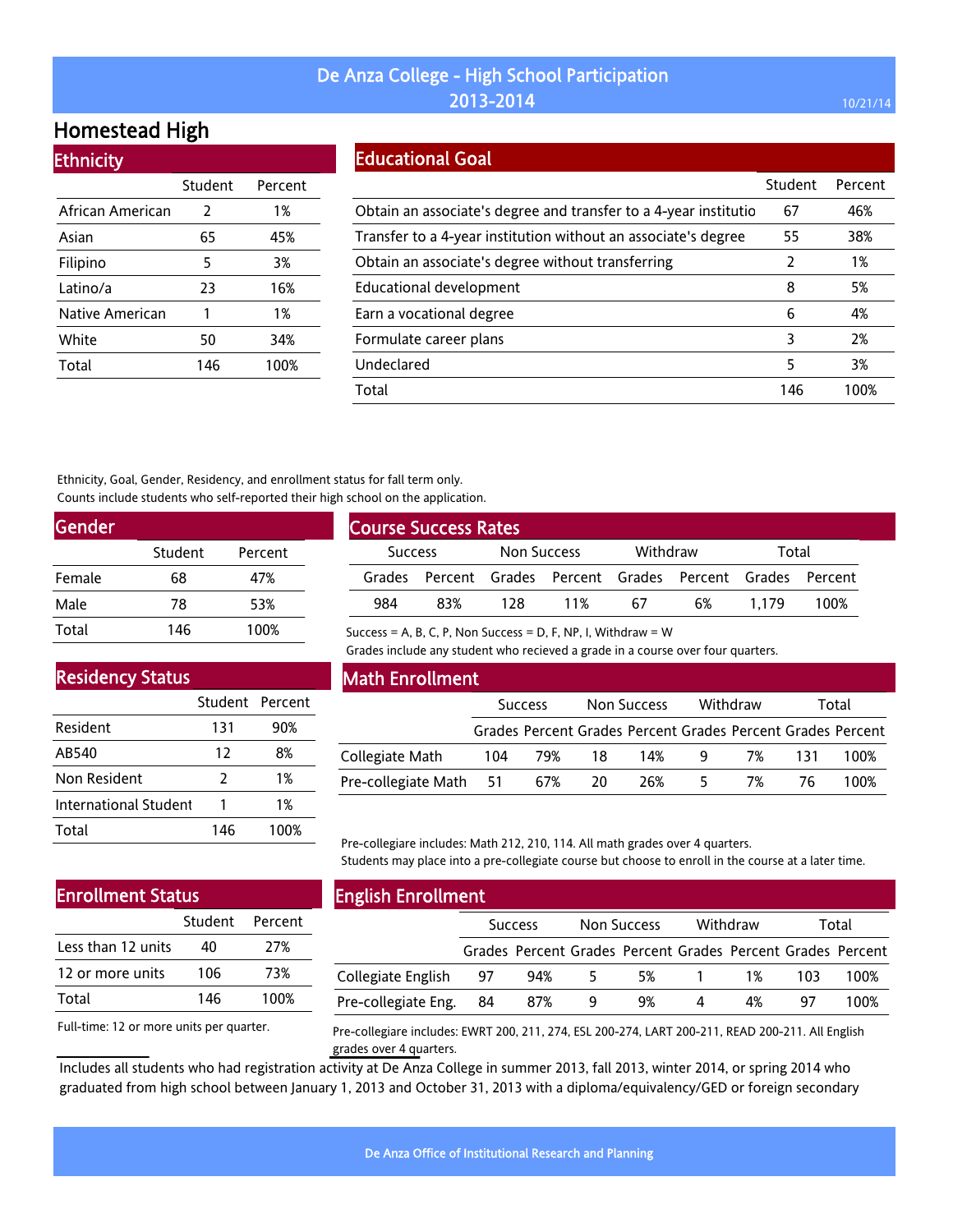# De Anza College - High School Participation 2013-2014

## Homestead High

### Ethnicity

| | Student | Percent |
|---|---|---|
| African American | 2 | 1% |
| Asian | 65 | 45% |
| Filipino | 5 | 3% |
| Latino/a | 23 | 16% |
| Native American | 1 | 1% |
| White | 50 | 34% |
| Total | 146 | 100% |

### Educational Goal

| | Student | Percent |
|---|---|---|
| Obtain an associate's degree and transfer to a 4-year institutio | 67 | 46% |
| Transfer to a 4-year institution without an associate's degree | 55 | 38% |
| Obtain an associate's degree without transferring | 2 | 1% |
| Educational development | 8 | 5% |
| Earn a vocational degree | 6 | 4% |
| Formulate career plans | 3 | 2% |
| Undeclared | 5 | 3% |
| Total | 146 | 100% |

Ethnicity, Goal, Gender, Residency, and enrollment status for fall term only.
Counts include students who self-reported their high school on the application.

### Gender

| | Student | Percent |
|---|---|---|
| Female | 68 | 47% |
| Male | 78 | 53% |
| Total | 146 | 100% |

### Course Success Rates

| Success | | Non Success | | Withdraw | | Total | |
|---|---|---|---|---|---|---|---|
| Grades | Percent | Grades | Percent | Grades | Percent | Grades | Percent |
| 984 | 83% | 128 | 11% | 67 | 6% | 1,179 | 100% |

Success = A, B, C, P, Non Success = D, F, NP, I, Withdraw = W
Grades include any student who recieved a grade in a course over four quarters.

### Residency Status

| | Student | Percent |
|---|---|---|
| Resident | 131 | 90% |
| AB540 | 12 | 8% |
| Non Resident | 2 | 1% |
| International Student | 1 | 1% |
| Total | 146 | 100% |

### Math Enrollment

| | Success | | Non Success | | Withdraw | | Total | |
|---|---|---|---|---|---|---|---|---|
| | Grades | Percent | Grades | Percent | Grades | Percent | Grades | Percent |
| Collegiate Math | 104 | 79% | 18 | 14% | 9 | 7% | 131 | 100% |
| Pre-collegiate Math | 51 | 67% | 20 | 26% | 5 | 7% | 76 | 100% |

Pre-collegiare includes: Math 212, 210, 114. All math grades over 4 quarters.
Students may place into a pre-collegiate course but choose to enroll in the course at a later time.

### Enrollment Status

| | Student | Percent |
|---|---|---|
| Less than 12 units | 40 | 27% |
| 12 or more units | 106 | 73% |
| Total | 146 | 100% |

Full-time: 12 or more units per quarter.

### English Enrollment

| | Success | | Non Success | | Withdraw | | Total | |
|---|---|---|---|---|---|---|---|---|
| | Grades | Percent | Grades | Percent | Grades | Percent | Grades | Percent |
| Collegiate English | 97 | 94% | 5 | 5% | 1 | 1% | 103 | 100% |
| Pre-collegiate Eng. | 84 | 87% | 9 | 9% | 4 | 4% | 97 | 100% |

Pre-collegiare includes: EWRT 200, 211, 274, ESL 200-274, LART 200-211, READ 200-211. All English grades over 4 quarters.

Includes all students who had registration activity at De Anza College in summer 2013, fall 2013, winter 2014, or spring 2014 who graduated from high school between January 1, 2013 and October 31, 2013 with a diploma/equivalency/GED or foreign secondary

De Anza Office of Institutional Research and Planning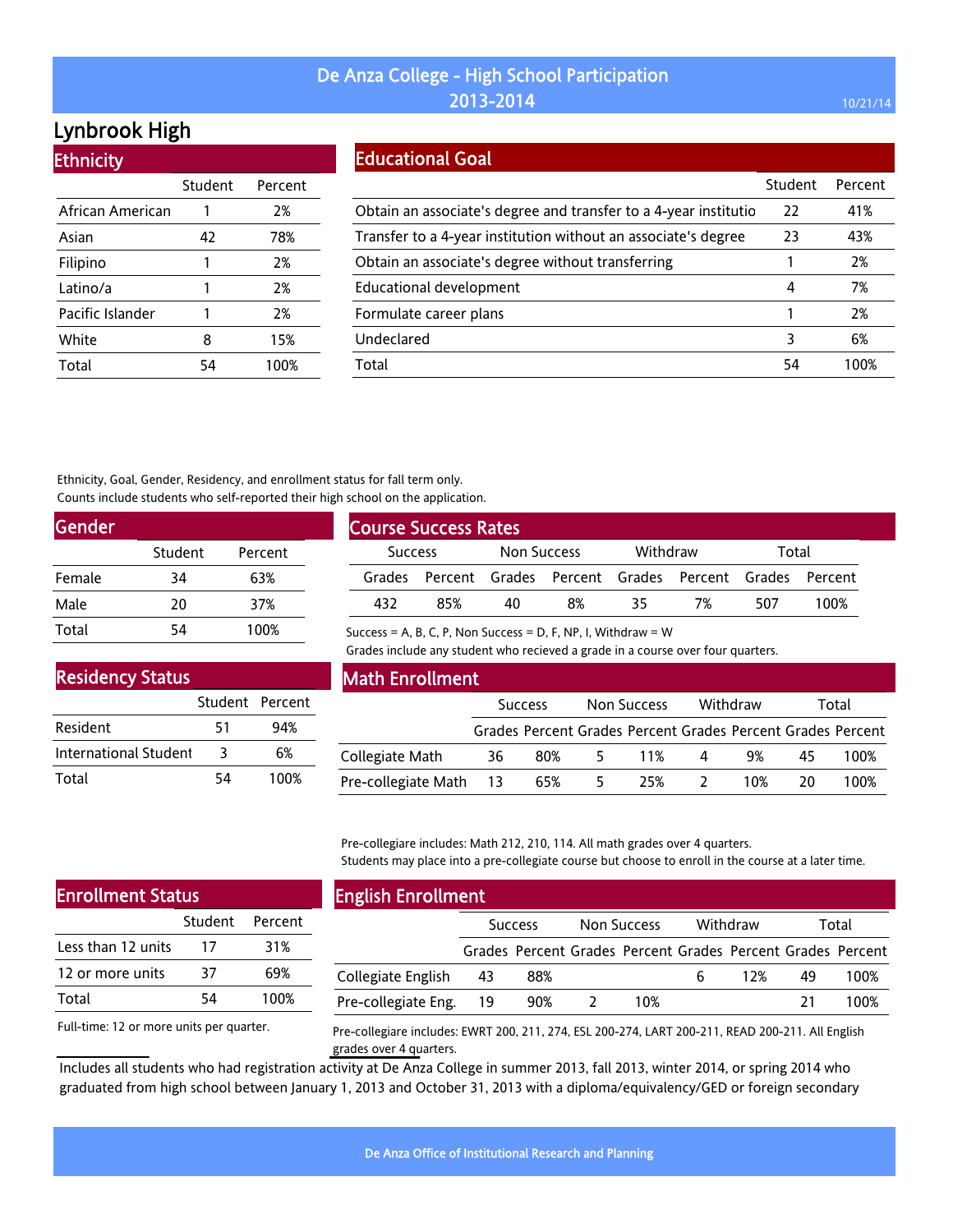# De Anza College - High School Participation 2013-2014

10/21/14

## Lynbrook High

### Ethnicity

| | Student | Percent |
|---|---|---|
| African American | 1 | 2% |
| Asian | 42 | 78% |
| Filipino | 1 | 2% |
| Latino/a | 1 | 2% |
| Pacific Islander | 1 | 2% |
| White | 8 | 15% |
| Total | 54 | 100% |

### Educational Goal

| | Student | Percent |
|---|---|---|
| Obtain an associate's degree and transfer to a 4-year institutio | 22 | 41% |
| Transfer to a 4-year institution without an associate's degree | 23 | 43% |
| Obtain an associate's degree without transferring | 1 | 2% |
| Educational development | 4 | 7% |
| Formulate career plans | 1 | 2% |
| Undeclared | 3 | 6% |
| Total | 54 | 100% |

Ethnicity, Goal, Gender, Residency, and enrollment status for fall term only.
Counts include students who self-reported their high school on the application.

### Gender

| | Student | Percent |
|---|---|---|
| Female | 34 | 63% |
| Male | 20 | 37% |
| Total | 54 | 100% |

### Course Success Rates

| Success | | Non Success | | Withdraw | | Total | |
|---|---|---|---|---|---|---|---|
| Grades | Percent | Grades | Percent | Grades | Percent | Grades | Percent |
| 432 | 85% | 40 | 8% | 35 | 7% | 507 | 100% |

Success = A, B, C, P, Non Success = D, F, NP, I, Withdraw = W
Grades include any student who recieved a grade in a course over four quarters.

### Residency Status

| | Student | Percent |
|---|---|---|
| Resident | 51 | 94% |
| International Student | 3 | 6% |
| Total | 54 | 100% |

### Math Enrollment

| | Success | | Non Success | | Withdraw | | Total | |
|---|---|---|---|---|---|---|---|---|
| | Grades | Percent | Grades | Percent | Grades | Percent | Grades | Percent |
| Collegiate Math | 36 | 80% | 5 | 11% | 4 | 9% | 45 | 100% |
| Pre-collegiate Math | 13 | 65% | 5 | 25% | 2 | 10% | 20 | 100% |

Pre-collegiare includes: Math 212, 210, 114. All math grades over 4 quarters.
Students may place into a pre-collegiate course but choose to enroll in the course at a later time.

### Enrollment Status

| | Student | Percent |
|---|---|---|
| Less than 12 units | 17 | 31% |
| 12 or more units | 37 | 69% |
| Total | 54 | 100% |

Full-time: 12 or more units per quarter.

### English Enrollment

| | Success | | Non Success | | Withdraw | | Total | |
|---|---|---|---|---|---|---|---|---|
| | Grades | Percent | Grades | Percent | Grades | Percent | Grades | Percent |
| Collegiate English | 43 | 88% | | | 6 | 12% | 49 | 100% |
| Pre-collegiate Eng. | 19 | 90% | 2 | 10% | | | 21 | 100% |

Pre-collegiare includes: EWRT 200, 211, 274, ESL 200-274, LART 200-211, READ 200-211. All English grades over 4 quarters.

Includes all students who had registration activity at De Anza College in summer 2013, fall 2013, winter 2014, or spring 2014 who graduated from high school between January 1, 2013 and October 31, 2013 with a diploma/equivalency/GED or foreign secondary

De Anza Office of Institutional Research and Planning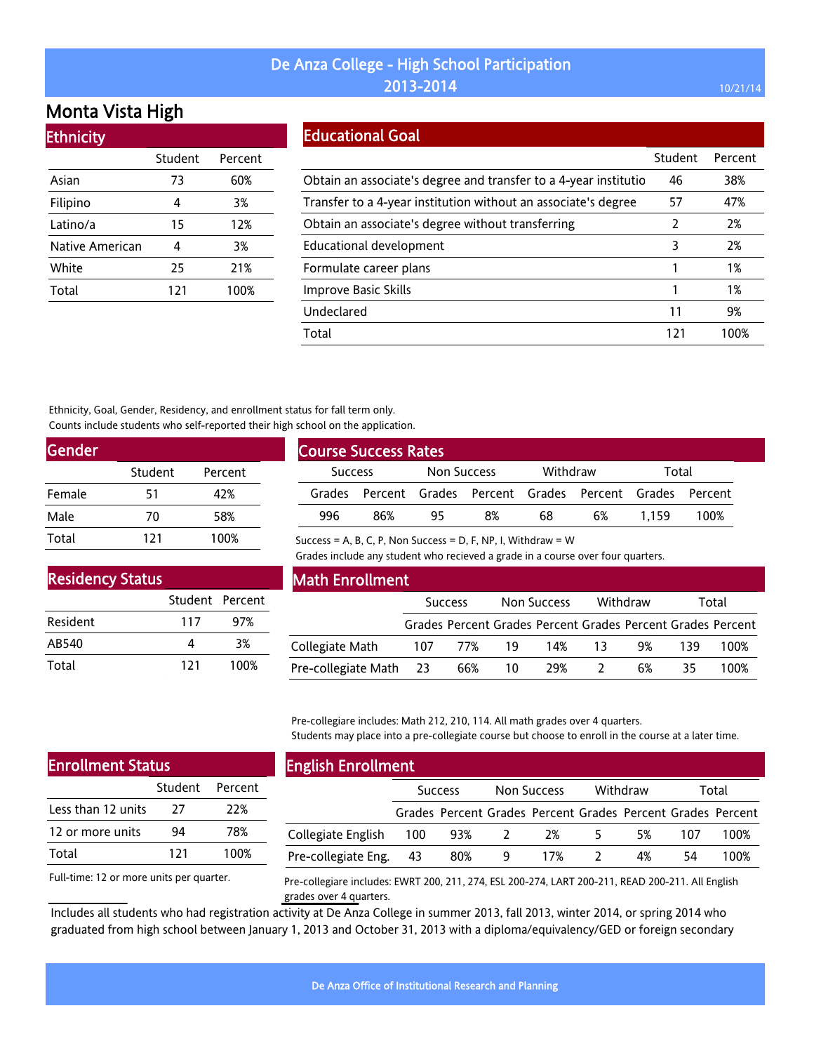# De Anza College - High School Participation 2013-2014

10/21/14

## Monta Vista High

### Ethnicity

| | Student | Percent |
|---|---|---|
| Asian | 73 | 60% |
| Filipino | 4 | 3% |
| Latino/a | 15 | 12% |
| Native American | 4 | 3% |
| White | 25 | 21% |
| Total | 121 | 100% |

### Educational Goal

| | Student | Percent |
|---|---|---|
| Obtain an associate's degree and transfer to a 4-year institutio | 46 | 38% |
| Transfer to a 4-year institution without an associate's degree | 57 | 47% |
| Obtain an associate's degree without transferring | 2 | 2% |
| Educational development | 3 | 2% |
| Formulate career plans | 1 | 1% |
| Improve Basic Skills | 1 | 1% |
| Undeclared | 11 | 9% |
| Total | 121 | 100% |

Ethnicity, Goal, Gender, Residency, and enrollment status for fall term only.
Counts include students who self-reported their high school on the application.

### Gender

| | Student | Percent |
|---|---|---|
| Female | 51 | 42% |
| Male | 70 | 58% |
| Total | 121 | 100% |

### Course Success Rates

| Success | | Non Success | | Withdraw | | Total | |
|---|---|---|---|---|---|---|---|
| Grades | Percent | Grades | Percent | Grades | Percent | Grades | Percent |
| 996 | 86% | 95 | 8% | 68 | 6% | 1,159 | 100% |

Success = A, B, C, P, Non Success = D, F, NP, I, Withdraw = W
Grades include any student who recieved a grade in a course over four quarters.

### Residency Status

| | Student | Percent |
|---|---|---|
| Resident | 117 | 97% |
| AB540 | 4 | 3% |
| Total | 121 | 100% |

### Math Enrollment

| | Success | | Non Success | | Withdraw | | Total | |
|---|---|---|---|---|---|---|---|---|
| | Grades | Percent | Grades | Percent | Grades | Percent | Grades | Percent |
| Collegiate Math | 107 | 77% | 19 | 14% | 13 | 9% | 139 | 100% |
| Pre-collegiate Math | 23 | 66% | 10 | 29% | 2 | 6% | 35 | 100% |

Pre-collegiare includes: Math 212, 210, 114. All math grades over 4 quarters.
Students may place into a pre-collegiate course but choose to enroll in the course at a later time.

### Enrollment Status

| | Student | Percent |
|---|---|---|
| Less than 12 units | 27 | 22% |
| 12 or more units | 94 | 78% |
| Total | 121 | 100% |

Full-time: 12 or more units per quarter.

### English Enrollment

| | Success | | Non Success | | Withdraw | | Total | |
|---|---|---|---|---|---|---|---|---|
| | Grades | Percent | Grades | Percent | Grades | Percent | Grades | Percent |
| Collegiate English | 100 | 93% | 2 | 2% | 5 | 5% | 107 | 100% |
| Pre-collegiate Eng. | 43 | 80% | 9 | 17% | 2 | 4% | 54 | 100% |

Pre-collegiare includes: EWRT 200, 211, 274, ESL 200-274, LART 200-211, READ 200-211. All English grades over 4 quarters.

Includes all students who had registration activity at De Anza College in summer 2013, fall 2013, winter 2014, or spring 2014 who graduated from high school between January 1, 2013 and October 31, 2013 with a diploma/equivalency/GED or foreign secondary

De Anza Office of Institutional Research and Planning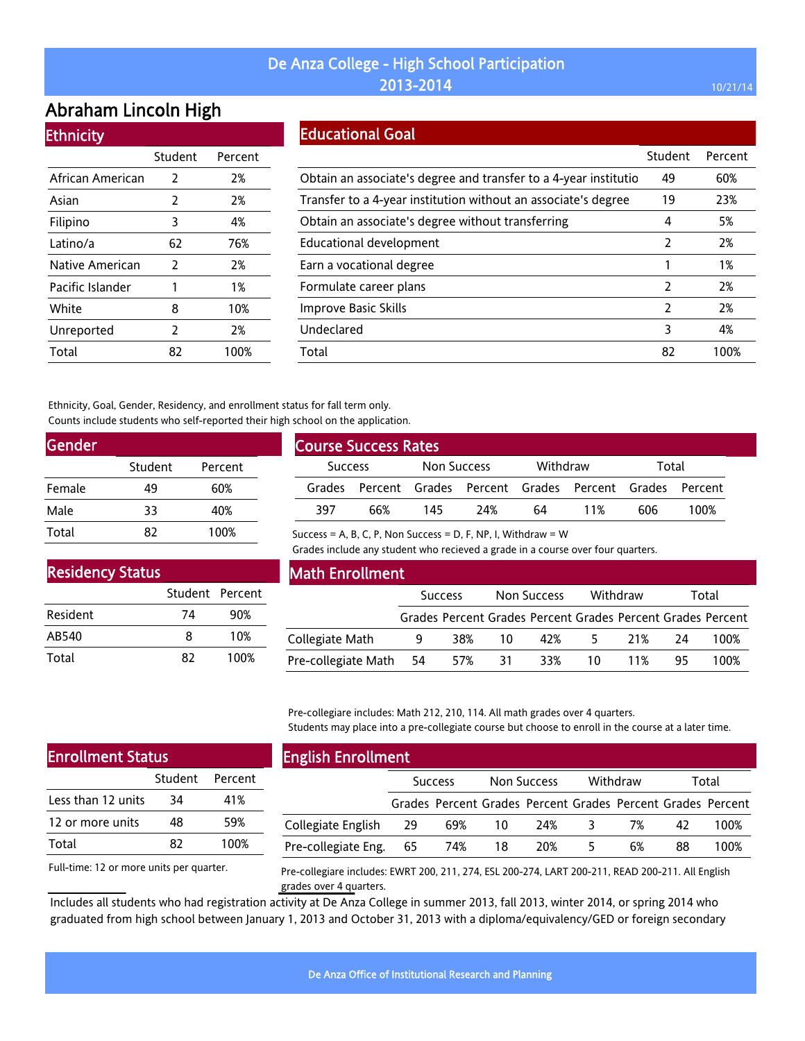# De Anza College - High School Participation 2013-2014

10/21/14

## Abraham Lincoln High

### Ethnicity

| | Student | Percent |
|---|---|---|
| African American | 2 | 2% |
| Asian | 2 | 2% |
| Filipino | 3 | 4% |
| Latino/a | 62 | 76% |
| Native American | 2 | 2% |
| Pacific Islander | 1 | 1% |
| White | 8 | 10% |
| Unreported | 2 | 2% |
| Total | 82 | 100% |

### Educational Goal

| | Student | Percent |
|---|---|---|
| Obtain an associate's degree and transfer to a 4-year institutio | 49 | 60% |
| Transfer to a 4-year institution without an associate's degree | 19 | 23% |
| Obtain an associate's degree without transferring | 4 | 5% |
| Educational development | 2 | 2% |
| Earn a vocational degree | 1 | 1% |
| Formulate career plans | 2 | 2% |
| Improve Basic Skills | 2 | 2% |
| Undeclared | 3 | 4% |
| Total | 82 | 100% |

Ethnicity, Goal, Gender, Residency, and enrollment status for fall term only.
Counts include students who self-reported their high school on the application.

### Gender

| | Student | Percent |
|---|---|---|
| Female | 49 | 60% |
| Male | 33 | 40% |
| Total | 82 | 100% |

### Course Success Rates

| Success | | Non Success | | Withdraw | | Total | |
|---|---|---|---|---|---|---|---|
| Grades | Percent | Grades | Percent | Grades | Percent | Grades | Percent |
| 397 | 66% | 145 | 24% | 64 | 11% | 606 | 100% |

Success = A, B, C, P, Non Success = D, F, NP, I, Withdraw = W
Grades include any student who recieved a grade in a course over four quarters.

### Residency Status

| | Student | Percent |
|---|---|---|
| Resident | 74 | 90% |
| AB540 | 8 | 10% |
| Total | 82 | 100% |

### Math Enrollment

| | Success | | Non Success | | Withdraw | | Total | |
|---|---|---|---|---|---|---|---|---|
| | Grades | Percent | Grades | Percent | Grades | Percent | Grades | Percent |
| Collegiate Math | 9 | 38% | 10 | 42% | 5 | 21% | 24 | 100% |
| Pre-collegiate Math | 54 | 57% | 31 | 33% | 10 | 11% | 95 | 100% |

Pre-collegiare includes: Math 212, 210, 114. All math grades over 4 quarters.
Students may place into a pre-collegiate course but choose to enroll in the course at a later time.

### Enrollment Status

| | Student | Percent |
|---|---|---|
| Less than 12 units | 34 | 41% |
| 12 or more units | 48 | 59% |
| Total | 82 | 100% |

Full-time: 12 or more units per quarter.

### English Enrollment

| | Success | | Non Success | | Withdraw | | Total | |
|---|---|---|---|---|---|---|---|---|
| | Grades | Percent | Grades | Percent | Grades | Percent | Grades | Percent |
| Collegiate English | 29 | 69% | 10 | 24% | 3 | 7% | 42 | 100% |
| Pre-collegiate Eng. | 65 | 74% | 18 | 20% | 5 | 6% | 88 | 100% |

Pre-collegiare includes: EWRT 200, 211, 274, ESL 200-274, LART 200-211, READ 200-211. All English grades over 4 quarters.

Includes all students who had registration activity at De Anza College in summer 2013, fall 2013, winter 2014, or spring 2014 who graduated from high school between January 1, 2013 and October 31, 2013 with a diploma/equivalency/GED or foreign secondary

De Anza Office of Institutional Research and Planning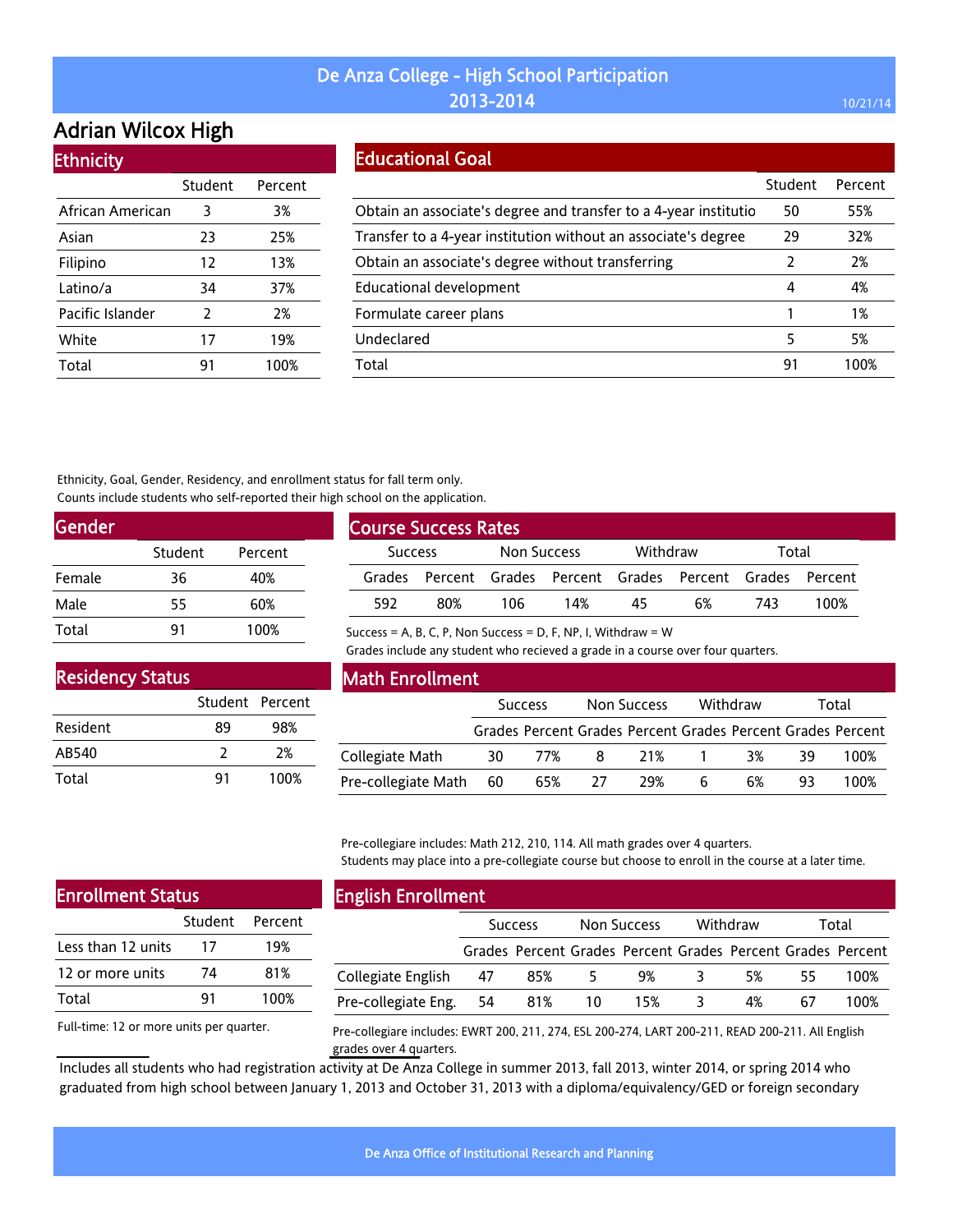# De Anza College - High School Participation 2013-2014

## Adrian Wilcox High

### Ethnicity

| | Student | Percent |
|---|---|---|
| African American | 3 | 3% |
| Asian | 23 | 25% |
| Filipino | 12 | 13% |
| Latino/a | 34 | 37% |
| Pacific Islander | 2 | 2% |
| White | 17 | 19% |
| Total | 91 | 100% |

### Educational Goal

| | Student | Percent |
|---|---|---|
| Obtain an associate's degree and transfer to a 4-year institutio | 50 | 55% |
| Transfer to a 4-year institution without an associate's degree | 29 | 32% |
| Obtain an associate's degree without transferring | 2 | 2% |
| Educational development | 4 | 4% |
| Formulate career plans | 1 | 1% |
| Undeclared | 5 | 5% |
| Total | 91 | 100% |

Ethnicity, Goal, Gender, Residency, and enrollment status for fall term only.
Counts include students who self-reported their high school on the application.

### Gender

| | Student | Percent |
|---|---|---|
| Female | 36 | 40% |
| Male | 55 | 60% |
| Total | 91 | 100% |

### Course Success Rates

| Success | | Non Success | | Withdraw | | Total | |
|---|---|---|---|---|---|---|---|
| Grades | Percent | Grades | Percent | Grades | Percent | Grades | Percent |
| 592 | 80% | 106 | 14% | 45 | 6% | 743 | 100% |

Success = A, B, C, P, Non Success = D, F, NP, I, Withdraw = W
Grades include any student who recieved a grade in a course over four quarters.

### Residency Status

| | Student | Percent |
|---|---|---|
| Resident | 89 | 98% |
| AB540 | 2 | 2% |
| Total | 91 | 100% |

### Math Enrollment

| | Success | | Non Success | | Withdraw | | Total | |
|---|---|---|---|---|---|---|---|---|
| | Grades | Percent | Grades | Percent | Grades | Percent | Grades | Percent |
| Collegiate Math | 30 | 77% | 8 | 21% | 1 | 3% | 39 | 100% |
| Pre-collegiate Math | 60 | 65% | 27 | 29% | 6 | 6% | 93 | 100% |

Pre-collegiare includes: Math 212, 210, 114. All math grades over 4 quarters.
Students may place into a pre-collegiate course but choose to enroll in the course at a later time.

### Enrollment Status

| | Student | Percent |
|---|---|---|
| Less than 12 units | 17 | 19% |
| 12 or more units | 74 | 81% |
| Total | 91 | 100% |

Full-time: 12 or more units per quarter.

### English Enrollment

| | Success | | Non Success | | Withdraw | | Total | |
|---|---|---|---|---|---|---|---|---|
| | Grades | Percent | Grades | Percent | Grades | Percent | Grades | Percent |
| Collegiate English | 47 | 85% | 5 | 9% | 3 | 5% | 55 | 100% |
| Pre-collegiate Eng. | 54 | 81% | 10 | 15% | 3 | 4% | 67 | 100% |

Pre-collegiare includes: EWRT 200, 211, 274, ESL 200-274, LART 200-211, READ 200-211. All English grades over 4 quarters.

Includes all students who had registration activity at De Anza College in summer 2013, fall 2013, winter 2014, or spring 2014 who graduated from high school between January 1, 2013 and October 31, 2013 with a diploma/equivalency/GED or foreign secondary

De Anza Office of Institutional Research and Planning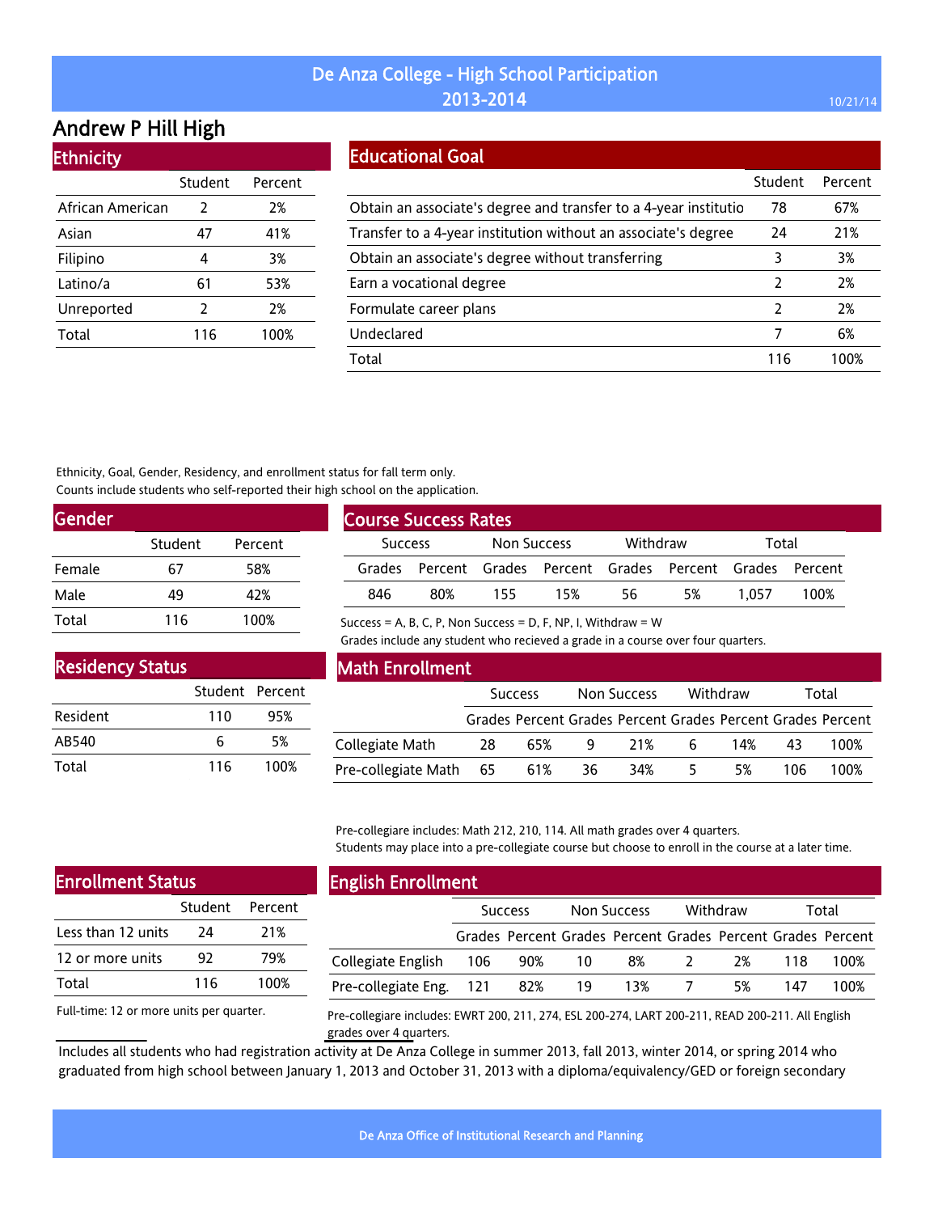# De Anza College - High School Participation 2013-2014

10/21/14

## Andrew P Hill High

### Ethnicity

| | Student | Percent |
|---|---|---|
| African American | 2 | 2% |
| Asian | 47 | 41% |
| Filipino | 4 | 3% |
| Latino/a | 61 | 53% |
| Unreported | 2 | 2% |
| Total | 116 | 100% |

### Educational Goal

| | Student | Percent |
|---|---|---|
| Obtain an associate's degree and transfer to a 4-year institutio | 78 | 67% |
| Transfer to a 4-year institution without an associate's degree | 24 | 21% |
| Obtain an associate's degree without transferring | 3 | 3% |
| Earn a vocational degree | 2 | 2% |
| Formulate career plans | 2 | 2% |
| Undeclared | 7 | 6% |
| Total | 116 | 100% |

Ethnicity, Goal, Gender, Residency, and enrollment status for fall term only.
Counts include students who self-reported their high school on the application.

### Gender

| | Student | Percent |
|---|---|---|
| Female | 67 | 58% |
| Male | 49 | 42% |
| Total | 116 | 100% |

### Course Success Rates

| Success | | Non Success | | Withdraw | | Total | |
|---|---|---|---|---|---|---|---|
| Grades | Percent | Grades | Percent | Grades | Percent | Grades | Percent |
| 846 | 80% | 155 | 15% | 56 | 5% | 1,057 | 100% |

Success = A, B, C, P, Non Success = D, F, NP, I, Withdraw = W
Grades include any student who recieved a grade in a course over four quarters.

### Residency Status

| | Student | Percent |
|---|---|---|
| Resident | 110 | 95% |
| AB540 | 6 | 5% |
| Total | 116 | 100% |

### Math Enrollment

| | Success | | Non Success | | Withdraw | | Total | |
|---|---|---|---|---|---|---|---|---|
| | Grades | Percent | Grades | Percent | Grades | Percent | Grades | Percent |
| Collegiate Math | 28 | 65% | 9 | 21% | 6 | 14% | 43 | 100% |
| Pre-collegiate Math | 65 | 61% | 36 | 34% | 5 | 5% | 106 | 100% |

Pre-collegiare includes: Math 212, 210, 114. All math grades over 4 quarters.
Students may place into a pre-collegiate course but choose to enroll in the course at a later time.

### Enrollment Status

| | Student | Percent |
|---|---|---|
| Less than 12 units | 24 | 21% |
| 12 or more units | 92 | 79% |
| Total | 116 | 100% |

Full-time: 12 or more units per quarter.

### English Enrollment

| | Success | | Non Success | | Withdraw | | Total | |
|---|---|---|---|---|---|---|---|---|
| | Grades | Percent | Grades | Percent | Grades | Percent | Grades | Percent |
| Collegiate English | 106 | 90% | 10 | 8% | 2 | 2% | 118 | 100% |
| Pre-collegiate Eng. | 121 | 82% | 19 | 13% | 7 | 5% | 147 | 100% |

Pre-collegiare includes: EWRT 200, 211, 274, ESL 200-274, LART 200-211, READ 200-211. All English grades over 4 quarters.

Includes all students who had registration activity at De Anza College in summer 2013, fall 2013, winter 2014, or spring 2014 who graduated from high school between January 1, 2013 and October 31, 2013 with a diploma/equivalency/GED or foreign secondary

De Anza Office of Institutional Research and Planning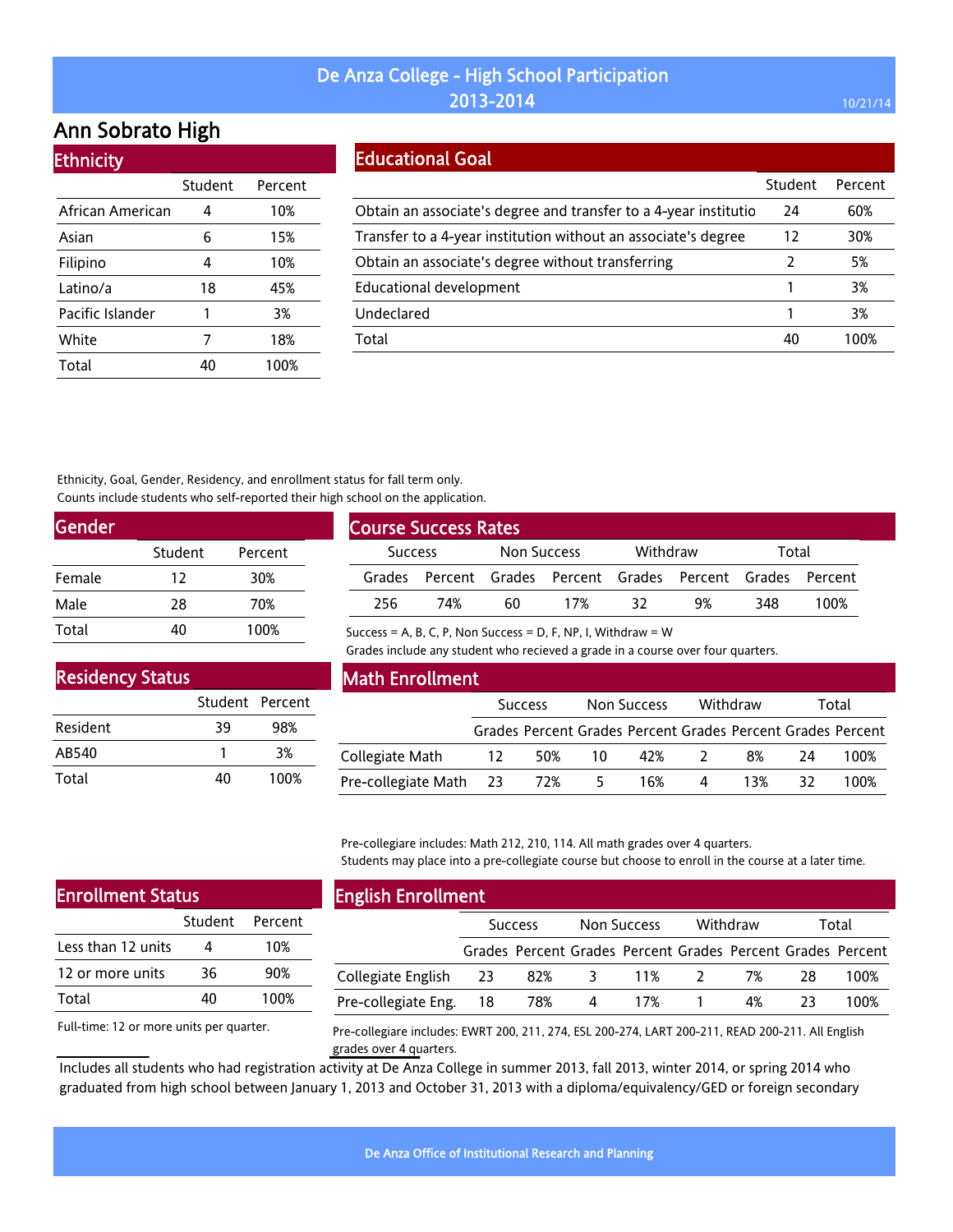# De Anza College - High School Participation 2013-2014

## Ann Sobrato High

### Ethnicity

| | Student | Percent |
|---|---|---|
| African American | 4 | 10% |
| Asian | 6 | 15% |
| Filipino | 4 | 10% |
| Latino/a | 18 | 45% |
| Pacific Islander | 1 | 3% |
| White | 7 | 18% |
| Total | 40 | 100% |

### Educational Goal

| | Student | Percent |
|---|---|---|
| Obtain an associate's degree and transfer to a 4-year institutio | 24 | 60% |
| Transfer to a 4-year institution without an associate's degree | 12 | 30% |
| Obtain an associate's degree without transferring | 2 | 5% |
| Educational development | 1 | 3% |
| Undeclared | 1 | 3% |
| Total | 40 | 100% |

Ethnicity, Goal, Gender, Residency, and enrollment status for fall term only.
Counts include students who self-reported their high school on the application.

### Gender

| | Student | Percent |
|---|---|---|
| Female | 12 | 30% |
| Male | 28 | 70% |
| Total | 40 | 100% |

### Course Success Rates

| Success | | Non Success | | Withdraw | | Total | |
|---|---|---|---|---|---|---|---|
| Grades | Percent | Grades | Percent | Grades | Percent | Grades | Percent |
| 256 | 74% | 60 | 17% | 32 | 9% | 348 | 100% |

Success = A, B, C, P, Non Success = D, F, NP, I, Withdraw = W
Grades include any student who recieved a grade in a course over four quarters.

### Residency Status

| | Student | Percent |
|---|---|---|
| Resident | 39 | 98% |
| AB540 | 1 | 3% |
| Total | 40 | 100% |

### Math Enrollment

| | Success | | Non Success | | Withdraw | | Total | |
|---|---|---|---|---|---|---|---|---|
| | Grades | Percent | Grades | Percent | Grades | Percent | Grades | Percent |
| Collegiate Math | 12 | 50% | 10 | 42% | 2 | 8% | 24 | 100% |
| Pre-collegiate Math | 23 | 72% | 5 | 16% | 4 | 13% | 32 | 100% |

Pre-collegiare includes: Math 212, 210, 114. All math grades over 4 quarters.
Students may place into a pre-collegiate course but choose to enroll in the course at a later time.

### Enrollment Status

| | Student | Percent |
|---|---|---|
| Less than 12 units | 4 | 10% |
| 12 or more units | 36 | 90% |
| Total | 40 | 100% |

Full-time: 12 or more units per quarter.

### English Enrollment

| | Success | | Non Success | | Withdraw | | Total | |
|---|---|---|---|---|---|---|---|---|
| | Grades | Percent | Grades | Percent | Grades | Percent | Grades | Percent |
| Collegiate English | 23 | 82% | 3 | 11% | 2 | 7% | 28 | 100% |
| Pre-collegiate Eng. | 18 | 78% | 4 | 17% | 1 | 4% | 23 | 100% |

Pre-collegiare includes: EWRT 200, 211, 274, ESL 200-274, LART 200-211, READ 200-211. All English grades over 4 quarters.

Includes all students who had registration activity at De Anza College in summer 2013, fall 2013, winter 2014, or spring 2014 who graduated from high school between January 1, 2013 and October 31, 2013 with a diploma/equivalency/GED or foreign secondary

De Anza Office of Institutional Research and Planning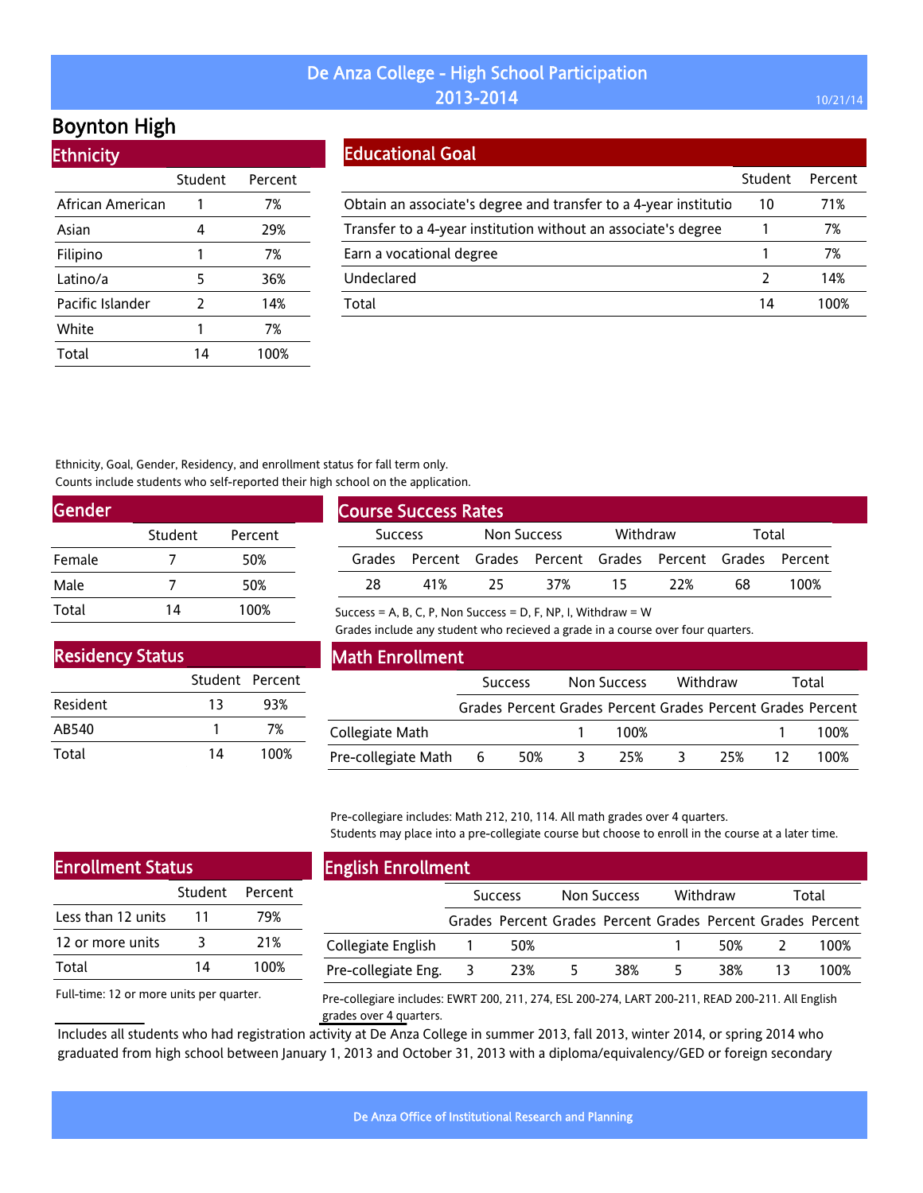# De Anza College - High School Participation 2013-2014

## Boynton High

### Ethnicity

| | Student | Percent |
|---|---|---|
| African American | 1 | 7% |
| Asian | 4 | 29% |
| Filipino | 1 | 7% |
| Latino/a | 5 | 36% |
| Pacific Islander | 2 | 14% |
| White | 1 | 7% |
| Total | 14 | 100% |

### Educational Goal

| | Student | Percent |
|---|---|---|
| Obtain an associate's degree and transfer to a 4-year institutio | 10 | 71% |
| Transfer to a 4-year institution without an associate's degree | 1 | 7% |
| Earn a vocational degree | 1 | 7% |
| Undeclared | 2 | 14% |
| Total | 14 | 100% |

Ethnicity, Goal, Gender, Residency, and enrollment status for fall term only.
Counts include students who self-reported their high school on the application.

### Gender

| | Student | Percent |
|---|---|---|
| Female | 7 | 50% |
| Male | 7 | 50% |
| Total | 14 | 100% |

### Course Success Rates

| Success | | Non Success | | Withdraw | | Total | |
|---|---|---|---|---|---|---|---|
| Grades | Percent | Grades | Percent | Grades | Percent | Grades | Percent |
| 28 | 41% | 25 | 37% | 15 | 22% | 68 | 100% |

Success = A, B, C, P, Non Success = D, F, NP, I, Withdraw = W
Grades include any student who recieved a grade in a course over four quarters.

### Residency Status

| | Student | Percent |
|---|---|---|
| Resident | 13 | 93% |
| AB540 | 1 | 7% |
| Total | 14 | 100% |

### Math Enrollment

| | Success | | Non Success | | Withdraw | | Total | |
|---|---|---|---|---|---|---|---|---|
| | Grades | Percent | Grades | Percent | Grades | Percent | Grades | Percent |
| Collegiate Math | | | 1 | 100% | | | 1 | 100% |
| Pre-collegiate Math | 6 | 50% | 3 | 25% | 3 | 25% | 12 | 100% |

Pre-collegiare includes: Math 212, 210, 114. All math grades over 4 quarters.
Students may place into a pre-collegiate course but choose to enroll in the course at a later time.

### Enrollment Status

| | Student | Percent |
|---|---|---|
| Less than 12 units | 11 | 79% |
| 12 or more units | 3 | 21% |
| Total | 14 | 100% |

Full-time: 12 or more units per quarter.

### English Enrollment

| | Success | | Non Success | | Withdraw | | Total | |
|---|---|---|---|---|---|---|---|---|
| | Grades | Percent | Grades | Percent | Grades | Percent | Grades | Percent |
| Collegiate English | 1 | 50% | | | 1 | 50% | 2 | 100% |
| Pre-collegiate Eng. | 3 | 23% | 5 | 38% | 5 | 38% | 13 | 100% |

Pre-collegiare includes: EWRT 200, 211, 274, ESL 200-274, LART 200-211, READ 200-211. All English grades over 4 quarters.

Includes all students who had registration activity at De Anza College in summer 2013, fall 2013, winter 2014, or spring 2014 who graduated from high school between January 1, 2013 and October 31, 2013 with a diploma/equivalency/GED or foreign secondary

De Anza Office of Institutional Research and Planning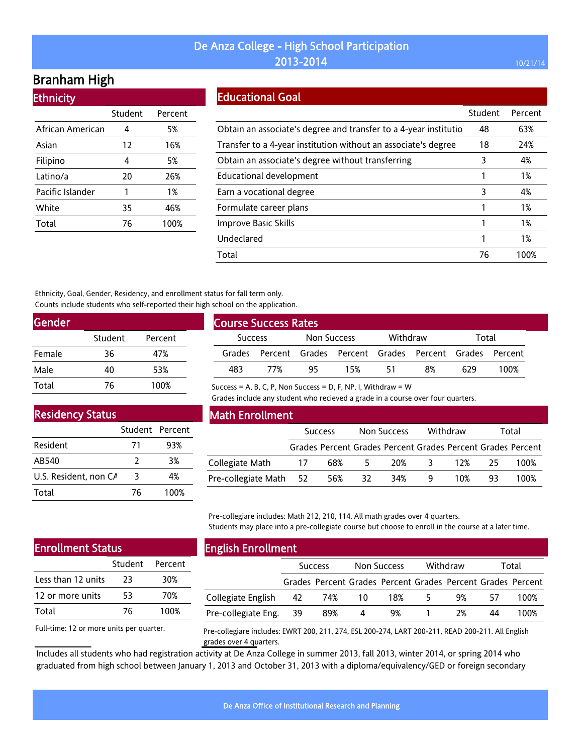# De Anza College - High School Participation 2013-2014

## Branham High

### Ethnicity

| | Student | Percent |
|---|---|---|
| African American | 4 | 5% |
| Asian | 12 | 16% |
| Filipino | 4 | 5% |
| Latino/a | 20 | 26% |
| Pacific Islander | 1 | 1% |
| White | 35 | 46% |
| Total | 76 | 100% |

### Educational Goal

| | Student | Percent |
|---|---|---|
| Obtain an associate's degree and transfer to a 4-year institutio | 48 | 63% |
| Transfer to a 4-year institution without an associate's degree | 18 | 24% |
| Obtain an associate's degree without transferring | 3 | 4% |
| Educational development | 1 | 1% |
| Earn a vocational degree | 3 | 4% |
| Formulate career plans | 1 | 1% |
| Improve Basic Skills | 1 | 1% |
| Undeclared | 1 | 1% |
| Total | 76 | 100% |

Ethnicity, Goal, Gender, Residency, and enrollment status for fall term only.
Counts include students who self-reported their high school on the application.

### Gender

| | Student | Percent |
|---|---|---|
| Female | 36 | 47% |
| Male | 40 | 53% |
| Total | 76 | 100% |

### Course Success Rates

| Success | | Non Success | | Withdraw | | Total | |
|---|---|---|---|---|---|---|---|
| Grades | Percent | Grades | Percent | Grades | Percent | Grades | Percent |
| 483 | 77% | 95 | 15% | 51 | 8% | 629 | 100% |

Success = A, B, C, P, Non Success = D, F, NP, I, Withdraw = W
Grades include any student who recieved a grade in a course over four quarters.

### Residency Status

| | Student | Percent |
|---|---|---|
| Resident | 71 | 93% |
| AB540 | 2 | 3% |
| U.S. Resident, non CA | 3 | 4% |
| Total | 76 | 100% |

### Math Enrollment

| | Success | | Non Success | | Withdraw | | Total | |
|---|---|---|---|---|---|---|---|---|
| | Grades | Percent | Grades | Percent | Grades | Percent | Grades | Percent |
| Collegiate Math | 17 | 68% | 5 | 20% | 3 | 12% | 25 | 100% |
| Pre-collegiate Math | 52 | 56% | 32 | 34% | 9 | 10% | 93 | 100% |

Pre-collegiare includes: Math 212, 210, 114. All math grades over 4 quarters.
Students may place into a pre-collegiate course but choose to enroll in the course at a later time.

### Enrollment Status

| | Student | Percent |
|---|---|---|
| Less than 12 units | 23 | 30% |
| 12 or more units | 53 | 70% |
| Total | 76 | 100% |

Full-time: 12 or more units per quarter.

### English Enrollment

| | Success | | Non Success | | Withdraw | | Total | |
|---|---|---|---|---|---|---|---|---|
| | Grades | Percent | Grades | Percent | Grades | Percent | Grades | Percent |
| Collegiate English | 42 | 74% | 10 | 18% | 5 | 9% | 57 | 100% |
| Pre-collegiate Eng. | 39 | 89% | 4 | 9% | 1 | 2% | 44 | 100% |

Pre-collegiare includes: EWRT 200, 211, 274, ESL 200-274, LART 200-211, READ 200-211. All English grades over 4 quarters.

Includes all students who had registration activity at De Anza College in summer 2013, fall 2013, winter 2014, or spring 2014 who graduated from high school between January 1, 2013 and October 31, 2013 with a diploma/equivalency/GED or foreign secondary

De Anza Office of Institutional Research and Planning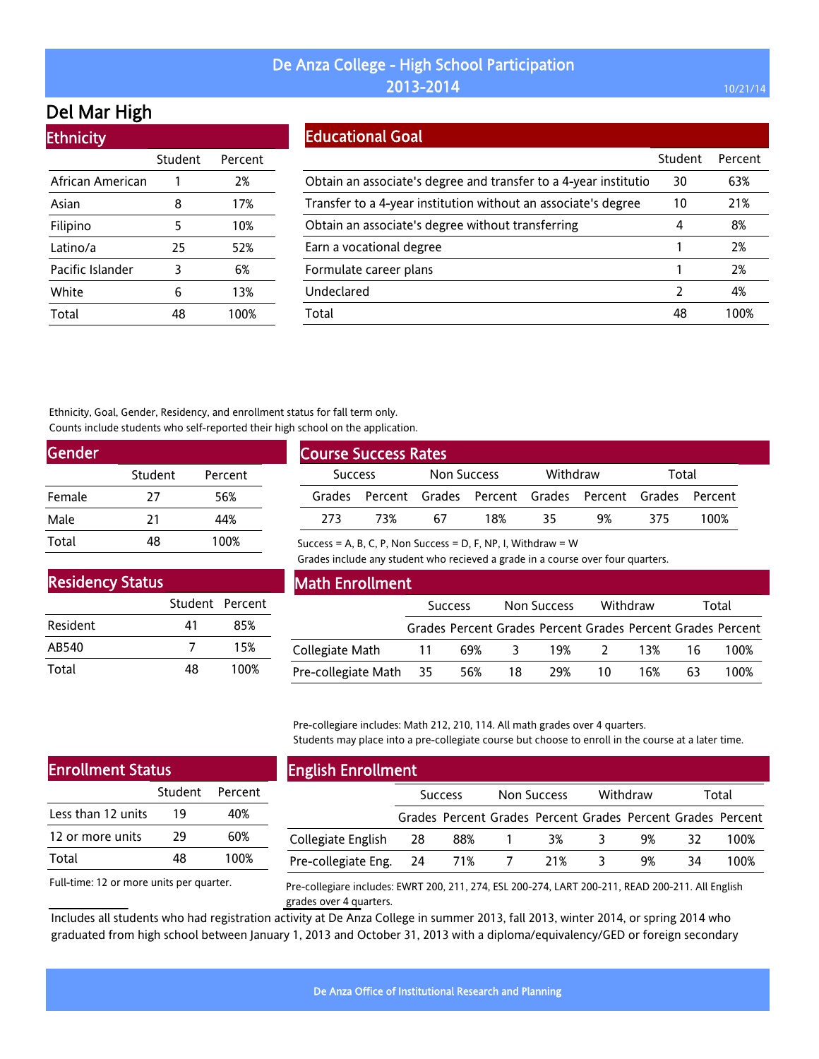# De Anza College - High School Participation 2013-2014

## Del Mar High

### Ethnicity

| | Student | Percent |
|---|---|---|
| African American | 1 | 2% |
| Asian | 8 | 17% |
| Filipino | 5 | 10% |
| Latino/a | 25 | 52% |
| Pacific Islander | 3 | 6% |
| White | 6 | 13% |
| Total | 48 | 100% |

### Educational Goal

| | Student | Percent |
|---|---|---|
| Obtain an associate's degree and transfer to a 4-year institutio | 30 | 63% |
| Transfer to a 4-year institution without an associate's degree | 10 | 21% |
| Obtain an associate's degree without transferring | 4 | 8% |
| Earn a vocational degree | 1 | 2% |
| Formulate career plans | 1 | 2% |
| Undeclared | 2 | 4% |
| Total | 48 | 100% |

Ethnicity, Goal, Gender, Residency, and enrollment status for fall term only.
Counts include students who self-reported their high school on the application.

### Gender

| | Student | Percent |
|---|---|---|
| Female | 27 | 56% |
| Male | 21 | 44% |
| Total | 48 | 100% |

### Course Success Rates

| Success | | Non Success | | Withdraw | | Total | |
|---|---|---|---|---|---|---|---|
| Grades | Percent | Grades | Percent | Grades | Percent | Grades | Percent |
| 273 | 73% | 67 | 18% | 35 | 9% | 375 | 100% |

Success = A, B, C, P, Non Success = D, F, NP, I, Withdraw = W
Grades include any student who recieved a grade in a course over four quarters.

### Residency Status

| | Student | Percent |
|---|---|---|
| Resident | 41 | 85% |
| AB540 | 7 | 15% |
| Total | 48 | 100% |

### Math Enrollment

| | Success | | Non Success | | Withdraw | | Total | |
|---|---|---|---|---|---|---|---|---|
| | Grades | Percent | Grades | Percent | Grades | Percent | Grades | Percent |
| Collegiate Math | 11 | 69% | 3 | 19% | 2 | 13% | 16 | 100% |
| Pre-collegiate Math | 35 | 56% | 18 | 29% | 10 | 16% | 63 | 100% |

Pre-collegiare includes: Math 212, 210, 114. All math grades over 4 quarters.
Students may place into a pre-collegiate course but choose to enroll in the course at a later time.

### Enrollment Status

| | Student | Percent |
|---|---|---|
| Less than 12 units | 19 | 40% |
| 12 or more units | 29 | 60% |
| Total | 48 | 100% |

Full-time: 12 or more units per quarter.

### English Enrollment

| | Success | | Non Success | | Withdraw | | Total | |
|---|---|---|---|---|---|---|---|---|
| | Grades | Percent | Grades | Percent | Grades | Percent | Grades | Percent |
| Collegiate English | 28 | 88% | 1 | 3% | 3 | 9% | 32 | 100% |
| Pre-collegiate Eng. | 24 | 71% | 7 | 21% | 3 | 9% | 34 | 100% |

Pre-collegiare includes: EWRT 200, 211, 274, ESL 200-274, LART 200-211, READ 200-211. All English grades over 4 quarters.

Includes all students who had registration activity at De Anza College in summer 2013, fall 2013, winter 2014, or spring 2014 who graduated from high school between January 1, 2013 and October 31, 2013 with a diploma/equivalency/GED or foreign secondary

De Anza Office of Institutional Research and Planning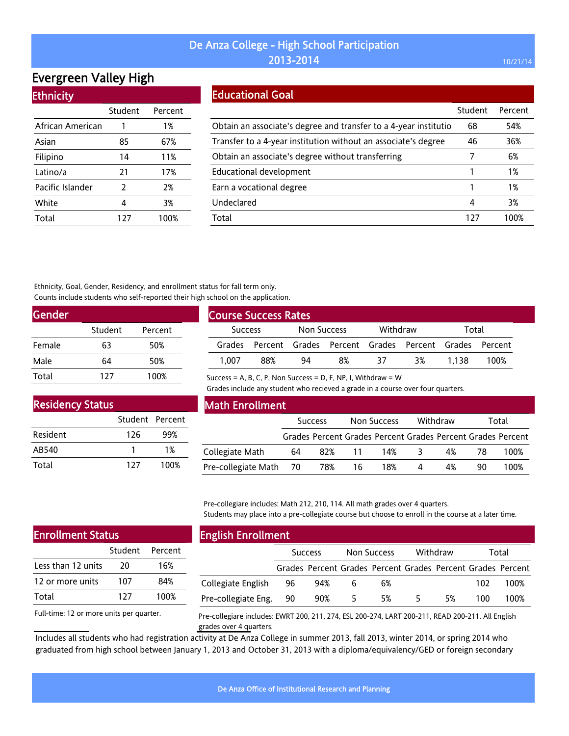# De Anza College - High School Participation 2013-2014

## Evergreen Valley High

### Ethnicity

| | Student | Percent |
|---|---|---|
| African American | 1 | 1% |
| Asian | 85 | 67% |
| Filipino | 14 | 11% |
| Latino/a | 21 | 17% |
| Pacific Islander | 2 | 2% |
| White | 4 | 3% |
| Total | 127 | 100% |

### Educational Goal

| | Student | Percent |
|---|---|---|
| Obtain an associate's degree and transfer to a 4-year institutio | 68 | 54% |
| Transfer to a 4-year institution without an associate's degree | 46 | 36% |
| Obtain an associate's degree without transferring | 7 | 6% |
| Educational development | 1 | 1% |
| Earn a vocational degree | 1 | 1% |
| Undeclared | 4 | 3% |
| Total | 127 | 100% |

Ethnicity, Goal, Gender, Residency, and enrollment status for fall term only.
Counts include students who self-reported their high school on the application.

### Gender

| | Student | Percent |
|---|---|---|
| Female | 63 | 50% |
| Male | 64 | 50% |
| Total | 127 | 100% |

### Course Success Rates

| Success | | Non Success | | Withdraw | | Total | |
|---|---|---|---|---|---|---|---|
| Grades | Percent | Grades | Percent | Grades | Percent | Grades | Percent |
| 1,007 | 88% | 94 | 8% | 37 | 3% | 1,138 | 100% |

Success = A, B, C, P, Non Success = D, F, NP, I, Withdraw = W
Grades include any student who recieved a grade in a course over four quarters.

### Residency Status

| | Student | Percent |
|---|---|---|
| Resident | 126 | 99% |
| AB540 | 1 | 1% |
| Total | 127 | 100% |

### Math Enrollment

| | Success | | Non Success | | Withdraw | | Total | |
|---|---|---|---|---|---|---|---|---|
| | Grades | Percent | Grades | Percent | Grades | Percent | Grades | Percent |
| Collegiate Math | 64 | 82% | 11 | 14% | 3 | 4% | 78 | 100% |
| Pre-collegiate Math | 70 | 78% | 16 | 18% | 4 | 4% | 90 | 100% |

Pre-collegiare includes: Math 212, 210, 114. All math grades over 4 quarters.
Students may place into a pre-collegiate course but choose to enroll in the course at a later time.

### Enrollment Status

| | Student | Percent |
|---|---|---|
| Less than 12 units | 20 | 16% |
| 12 or more units | 107 | 84% |
| Total | 127 | 100% |

Full-time: 12 or more units per quarter.

### English Enrollment

| | Success | | Non Success | | Withdraw | | Total | |
|---|---|---|---|---|---|---|---|---|
| | Grades | Percent | Grades | Percent | Grades | Percent | Grades | Percent |
| Collegiate English | 96 | 94% | 6 | 6% | | | 102 | 100% |
| Pre-collegiate Eng. | 90 | 90% | 5 | 5% | 5 | 5% | 100 | 100% |

Pre-collegiare includes: EWRT 200, 211, 274, ESL 200-274, LART 200-211, READ 200-211. All English grades over 4 quarters.

Includes all students who had registration activity at De Anza College in summer 2013, fall 2013, winter 2014, or spring 2014 who graduated from high school between January 1, 2013 and October 31, 2013 with a diploma/equivalency/GED or foreign secondary

De Anza Office of Institutional Research and Planning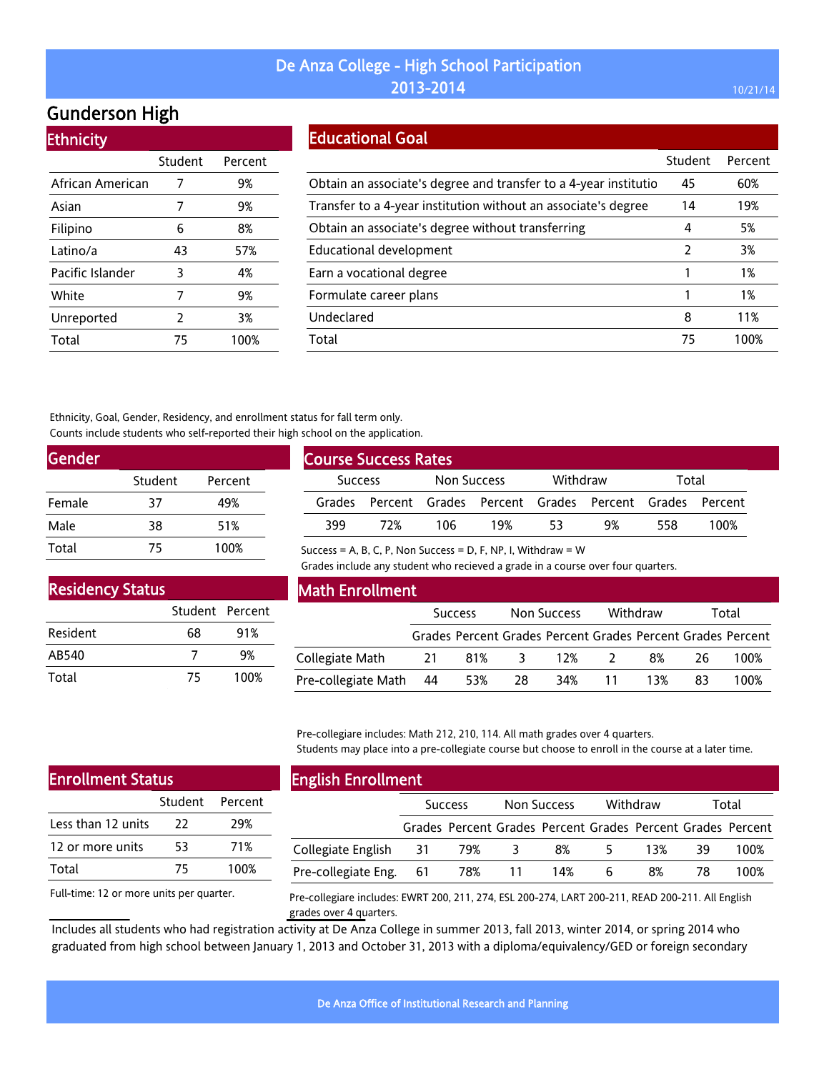# De Anza College - High School Participation 2013-2014

10/21/14

## Gunderson High

### Ethnicity

| | Student | Percent |
|---|---|---|
| African American | 7 | 9% |
| Asian | 7 | 9% |
| Filipino | 6 | 8% |
| Latino/a | 43 | 57% |
| Pacific Islander | 3 | 4% |
| White | 7 | 9% |
| Unreported | 2 | 3% |
| Total | 75 | 100% |

### Educational Goal

| | Student | Percent |
|---|---|---|
| Obtain an associate's degree and transfer to a 4-year institutio | 45 | 60% |
| Transfer to a 4-year institution without an associate's degree | 14 | 19% |
| Obtain an associate's degree without transferring | 4 | 5% |
| Educational development | 2 | 3% |
| Earn a vocational degree | 1 | 1% |
| Formulate career plans | 1 | 1% |
| Undeclared | 8 | 11% |
| Total | 75 | 100% |

Ethnicity, Goal, Gender, Residency, and enrollment status for fall term only.
Counts include students who self-reported their high school on the application.

### Gender

| | Student | Percent |
|---|---|---|
| Female | 37 | 49% |
| Male | 38 | 51% |
| Total | 75 | 100% |

### Course Success Rates

| Success | | Non Success | | Withdraw | | Total | |
|---|---|---|---|---|---|---|---|
| Grades | Percent | Grades | Percent | Grades | Percent | Grades | Percent |
| 399 | 72% | 106 | 19% | 53 | 9% | 558 | 100% |

Success = A, B, C, P, Non Success = D, F, NP, I, Withdraw = W
Grades include any student who recieved a grade in a course over four quarters.

### Residency Status

| | Student | Percent |
|---|---|---|
| Resident | 68 | 91% |
| AB540 | 7 | 9% |
| Total | 75 | 100% |

### Math Enrollment

| | Success | | Non Success | | Withdraw | | Total | |
|---|---|---|---|---|---|---|---|---|
| | Grades | Percent | Grades | Percent | Grades | Percent | Grades | Percent |
| Collegiate Math | 21 | 81% | 3 | 12% | 2 | 8% | 26 | 100% |
| Pre-collegiate Math | 44 | 53% | 28 | 34% | 11 | 13% | 83 | 100% |

Pre-collegiare includes: Math 212, 210, 114. All math grades over 4 quarters.
Students may place into a pre-collegiate course but choose to enroll in the course at a later time.

### Enrollment Status

| | Student | Percent |
|---|---|---|
| Less than 12 units | 22 | 29% |
| 12 or more units | 53 | 71% |
| Total | 75 | 100% |

Full-time: 12 or more units per quarter.

### English Enrollment

| | Success | | Non Success | | Withdraw | | Total | |
|---|---|---|---|---|---|---|---|---|
| | Grades | Percent | Grades | Percent | Grades | Percent | Grades | Percent |
| Collegiate English | 31 | 79% | 3 | 8% | 5 | 13% | 39 | 100% |
| Pre-collegiate Eng. | 61 | 78% | 11 | 14% | 6 | 8% | 78 | 100% |

Pre-collegiare includes: EWRT 200, 211, 274, ESL 200-274, LART 200-211, READ 200-211. All English grades over 4 quarters.

Includes all students who had registration activity at De Anza College in summer 2013, fall 2013, winter 2014, or spring 2014 who graduated from high school between January 1, 2013 and October 31, 2013 with a diploma/equivalency/GED or foreign secondary

De Anza Office of Institutional Research and Planning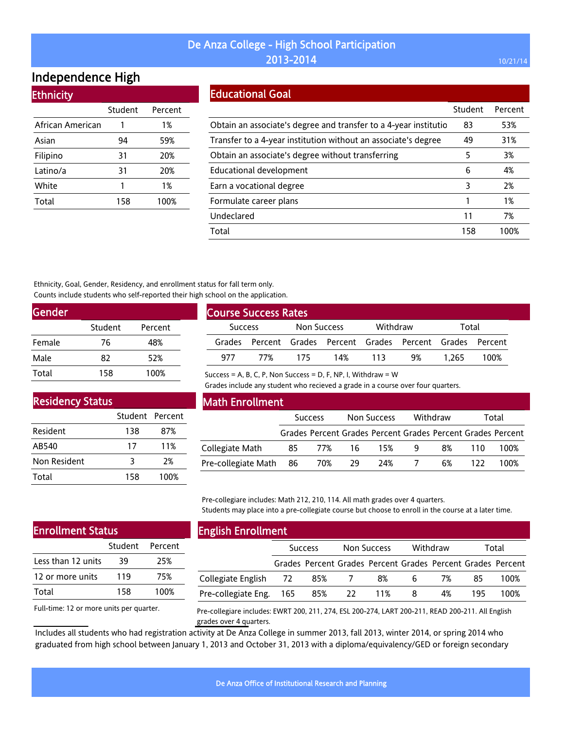# De Anza College - High School Participation 2013-2014

## Independence High

### Ethnicity

| | Student | Percent |
|---|---|---|
| African American | 1 | 1% |
| Asian | 94 | 59% |
| Filipino | 31 | 20% |
| Latino/a | 31 | 20% |
| White | 1 | 1% |
| Total | 158 | 100% |

### Educational Goal

| | Student | Percent |
|---|---|---|
| Obtain an associate's degree and transfer to a 4-year institutio | 83 | 53% |
| Transfer to a 4-year institution without an associate's degree | 49 | 31% |
| Obtain an associate's degree without transferring | 5 | 3% |
| Educational development | 6 | 4% |
| Earn a vocational degree | 3 | 2% |
| Formulate career plans | 1 | 1% |
| Undeclared | 11 | 7% |
| Total | 158 | 100% |

Ethnicity, Goal, Gender, Residency, and enrollment status for fall term only.
Counts include students who self-reported their high school on the application.

### Gender

| | Student | Percent |
|---|---|---|
| Female | 76 | 48% |
| Male | 82 | 52% |
| Total | 158 | 100% |

### Course Success Rates

| Success | | Non Success | | Withdraw | | Total | |
|---|---|---|---|---|---|---|---|
| Grades | Percent | Grades | Percent | Grades | Percent | Grades | Percent |
| 977 | 77% | 175 | 14% | 113 | 9% | 1,265 | 100% |

Success = A, B, C, P, Non Success = D, F, NP, I, Withdraw = W
Grades include any student who recieved a grade in a course over four quarters.

### Residency Status

| | Student | Percent |
|---|---|---|
| Resident | 138 | 87% |
| AB540 | 17 | 11% |
| Non Resident | 3 | 2% |
| Total | 158 | 100% |

### Math Enrollment

| | Success | | Non Success | | Withdraw | | Total | |
|---|---|---|---|---|---|---|---|---|
| | Grades | Percent | Grades | Percent | Grades | Percent | Grades | Percent |
| Collegiate Math | 85 | 77% | 16 | 15% | 9 | 8% | 110 | 100% |
| Pre-collegiate Math | 86 | 70% | 29 | 24% | 7 | 6% | 122 | 100% |

Pre-collegiare includes: Math 212, 210, 114. All math grades over 4 quarters.
Students may place into a pre-collegiate course but choose to enroll in the course at a later time.

### Enrollment Status

| | Student | Percent |
|---|---|---|
| Less than 12 units | 39 | 25% |
| 12 or more units | 119 | 75% |
| Total | 158 | 100% |

Full-time: 12 or more units per quarter.

### English Enrollment

| | Success | | Non Success | | Withdraw | | Total | |
|---|---|---|---|---|---|---|---|---|
| | Grades | Percent | Grades | Percent | Grades | Percent | Grades | Percent |
| Collegiate English | 72 | 85% | 7 | 8% | 6 | 7% | 85 | 100% |
| Pre-collegiate Eng. | 165 | 85% | 22 | 11% | 8 | 4% | 195 | 100% |

Pre-collegiare includes: EWRT 200, 211, 274, ESL 200-274, LART 200-211, READ 200-211. All English grades over 4 quarters.

Includes all students who had registration activity at De Anza College in summer 2013, fall 2013, winter 2014, or spring 2014 who graduated from high school between January 1, 2013 and October 31, 2013 with a diploma/equivalency/GED or foreign secondary

De Anza Office of Institutional Research and Planning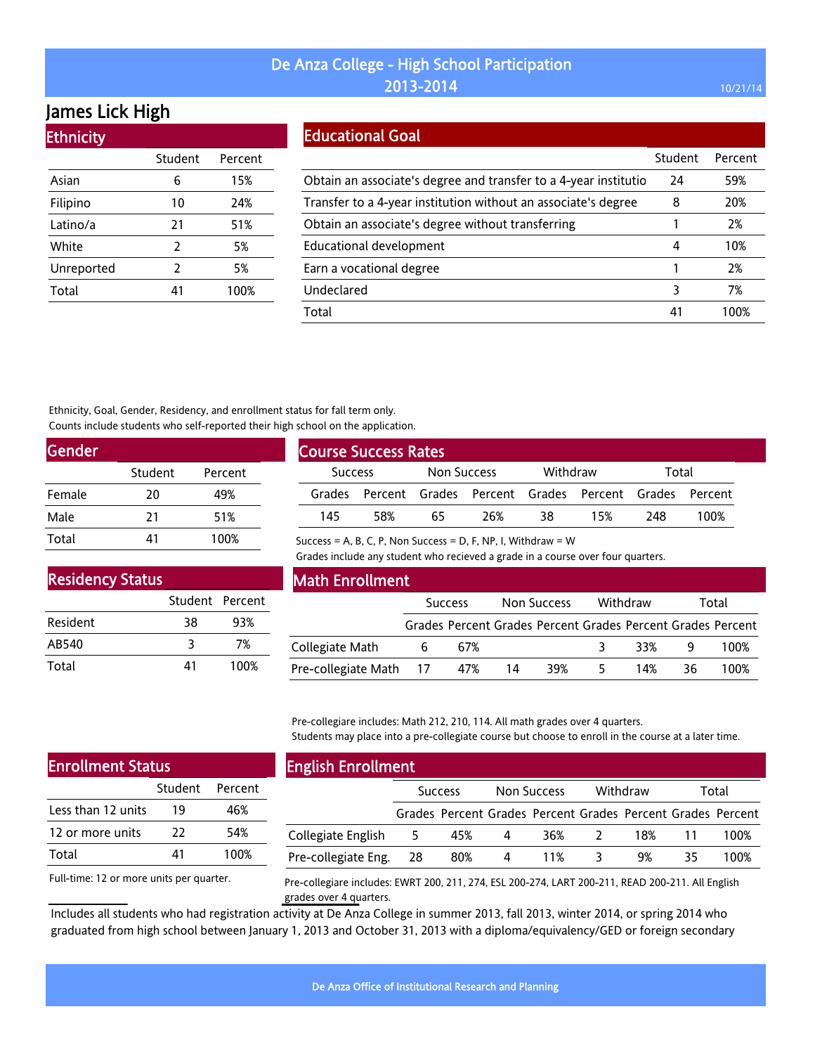# De Anza College - High School Participation 2013-2014

## James Lick High

### Ethnicity

| | Student | Percent |
|---|---|---|
| Asian | 6 | 15% |
| Filipino | 10 | 24% |
| Latino/a | 21 | 51% |
| White | 2 | 5% |
| Unreported | 2 | 5% |
| Total | 41 | 100% |

### Educational Goal

| | Student | Percent |
|---|---|---|
| Obtain an associate's degree and transfer to a 4-year institutio | 24 | 59% |
| Transfer to a 4-year institution without an associate's degree | 8 | 20% |
| Obtain an associate's degree without transferring | 1 | 2% |
| Educational development | 4 | 10% |
| Earn a vocational degree | 1 | 2% |
| Undeclared | 3 | 7% |
| Total | 41 | 100% |

Ethnicity, Goal, Gender, Residency, and enrollment status for fall term only.
Counts include students who self-reported their high school on the application.

### Gender

| | Student | Percent |
|---|---|---|
| Female | 20 | 49% |
| Male | 21 | 51% |
| Total | 41 | 100% |

### Course Success Rates

| Success | | Non Success | | Withdraw | | Total | |
|---|---|---|---|---|---|---|---|
| Grades | Percent | Grades | Percent | Grades | Percent | Grades | Percent |
| 145 | 58% | 65 | 26% | 38 | 15% | 248 | 100% |

Success = A, B, C, P, Non Success = D, F, NP, I, Withdraw = W
Grades include any student who recieved a grade in a course over four quarters.

### Residency Status

| | Student | Percent |
|---|---|---|
| Resident | 38 | 93% |
| AB540 | 3 | 7% |
| Total | 41 | 100% |

### Math Enrollment

| | Success | | Non Success | | Withdraw | | Total | |
|---|---|---|---|---|---|---|---|---|
| | Grades | Percent | Grades | Percent | Grades | Percent | Grades | Percent |
| Collegiate Math | 6 | 67% | | | 3 | 33% | 9 | 100% |
| Pre-collegiate Math | 17 | 47% | 14 | 39% | 5 | 14% | 36 | 100% |

Pre-collegiare includes: Math 212, 210, 114. All math grades over 4 quarters.
Students may place into a pre-collegiate course but choose to enroll in the course at a later time.

### Enrollment Status

| | Student | Percent |
|---|---|---|
| Less than 12 units | 19 | 46% |
| 12 or more units | 22 | 54% |
| Total | 41 | 100% |

Full-time: 12 or more units per quarter.

### English Enrollment

| | Success | | Non Success | | Withdraw | | Total | |
|---|---|---|---|---|---|---|---|---|
| | Grades | Percent | Grades | Percent | Grades | Percent | Grades | Percent |
| Collegiate English | 5 | 45% | 4 | 36% | 2 | 18% | 11 | 100% |
| Pre-collegiate Eng. | 28 | 80% | 4 | 11% | 3 | 9% | 35 | 100% |

Pre-collegiare includes: EWRT 200, 211, 274, ESL 200-274, LART 200-211, READ 200-211. All English grades over 4 quarters.

Includes all students who had registration activity at De Anza College in summer 2013, fall 2013, winter 2014, or spring 2014 who graduated from high school between January 1, 2013 and October 31, 2013 with a diploma/equivalency/GED or foreign secondary

De Anza Office of Institutional Research and Planning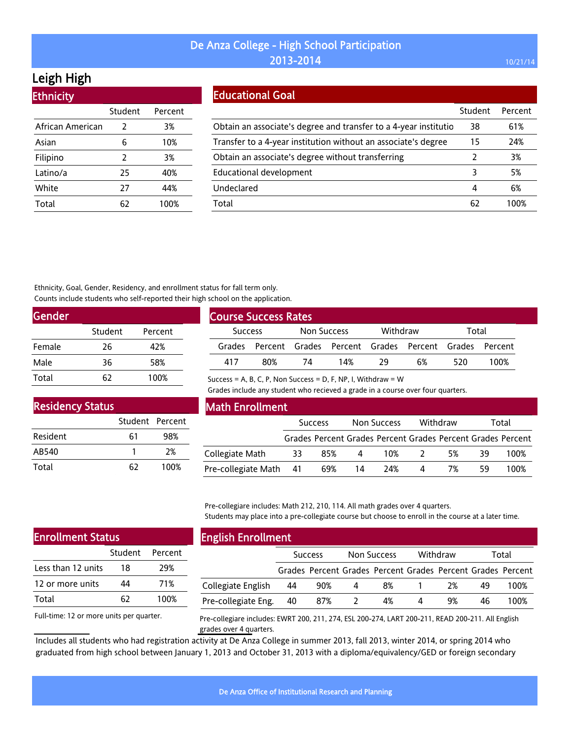# De Anza College - High School Participation 2013-2014

## Leigh High

### Ethnicity

| | Student | Percent |
|---|---|---|
| African American | 2 | 3% |
| Asian | 6 | 10% |
| Filipino | 2 | 3% |
| Latino/a | 25 | 40% |
| White | 27 | 44% |
| Total | 62 | 100% |

### Educational Goal

| | Student | Percent |
|---|---|---|
| Obtain an associate's degree and transfer to a 4-year institutio | 38 | 61% |
| Transfer to a 4-year institution without an associate's degree | 15 | 24% |
| Obtain an associate's degree without transferring | 2 | 3% |
| Educational development | 3 | 5% |
| Undeclared | 4 | 6% |
| Total | 62 | 100% |

Ethnicity, Goal, Gender, Residency, and enrollment status for fall term only.
Counts include students who self-reported their high school on the application.

### Gender

| | Student | Percent |
|---|---|---|
| Female | 26 | 42% |
| Male | 36 | 58% |
| Total | 62 | 100% |

### Course Success Rates

| Success | | Non Success | | Withdraw | | Total | |
|---|---|---|---|---|---|---|---|
| Grades | Percent | Grades | Percent | Grades | Percent | Grades | Percent |
| 417 | 80% | 74 | 14% | 29 | 6% | 520 | 100% |

Success = A, B, C, P, Non Success = D, F, NP, I, Withdraw = W
Grades include any student who recieved a grade in a course over four quarters.

### Residency Status

| | Student | Percent |
|---|---|---|
| Resident | 61 | 98% |
| AB540 | 1 | 2% |
| Total | 62 | 100% |

### Math Enrollment

| | Success | | Non Success | | Withdraw | | Total | |
|---|---|---|---|---|---|---|---|---|
| | Grades | Percent | Grades | Percent | Grades | Percent | Grades | Percent |
| Collegiate Math | 33 | 85% | 4 | 10% | 2 | 5% | 39 | 100% |
| Pre-collegiate Math | 41 | 69% | 14 | 24% | 4 | 7% | 59 | 100% |

Pre-collegiare includes: Math 212, 210, 114. All math grades over 4 quarters.
Students may place into a pre-collegiate course but choose to enroll in the course at a later time.

### Enrollment Status

| | Student | Percent |
|---|---|---|
| Less than 12 units | 18 | 29% |
| 12 or more units | 44 | 71% |
| Total | 62 | 100% |

Full-time: 12 or more units per quarter.

### English Enrollment

| | Success | | Non Success | | Withdraw | | Total | |
|---|---|---|---|---|---|---|---|---|
| | Grades | Percent | Grades | Percent | Grades | Percent | Grades | Percent |
| Collegiate English | 44 | 90% | 4 | 8% | 1 | 2% | 49 | 100% |
| Pre-collegiate Eng. | 40 | 87% | 2 | 4% | 4 | 9% | 46 | 100% |

Pre-collegiare includes: EWRT 200, 211, 274, ESL 200-274, LART 200-211, READ 200-211. All English grades over 4 quarters.

Includes all students who had registration activity at De Anza College in summer 2013, fall 2013, winter 2014, or spring 2014 who graduated from high school between January 1, 2013 and October 31, 2013 with a diploma/equivalency/GED or foreign secondary

De Anza Office of Institutional Research and Planning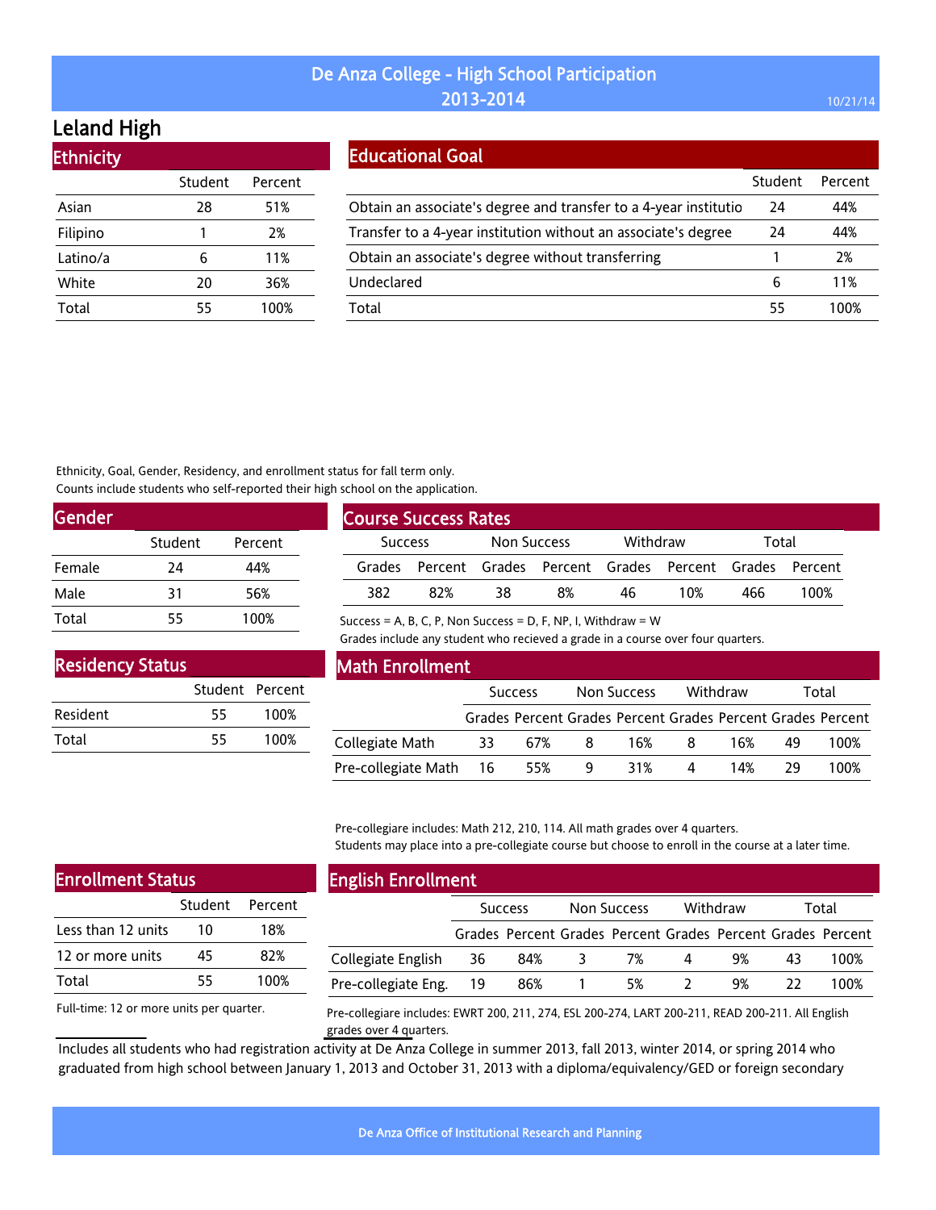# De Anza College - High School Participation 2013-2014

## Leland High

### Ethnicity

| | Student | Percent |
|---|---|---|
| Asian | 28 | 51% |
| Filipino | 1 | 2% |
| Latino/a | 6 | 11% |
| White | 20 | 36% |
| Total | 55 | 100% |

### Educational Goal

| | Student | Percent |
|---|---|---|
| Obtain an associate's degree and transfer to a 4-year institutio | 24 | 44% |
| Transfer to a 4-year institution without an associate's degree | 24 | 44% |
| Obtain an associate's degree without transferring | 1 | 2% |
| Undeclared | 6 | 11% |
| Total | 55 | 100% |

Ethnicity, Goal, Gender, Residency, and enrollment status for fall term only.
Counts include students who self-reported their high school on the application.

### Gender

| | Student | Percent |
|---|---|---|
| Female | 24 | 44% |
| Male | 31 | 56% |
| Total | 55 | 100% |

### Course Success Rates

| Success | | Non Success | | Withdraw | | Total | |
|---|---|---|---|---|---|---|---|
| Grades | Percent | Grades | Percent | Grades | Percent | Grades | Percent |
| 382 | 82% | 38 | 8% | 46 | 10% | 466 | 100% |

Success = A, B, C, P, Non Success = D, F, NP, I, Withdraw = W
Grades include any student who recieved a grade in a course over four quarters.

### Residency Status

| | Student | Percent |
|---|---|---|
| Resident | 55 | 100% |
| Total | 55 | 100% |

### Math Enrollment

| | Success | | Non Success | | Withdraw | | Total | |
|---|---|---|---|---|---|---|---|---|
| | Grades | Percent | Grades | Percent | Grades | Percent | Grades | Percent |
| Collegiate Math | 33 | 67% | 8 | 16% | 8 | 16% | 49 | 100% |
| Pre-collegiate Math | 16 | 55% | 9 | 31% | 4 | 14% | 29 | 100% |

Pre-collegiare includes: Math 212, 210, 114. All math grades over 4 quarters.
Students may place into a pre-collegiate course but choose to enroll in the course at a later time.

### Enrollment Status

| | Student | Percent |
|---|---|---|
| Less than 12 units | 10 | 18% |
| 12 or more units | 45 | 82% |
| Total | 55 | 100% |

Full-time: 12 or more units per quarter.

### English Enrollment

| | Success | | Non Success | | Withdraw | | Total | |
|---|---|---|---|---|---|---|---|---|
| | Grades | Percent | Grades | Percent | Grades | Percent | Grades | Percent |
| Collegiate English | 36 | 84% | 3 | 7% | 4 | 9% | 43 | 100% |
| Pre-collegiate Eng. | 19 | 86% | 1 | 5% | 2 | 9% | 22 | 100% |

Pre-collegiare includes: EWRT 200, 211, 274, ESL 200-274, LART 200-211, READ 200-211. All English grades over 4 quarters.

Includes all students who had registration activity at De Anza College in summer 2013, fall 2013, winter 2014, or spring 2014 who graduated from high school between January 1, 2013 and October 31, 2013 with a diploma/equivalency/GED or foreign secondary

De Anza Office of Institutional Research and Planning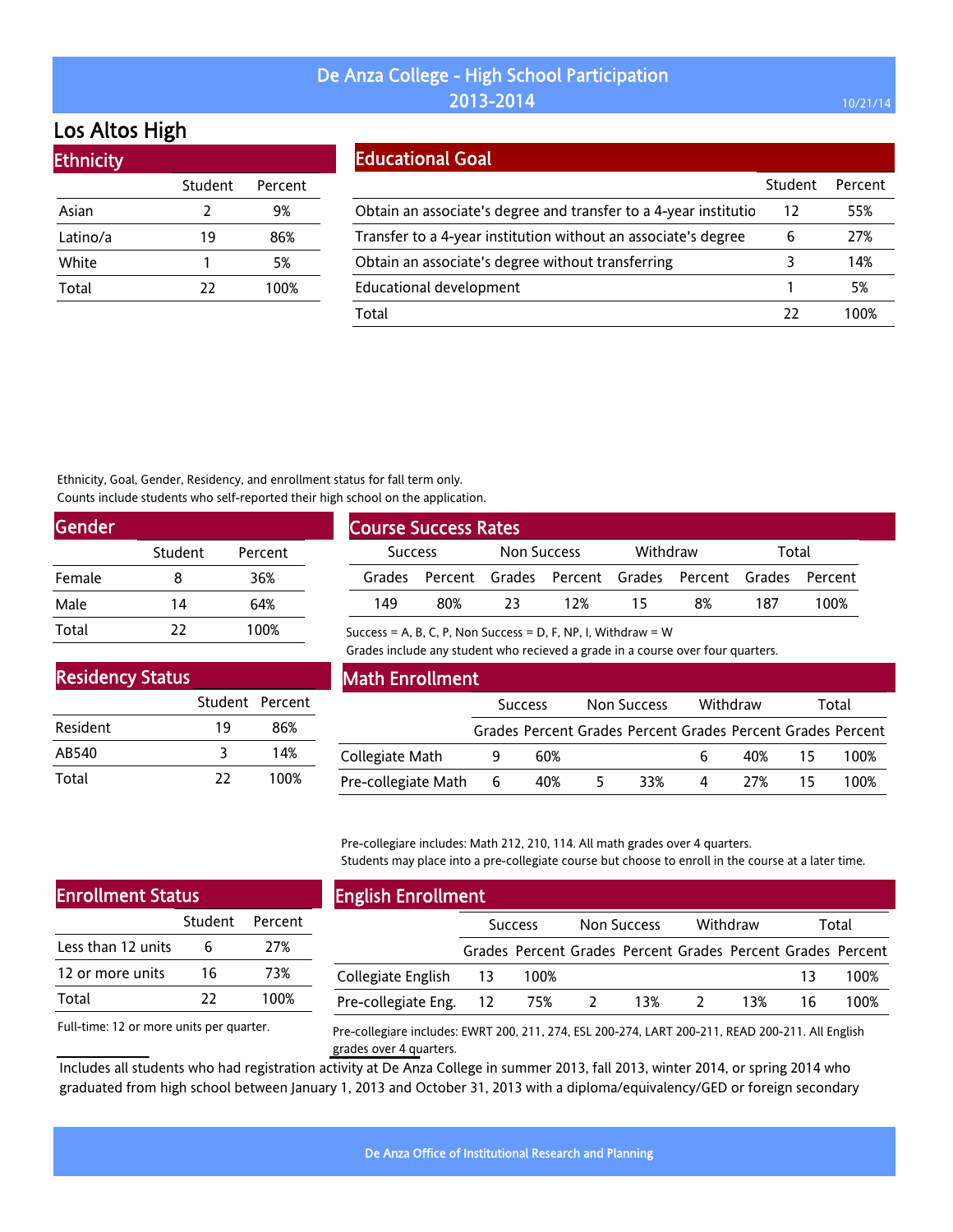# De Anza College - High School Participation 2013-2014

## Los Altos High

### Ethnicity

| | Student | Percent |
|---|---|---|
| Asian | 2 | 9% |
| Latino/a | 19 | 86% |
| White | 1 | 5% |
| Total | 22 | 100% |

### Educational Goal

| | Student | Percent |
|---|---|---|
| Obtain an associate's degree and transfer to a 4-year institutio | 12 | 55% |
| Transfer to a 4-year institution without an associate's degree | 6 | 27% |
| Obtain an associate's degree without transferring | 3 | 14% |
| Educational development | 1 | 5% |
| Total | 22 | 100% |

Ethnicity, Goal, Gender, Residency, and enrollment status for fall term only.
Counts include students who self-reported their high school on the application.

### Gender

| | Student | Percent |
|---|---|---|
| Female | 8 | 36% |
| Male | 14 | 64% |
| Total | 22 | 100% |

### Course Success Rates

| Success | | Non Success | | Withdraw | | Total | |
|---|---|---|---|---|---|---|---|
| Grades | Percent | Grades | Percent | Grades | Percent | Grades | Percent |
| 149 | 80% | 23 | 12% | 15 | 8% | 187 | 100% |

Success = A, B, C, P, Non Success = D, F, NP, I, Withdraw = W
Grades include any student who recieved a grade in a course over four quarters.

### Residency Status

| | Student | Percent |
|---|---|---|
| Resident | 19 | 86% |
| AB540 | 3 | 14% |
| Total | 22 | 100% |

### Math Enrollment

| | Success | | Non Success | | Withdraw | | Total | |
|---|---|---|---|---|---|---|---|---|
| | Grades | Percent | Grades | Percent | Grades | Percent | Grades | Percent |
| Collegiate Math | 9 | 60% | | | 6 | 40% | 15 | 100% |
| Pre-collegiate Math | 6 | 40% | 5 | 33% | 4 | 27% | 15 | 100% |

Pre-collegiare includes: Math 212, 210, 114. All math grades over 4 quarters.
Students may place into a pre-collegiate course but choose to enroll in the course at a later time.

### Enrollment Status

| | Student | Percent |
|---|---|---|
| Less than 12 units | 6 | 27% |
| 12 or more units | 16 | 73% |
| Total | 22 | 100% |

Full-time: 12 or more units per quarter.

### English Enrollment

| | Success | | Non Success | | Withdraw | | Total | |
|---|---|---|---|---|---|---|---|---|
| | Grades | Percent | Grades | Percent | Grades | Percent | Grades | Percent |
| Collegiate English | 13 | 100% | | | | | 13 | 100% |
| Pre-collegiate Eng. | 12 | 75% | 2 | 13% | 2 | 13% | 16 | 100% |

Pre-collegiare includes: EWRT 200, 211, 274, ESL 200-274, LART 200-211, READ 200-211. All English grades over 4 quarters.

Includes all students who had registration activity at De Anza College in summer 2013, fall 2013, winter 2014, or spring 2014 who graduated from high school between January 1, 2013 and October 31, 2013 with a diploma/equivalency/GED or foreign secondary

De Anza Office of Institutional Research and Planning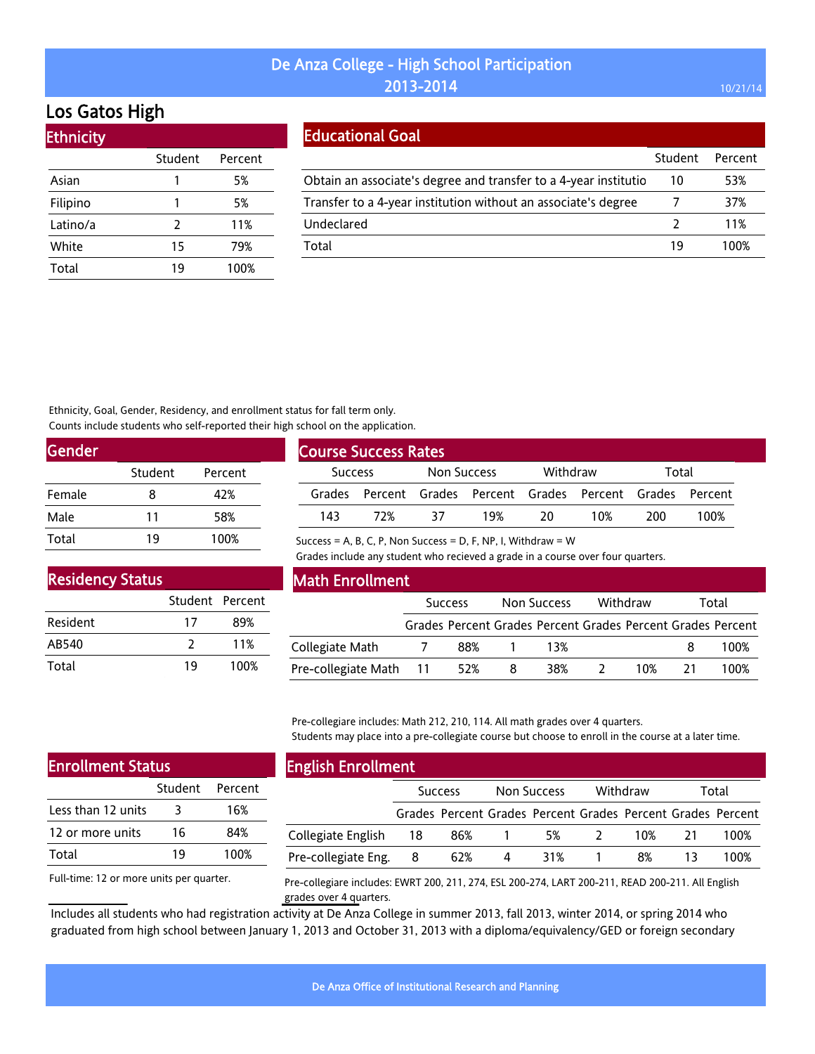# De Anza College - High School Participation 2013-2014

## Los Gatos High

### Ethnicity

| | Student | Percent |
|---|---|---|
| Asian | 1 | 5% |
| Filipino | 1 | 5% |
| Latino/a | 2 | 11% |
| White | 15 | 79% |
| Total | 19 | 100% |

### Educational Goal

| | Student | Percent |
|---|---|---|
| Obtain an associate's degree and transfer to a 4-year institutio | 10 | 53% |
| Transfer to a 4-year institution without an associate's degree | 7 | 37% |
| Undeclared | 2 | 11% |
| Total | 19 | 100% |

Ethnicity, Goal, Gender, Residency, and enrollment status for fall term only.
Counts include students who self-reported their high school on the application.

### Gender

| | Student | Percent |
|---|---|---|
| Female | 8 | 42% |
| Male | 11 | 58% |
| Total | 19 | 100% |

### Course Success Rates

| Success | | Non Success | | Withdraw | | Total | |
|---|---|---|---|---|---|---|---|
| Grades | Percent | Grades | Percent | Grades | Percent | Grades | Percent |
| 143 | 72% | 37 | 19% | 20 | 10% | 200 | 100% |

Success = A, B, C, P, Non Success = D, F, NP, I, Withdraw = W
Grades include any student who recieved a grade in a course over four quarters.

### Residency Status

| | Student | Percent |
|---|---|---|
| Resident | 17 | 89% |
| AB540 | 2 | 11% |
| Total | 19 | 100% |

### Math Enrollment

| | Success | | Non Success | | Withdraw | | Total | |
|---|---|---|---|---|---|---|---|---|
| | Grades | Percent | Grades | Percent | Grades | Percent | Grades | Percent |
| Collegiate Math | 7 | 88% | 1 | 13% | | | 8 | 100% |
| Pre-collegiate Math | 11 | 52% | 8 | 38% | 2 | 10% | 21 | 100% |

Pre-collegiare includes: Math 212, 210, 114. All math grades over 4 quarters.
Students may place into a pre-collegiate course but choose to enroll in the course at a later time.

### Enrollment Status

| | Student | Percent |
|---|---|---|
| Less than 12 units | 3 | 16% |
| 12 or more units | 16 | 84% |
| Total | 19 | 100% |

Full-time: 12 or more units per quarter.

### English Enrollment

| | Success | | Non Success | | Withdraw | | Total | |
|---|---|---|---|---|---|---|---|---|
| | Grades | Percent | Grades | Percent | Grades | Percent | Grades | Percent |
| Collegiate English | 18 | 86% | 1 | 5% | 2 | 10% | 21 | 100% |
| Pre-collegiate Eng. | 8 | 62% | 4 | 31% | 1 | 8% | 13 | 100% |

Pre-collegiare includes: EWRT 200, 211, 274, ESL 200-274, LART 200-211, READ 200-211. All English grades over 4 quarters.

Includes all students who had registration activity at De Anza College in summer 2013, fall 2013, winter 2014, or spring 2014 who graduated from high school between January 1, 2013 and October 31, 2013 with a diploma/equivalency/GED or foreign secondary

De Anza Office of Institutional Research and Planning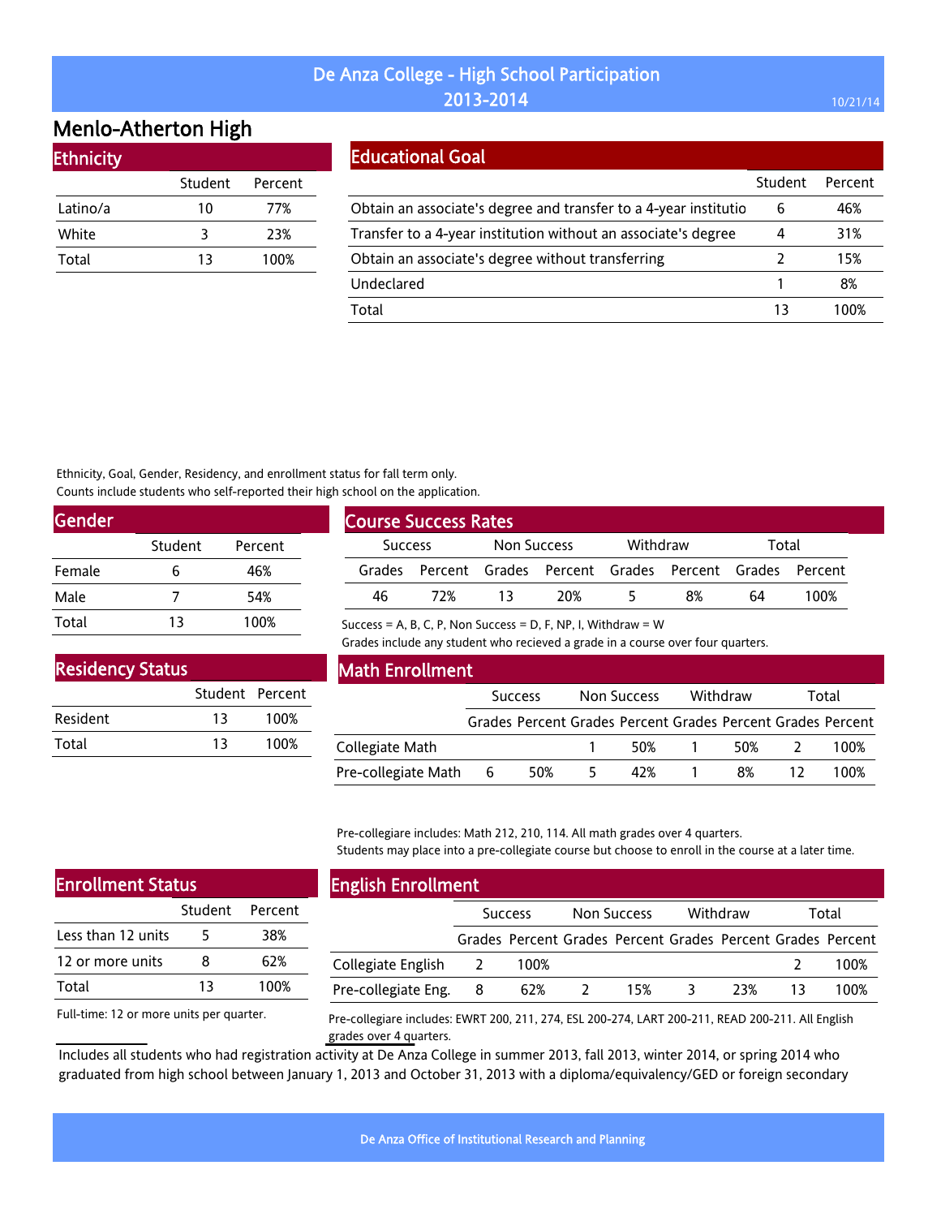# De Anza College - High School Participation 2013-2014

## Menlo-Atherton High

### Ethnicity

| | Student | Percent |
|---|---|---|
| Latino/a | 10 | 77% |
| White | 3 | 23% |
| Total | 13 | 100% |

### Educational Goal

| | Student | Percent |
|---|---|---|
| Obtain an associate's degree and transfer to a 4-year institutio | 6 | 46% |
| Transfer to a 4-year institution without an associate's degree | 4 | 31% |
| Obtain an associate's degree without transferring | 2 | 15% |
| Undeclared | 1 | 8% |
| Total | 13 | 100% |

Ethnicity, Goal, Gender, Residency, and enrollment status for fall term only.
Counts include students who self-reported their high school on the application.

### Gender

| | Student | Percent |
|---|---|---|
| Female | 6 | 46% |
| Male | 7 | 54% |
| Total | 13 | 100% |

### Course Success Rates

| Success | | Non Success | | Withdraw | | Total | |
|---|---|---|---|---|---|---|---|
| Grades | Percent | Grades | Percent | Grades | Percent | Grades | Percent |
| 46 | 72% | 13 | 20% | 5 | 8% | 64 | 100% |

Success = A, B, C, P, Non Success = D, F, NP, I, Withdraw = W
Grades include any student who recieved a grade in a course over four quarters.

### Residency Status

| | Student | Percent |
|---|---|---|
| Resident | 13 | 100% |
| Total | 13 | 100% |

### Math Enrollment

| | Success | | Non Success | | Withdraw | | Total | |
|---|---|---|---|---|---|---|---|---|
| | Grades | Percent | Grades | Percent | Grades | Percent | Grades | Percent |
| Collegiate Math | | | 1 | 50% | 1 | 50% | 2 | 100% |
| Pre-collegiate Math | 6 | 50% | 5 | 42% | 1 | 8% | 12 | 100% |

Pre-collegiare includes: Math 212, 210, 114. All math grades over 4 quarters.
Students may place into a pre-collegiate course but choose to enroll in the course at a later time.

### Enrollment Status

| | Student | Percent |
|---|---|---|
| Less than 12 units | 5 | 38% |
| 12 or more units | 8 | 62% |
| Total | 13 | 100% |

Full-time: 12 or more units per quarter.

### English Enrollment

| | Success | | Non Success | | Withdraw | | Total | |
|---|---|---|---|---|---|---|---|---|
| | Grades | Percent | Grades | Percent | Grades | Percent | Grades | Percent |
| Collegiate English | 2 | 100% | | | | | 2 | 100% |
| Pre-collegiate Eng. | 8 | 62% | 2 | 15% | 3 | 23% | 13 | 100% |

Pre-collegiare includes: EWRT 200, 211, 274, ESL 200-274, LART 200-211, READ 200-211. All English grades over 4 quarters.

Includes all students who had registration activity at De Anza College in summer 2013, fall 2013, winter 2014, or spring 2014 who graduated from high school between January 1, 2013 and October 31, 2013 with a diploma/equivalency/GED or foreign secondary

De Anza Office of Institutional Research and Planning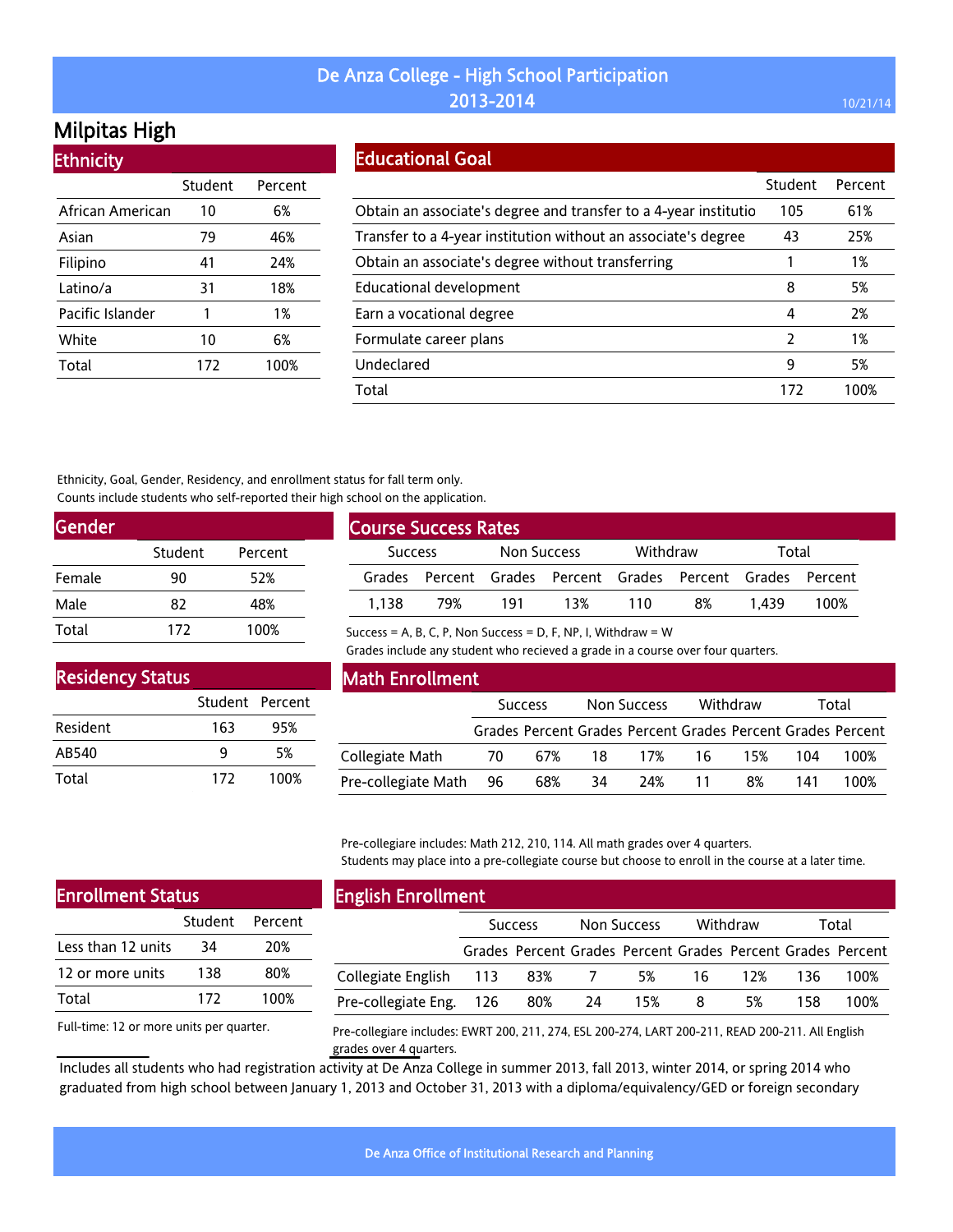# De Anza College - High School Participation 2013-2014

10/21/14

## Milpitas High

### Ethnicity

| | Student | Percent |
|---|---|---|
| African American | 10 | 6% |
| Asian | 79 | 46% |
| Filipino | 41 | 24% |
| Latino/a | 31 | 18% |
| Pacific Islander | 1 | 1% |
| White | 10 | 6% |
| Total | 172 | 100% |

### Educational Goal

| | Student | Percent |
|---|---|---|
| Obtain an associate's degree and transfer to a 4-year institutio | 105 | 61% |
| Transfer to a 4-year institution without an associate's degree | 43 | 25% |
| Obtain an associate's degree without transferring | 1 | 1% |
| Educational development | 8 | 5% |
| Earn a vocational degree | 4 | 2% |
| Formulate career plans | 2 | 1% |
| Undeclared | 9 | 5% |
| Total | 172 | 100% |

Ethnicity, Goal, Gender, Residency, and enrollment status for fall term only.
Counts include students who self-reported their high school on the application.

### Gender

| | Student | Percent |
|---|---|---|
| Female | 90 | 52% |
| Male | 82 | 48% |
| Total | 172 | 100% |

### Course Success Rates

| Success | | Non Success | | Withdraw | | Total | |
|---|---|---|---|---|---|---|---|
| Grades | Percent | Grades | Percent | Grades | Percent | Grades | Percent |
| 1,138 | 79% | 191 | 13% | 110 | 8% | 1,439 | 100% |

Success = A, B, C, P, Non Success = D, F, NP, I, Withdraw = W
Grades include any student who recieved a grade in a course over four quarters.

### Residency Status

| | Student | Percent |
|---|---|---|
| Resident | 163 | 95% |
| AB540 | 9 | 5% |
| Total | 172 | 100% |

### Math Enrollment

| | Success | | Non Success | | Withdraw | | Total | |
|---|---|---|---|---|---|---|---|---|
| | Grades | Percent | Grades | Percent | Grades | Percent | Grades | Percent |
| Collegiate Math | 70 | 67% | 18 | 17% | 16 | 15% | 104 | 100% |
| Pre-collegiate Math | 96 | 68% | 34 | 24% | 11 | 8% | 141 | 100% |

Pre-collegiare includes: Math 212, 210, 114. All math grades over 4 quarters.
Students may place into a pre-collegiate course but choose to enroll in the course at a later time.

### Enrollment Status

| | Student | Percent |
|---|---|---|
| Less than 12 units | 34 | 20% |
| 12 or more units | 138 | 80% |
| Total | 172 | 100% |

Full-time: 12 or more units per quarter.

### English Enrollment

| | Success | | Non Success | | Withdraw | | Total | |
|---|---|---|---|---|---|---|---|---|
| | Grades | Percent | Grades | Percent | Grades | Percent | Grades | Percent |
| Collegiate English | 113 | 83% | 7 | 5% | 16 | 12% | 136 | 100% |
| Pre-collegiate Eng. | 126 | 80% | 24 | 15% | 8 | 5% | 158 | 100% |

Pre-collegiare includes: EWRT 200, 211, 274, ESL 200-274, LART 200-211, READ 200-211. All English grades over 4 quarters.

Includes all students who had registration activity at De Anza College in summer 2013, fall 2013, winter 2014, or spring 2014 who graduated from high school between January 1, 2013 and October 31, 2013 with a diploma/equivalency/GED or foreign secondary

De Anza Office of Institutional Research and Planning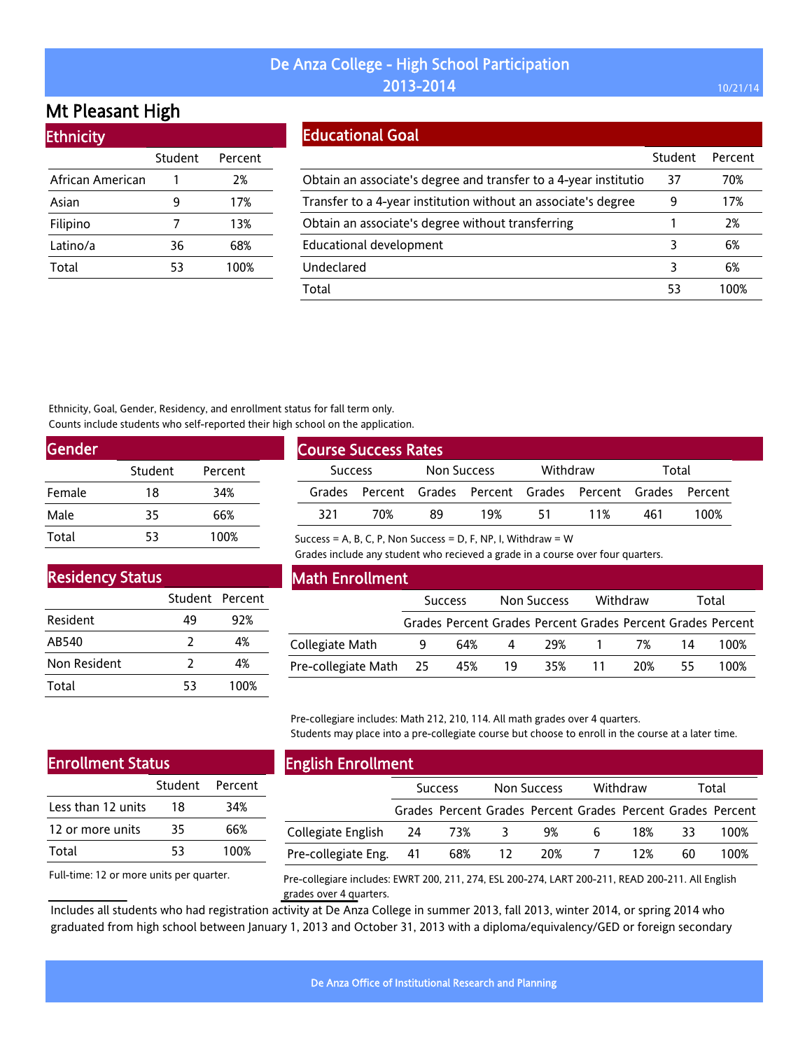# De Anza College - High School Participation 2013-2014

## Mt Pleasant High

### Ethnicity

| | Student | Percent |
|---|---|---|
| African American | 1 | 2% |
| Asian | 9 | 17% |
| Filipino | 7 | 13% |
| Latino/a | 36 | 68% |
| Total | 53 | 100% |

### Educational Goal

| | Student | Percent |
|---|---|---|
| Obtain an associate's degree and transfer to a 4-year institutio | 37 | 70% |
| Transfer to a 4-year institution without an associate's degree | 9 | 17% |
| Obtain an associate's degree without transferring | 1 | 2% |
| Educational development | 3 | 6% |
| Undeclared | 3 | 6% |
| Total | 53 | 100% |

Ethnicity, Goal, Gender, Residency, and enrollment status for fall term only.
Counts include students who self-reported their high school on the application.

### Gender

| | Student | Percent |
|---|---|---|
| Female | 18 | 34% |
| Male | 35 | 66% |
| Total | 53 | 100% |

### Course Success Rates

| Success | | Non Success | | Withdraw | | Total | |
|---|---|---|---|---|---|---|---|
| Grades | Percent | Grades | Percent | Grades | Percent | Grades | Percent |
| 321 | 70% | 89 | 19% | 51 | 11% | 461 | 100% |

Success = A, B, C, P, Non Success = D, F, NP, I, Withdraw = W
Grades include any student who recieved a grade in a course over four quarters.

### Residency Status

| | Student | Percent |
|---|---|---|
| Resident | 49 | 92% |
| AB540 | 2 | 4% |
| Non Resident | 2 | 4% |
| Total | 53 | 100% |

### Math Enrollment

| | Success | | Non Success | | Withdraw | | Total | |
|---|---|---|---|---|---|---|---|---|
| | Grades | Percent | Grades | Percent | Grades | Percent | Grades | Percent |
| Collegiate Math | 9 | 64% | 4 | 29% | 1 | 7% | 14 | 100% |
| Pre-collegiate Math | 25 | 45% | 19 | 35% | 11 | 20% | 55 | 100% |

Pre-collegiare includes: Math 212, 210, 114. All math grades over 4 quarters.
Students may place into a pre-collegiate course but choose to enroll in the course at a later time.

### Enrollment Status

| | Student | Percent |
|---|---|---|
| Less than 12 units | 18 | 34% |
| 12 or more units | 35 | 66% |
| Total | 53 | 100% |

Full-time: 12 or more units per quarter.

### English Enrollment

| | Success | | Non Success | | Withdraw | | Total | |
|---|---|---|---|---|---|---|---|---|
| | Grades | Percent | Grades | Percent | Grades | Percent | Grades | Percent |
| Collegiate English | 24 | 73% | 3 | 9% | 6 | 18% | 33 | 100% |
| Pre-collegiate Eng. | 41 | 68% | 12 | 20% | 7 | 12% | 60 | 100% |

Pre-collegiare includes: EWRT 200, 211, 274, ESL 200-274, LART 200-211, READ 200-211. All English grades over 4 quarters.

Includes all students who had registration activity at De Anza College in summer 2013, fall 2013, winter 2014, or spring 2014 who graduated from high school between January 1, 2013 and October 31, 2013 with a diploma/equivalency/GED or foreign secondary

De Anza Office of Institutional Research and Planning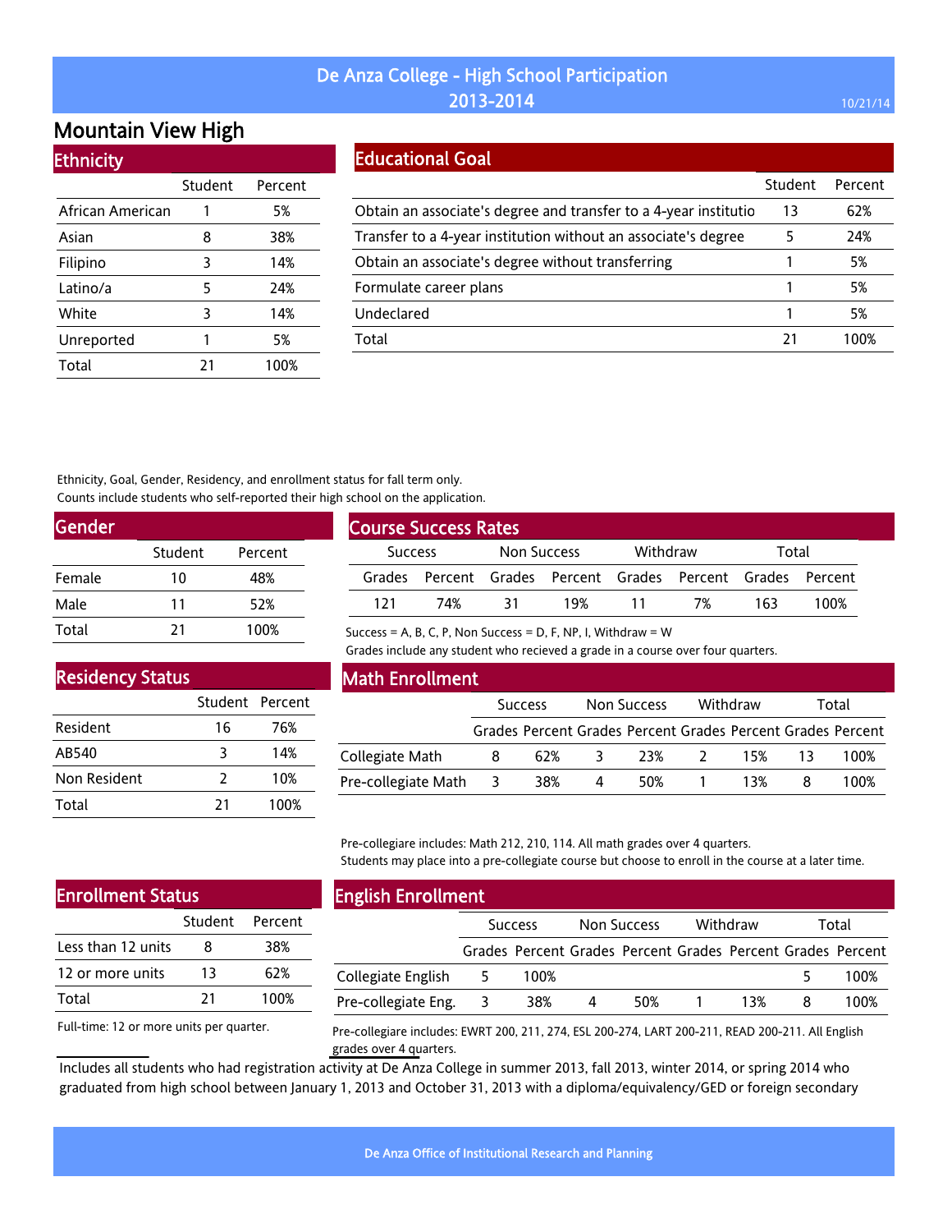# De Anza College - High School Participation 2013-2014

## Mountain View High

### Ethnicity

| | Student | Percent |
|---|---|---|
| African American | 1 | 5% |
| Asian | 8 | 38% |
| Filipino | 3 | 14% |
| Latino/a | 5 | 24% |
| White | 3 | 14% |
| Unreported | 1 | 5% |
| Total | 21 | 100% |

### Educational Goal

| | Student | Percent |
|---|---|---|
| Obtain an associate's degree and transfer to a 4-year institutio | 13 | 62% |
| Transfer to a 4-year institution without an associate's degree | 5 | 24% |
| Obtain an associate's degree without transferring | 1 | 5% |
| Formulate career plans | 1 | 5% |
| Undeclared | 1 | 5% |
| Total | 21 | 100% |

Ethnicity, Goal, Gender, Residency, and enrollment status for fall term only.
Counts include students who self-reported their high school on the application.

### Gender

| | Student | Percent |
|---|---|---|
| Female | 10 | 48% |
| Male | 11 | 52% |
| Total | 21 | 100% |

### Course Success Rates

| Success | | Non Success | | Withdraw | | Total | |
|---|---|---|---|---|---|---|---|
| Grades | Percent | Grades | Percent | Grades | Percent | Grades | Percent |
| 121 | 74% | 31 | 19% | 11 | 7% | 163 | 100% |

Success = A, B, C, P, Non Success = D, F, NP, I, Withdraw = W
Grades include any student who recieved a grade in a course over four quarters.

### Residency Status

| | Student | Percent |
|---|---|---|
| Resident | 16 | 76% |
| AB540 | 3 | 14% |
| Non Resident | 2 | 10% |
| Total | 21 | 100% |

### Math Enrollment

| | Success | | Non Success | | Withdraw | | Total | |
|---|---|---|---|---|---|---|---|---|
| | Grades | Percent | Grades | Percent | Grades | Percent | Grades | Percent |
| Collegiate Math | 8 | 62% | 3 | 23% | 2 | 15% | 13 | 100% |
| Pre-collegiate Math | 3 | 38% | 4 | 50% | 1 | 13% | 8 | 100% |

Pre-collegiare includes: Math 212, 210, 114. All math grades over 4 quarters.
Students may place into a pre-collegiate course but choose to enroll in the course at a later time.

### Enrollment Status

| | Student | Percent |
|---|---|---|
| Less than 12 units | 8 | 38% |
| 12 or more units | 13 | 62% |
| Total | 21 | 100% |

Full-time: 12 or more units per quarter.

### English Enrollment

| | Success | | Non Success | | Withdraw | | Total | |
|---|---|---|---|---|---|---|---|---|
| | Grades | Percent | Grades | Percent | Grades | Percent | Grades | Percent |
| Collegiate English | 5 | 100% | | | | | 5 | 100% |
| Pre-collegiate Eng. | 3 | 38% | 4 | 50% | 1 | 13% | 8 | 100% |

Pre-collegiare includes: EWRT 200, 211, 274, ESL 200-274, LART 200-211, READ 200-211. All English grades over 4 quarters.

Includes all students who had registration activity at De Anza College in summer 2013, fall 2013, winter 2014, or spring 2014 who graduated from high school between January 1, 2013 and October 31, 2013 with a diploma/equivalency/GED or foreign secondary

De Anza Office of Institutional Research and Planning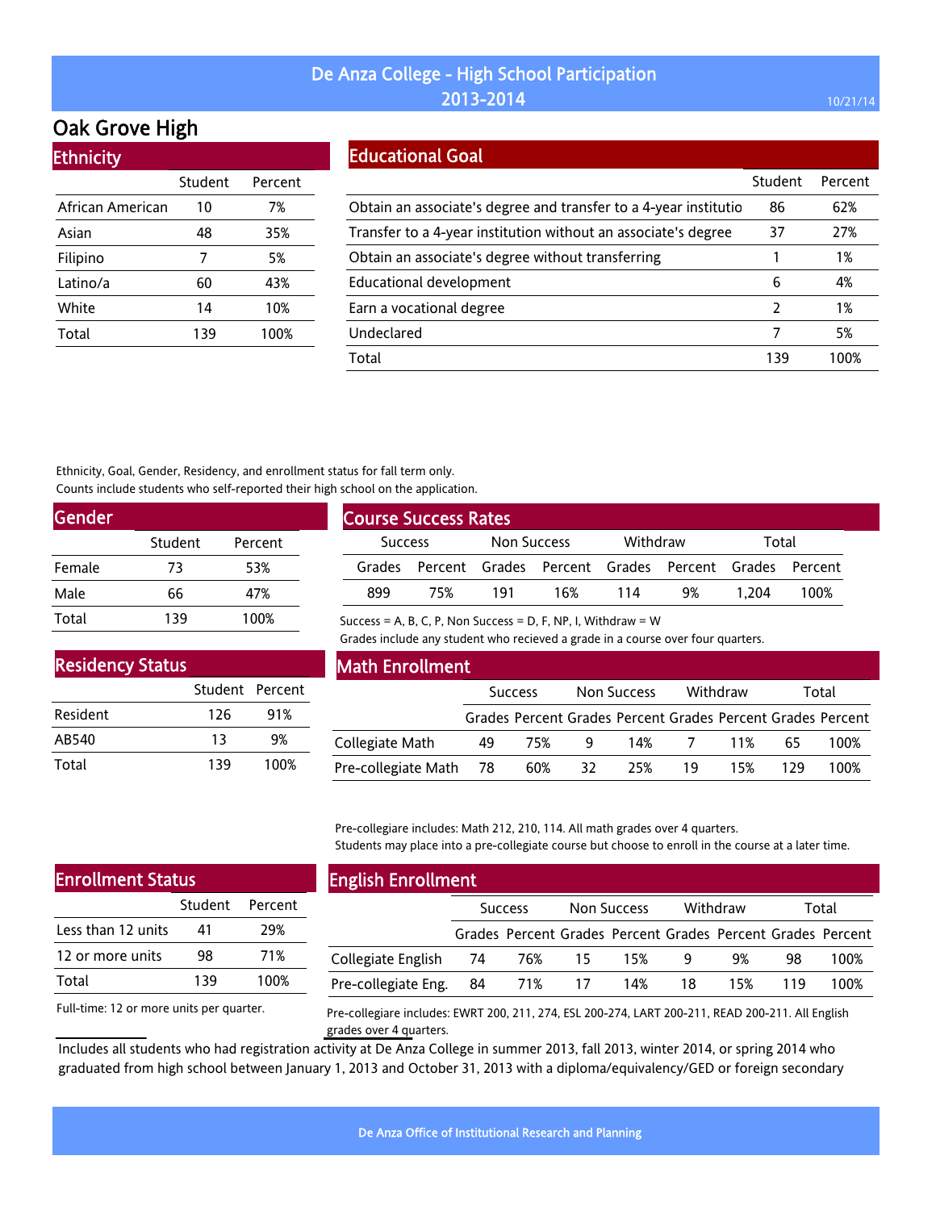# De Anza College - High School Participation 2013-2014

## Oak Grove High

### Ethnicity

| | Student | Percent |
|---|---|---|
| African American | 10 | 7% |
| Asian | 48 | 35% |
| Filipino | 7 | 5% |
| Latino/a | 60 | 43% |
| White | 14 | 10% |
| Total | 139 | 100% |

### Educational Goal

| | Student | Percent |
|---|---|---|
| Obtain an associate's degree and transfer to a 4-year institutio | 86 | 62% |
| Transfer to a 4-year institution without an associate's degree | 37 | 27% |
| Obtain an associate's degree without transferring | 1 | 1% |
| Educational development | 6 | 4% |
| Earn a vocational degree | 2 | 1% |
| Undeclared | 7 | 5% |
| Total | 139 | 100% |

Ethnicity, Goal, Gender, Residency, and enrollment status for fall term only.
Counts include students who self-reported their high school on the application.

### Gender

| | Student | Percent |
|---|---|---|
| Female | 73 | 53% |
| Male | 66 | 47% |
| Total | 139 | 100% |

### Course Success Rates

| Success | | Non Success | | Withdraw | | Total | |
|---|---|---|---|---|---|---|---|
| Grades | Percent | Grades | Percent | Grades | Percent | Grades | Percent |
| 899 | 75% | 191 | 16% | 114 | 9% | 1,204 | 100% |

Success = A, B, C, P, Non Success = D, F, NP, I, Withdraw = W
Grades include any student who recieved a grade in a course over four quarters.

### Residency Status

| | Student | Percent |
|---|---|---|
| Resident | 126 | 91% |
| AB540 | 13 | 9% |
| Total | 139 | 100% |

### Math Enrollment

| | Success | | Non Success | | Withdraw | | Total | |
|---|---|---|---|---|---|---|---|---|
| | Grades | Percent | Grades | Percent | Grades | Percent | Grades | Percent |
| Collegiate Math | 49 | 75% | 9 | 14% | 7 | 11% | 65 | 100% |
| Pre-collegiate Math | 78 | 60% | 32 | 25% | 19 | 15% | 129 | 100% |

Pre-collegiare includes: Math 212, 210, 114. All math grades over 4 quarters.
Students may place into a pre-collegiate course but choose to enroll in the course at a later time.

### Enrollment Status

| | Student | Percent |
|---|---|---|
| Less than 12 units | 41 | 29% |
| 12 or more units | 98 | 71% |
| Total | 139 | 100% |

Full-time: 12 or more units per quarter.

### English Enrollment

| | Success | | Non Success | | Withdraw | | Total | |
|---|---|---|---|---|---|---|---|---|
| | Grades | Percent | Grades | Percent | Grades | Percent | Grades | Percent |
| Collegiate English | 74 | 76% | 15 | 15% | 9 | 9% | 98 | 100% |
| Pre-collegiate Eng. | 84 | 71% | 17 | 14% | 18 | 15% | 119 | 100% |

Pre-collegiare includes: EWRT 200, 211, 274, ESL 200-274, LART 200-211, READ 200-211. All English grades over 4 quarters.

Includes all students who had registration activity at De Anza College in summer 2013, fall 2013, winter 2014, or spring 2014 who graduated from high school between January 1, 2013 and October 31, 2013 with a diploma/equivalency/GED or foreign secondary

De Anza Office of Institutional Research and Planning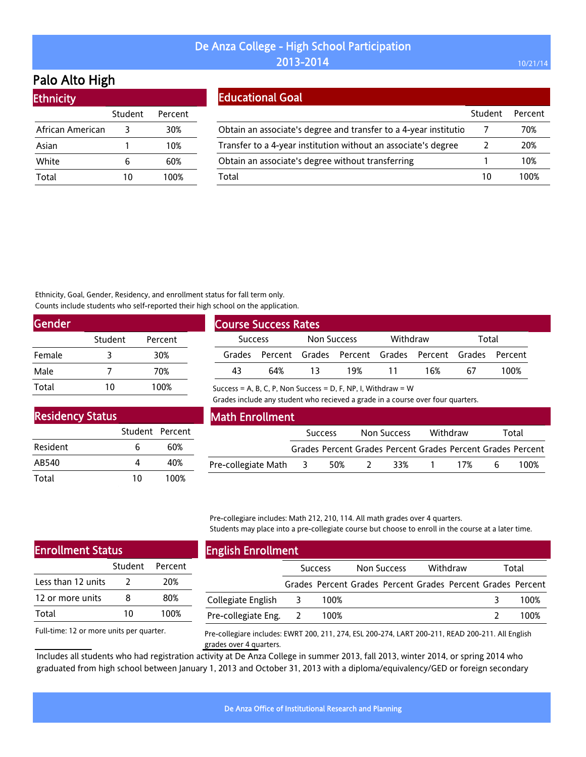# De Anza College - High School Participation 2013-2014

## Palo Alto High

### Ethnicity

| | Student | Percent |
|---|---|---|
| African American | 3 | 30% |
| Asian | 1 | 10% |
| White | 6 | 60% |
| Total | 10 | 100% |

### Educational Goal

| | Student | Percent |
|---|---|---|
| Obtain an associate's degree and transfer to a 4-year institutio | 7 | 70% |
| Transfer to a 4-year institution without an associate's degree | 2 | 20% |
| Obtain an associate's degree without transferring | 1 | 10% |
| Total | 10 | 100% |

Ethnicity, Goal, Gender, Residency, and enrollment status for fall term only.
Counts include students who self-reported their high school on the application.

### Gender

| | Student | Percent |
|---|---|---|
| Female | 3 | 30% |
| Male | 7 | 70% |
| Total | 10 | 100% |

### Course Success Rates

| Success | | Non Success | | Withdraw | | Total | |
|---|---|---|---|---|---|---|---|
| Grades | Percent | Grades | Percent | Grades | Percent | Grades | Percent |
| 43 | 64% | 13 | 19% | 11 | 16% | 67 | 100% |

Success = A, B, C, P, Non Success = D, F, NP, I, Withdraw = W
Grades include any student who recieved a grade in a course over four quarters.

### Residency Status

| | Student | Percent |
|---|---|---|
| Resident | 6 | 60% |
| AB540 | 4 | 40% |
| Total | 10 | 100% |

### Math Enrollment

| | Success | | Non Success | | Withdraw | | Total | |
|---|---|---|---|---|---|---|---|---|
| | Grades | Percent | Grades | Percent | Grades | Percent | Grades | Percent |
| Pre-collegiate Math | 3 | 50% | 2 | 33% | 1 | 17% | 6 | 100% |

Pre-collegiare includes: Math 212, 210, 114. All math grades over 4 quarters.
Students may place into a pre-collegiate course but choose to enroll in the course at a later time.

### Enrollment Status

| | Student | Percent |
|---|---|---|
| Less than 12 units | 2 | 20% |
| 12 or more units | 8 | 80% |
| Total | 10 | 100% |

Full-time: 12 or more units per quarter.

### English Enrollment

| | Success | | Non Success | | Withdraw | | Total | |
|---|---|---|---|---|---|---|---|---|
| | Grades | Percent | Grades | Percent | Grades | Percent | Grades | Percent |
| Collegiate English | 3 | 100% | | | | | 3 | 100% |
| Pre-collegiate Eng. | 2 | 100% | | | | | 2 | 100% |

Pre-collegiare includes: EWRT 200, 211, 274, ESL 200-274, LART 200-211, READ 200-211. All English grades over 4 quarters.

Includes all students who had registration activity at De Anza College in summer 2013, fall 2013, winter 2014, or spring 2014 who graduated from high school between January 1, 2013 and October 31, 2013 with a diploma/equivalency/GED or foreign secondary

De Anza Office of Institutional Research and Planning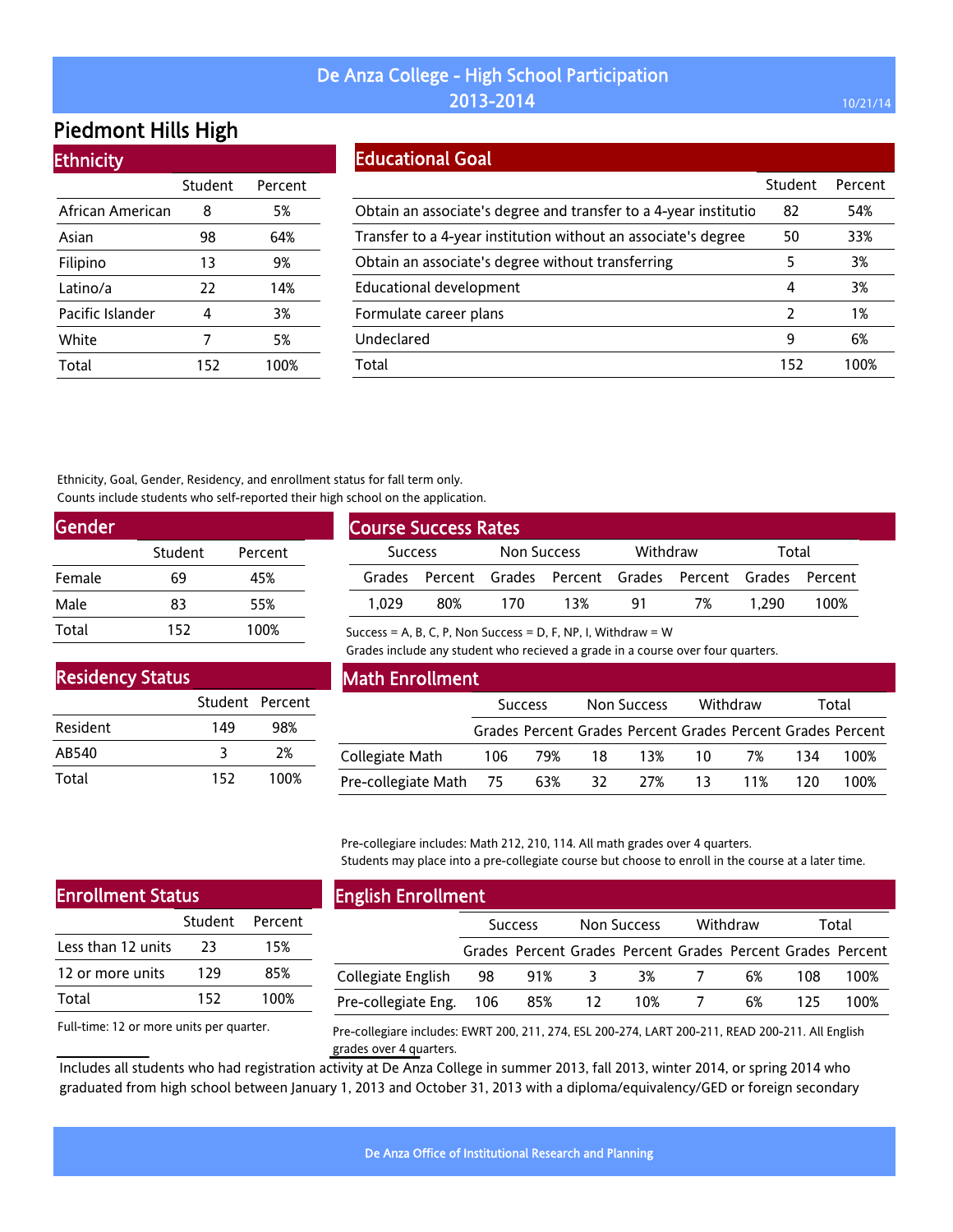# De Anza College - High School Participation 2013-2014

## Piedmont Hills High

### Ethnicity

| | Student | Percent |
|---|---|---|
| African American | 8 | 5% |
| Asian | 98 | 64% |
| Filipino | 13 | 9% |
| Latino/a | 22 | 14% |
| Pacific Islander | 4 | 3% |
| White | 7 | 5% |
| Total | 152 | 100% |

### Educational Goal

| | Student | Percent |
|---|---|---|
| Obtain an associate's degree and transfer to a 4-year institutio | 82 | 54% |
| Transfer to a 4-year institution without an associate's degree | 50 | 33% |
| Obtain an associate's degree without transferring | 5 | 3% |
| Educational development | 4 | 3% |
| Formulate career plans | 2 | 1% |
| Undeclared | 9 | 6% |
| Total | 152 | 100% |

Ethnicity, Goal, Gender, Residency, and enrollment status for fall term only.
Counts include students who self-reported their high school on the application.

### Gender

| | Student | Percent |
|---|---|---|
| Female | 69 | 45% |
| Male | 83 | 55% |
| Total | 152 | 100% |

### Course Success Rates

| Success | | Non Success | | Withdraw | | Total | |
|---|---|---|---|---|---|---|---|
| Grades | Percent | Grades | Percent | Grades | Percent | Grades | Percent |
| 1,029 | 80% | 170 | 13% | 91 | 7% | 1,290 | 100% |

Success = A, B, C, P, Non Success = D, F, NP, I, Withdraw = W
Grades include any student who recieved a grade in a course over four quarters.

### Residency Status

| | Student | Percent |
|---|---|---|
| Resident | 149 | 98% |
| AB540 | 3 | 2% |
| Total | 152 | 100% |

### Math Enrollment

| | Success | | Non Success | | Withdraw | | Total | |
|---|---|---|---|---|---|---|---|---|
| | Grades | Percent | Grades | Percent | Grades | Percent | Grades | Percent |
| Collegiate Math | 106 | 79% | 18 | 13% | 10 | 7% | 134 | 100% |
| Pre-collegiate Math | 75 | 63% | 32 | 27% | 13 | 11% | 120 | 100% |

Pre-collegiare includes: Math 212, 210, 114. All math grades over 4 quarters.
Students may place into a pre-collegiate course but choose to enroll in the course at a later time.

### Enrollment Status

| | Student | Percent |
|---|---|---|
| Less than 12 units | 23 | 15% |
| 12 or more units | 129 | 85% |
| Total | 152 | 100% |

Full-time: 12 or more units per quarter.

### English Enrollment

| | Success | | Non Success | | Withdraw | | Total | |
|---|---|---|---|---|---|---|---|---|
| | Grades | Percent | Grades | Percent | Grades | Percent | Grades | Percent |
| Collegiate English | 98 | 91% | 3 | 3% | 7 | 6% | 108 | 100% |
| Pre-collegiate Eng. | 106 | 85% | 12 | 10% | 7 | 6% | 125 | 100% |

Pre-collegiare includes: EWRT 200, 211, 274, ESL 200-274, LART 200-211, READ 200-211. All English grades over 4 quarters.

Includes all students who had registration activity at De Anza College in summer 2013, fall 2013, winter 2014, or spring 2014 who graduated from high school between January 1, 2013 and October 31, 2013 with a diploma/equivalency/GED or foreign secondary

De Anza Office of Institutional Research and Planning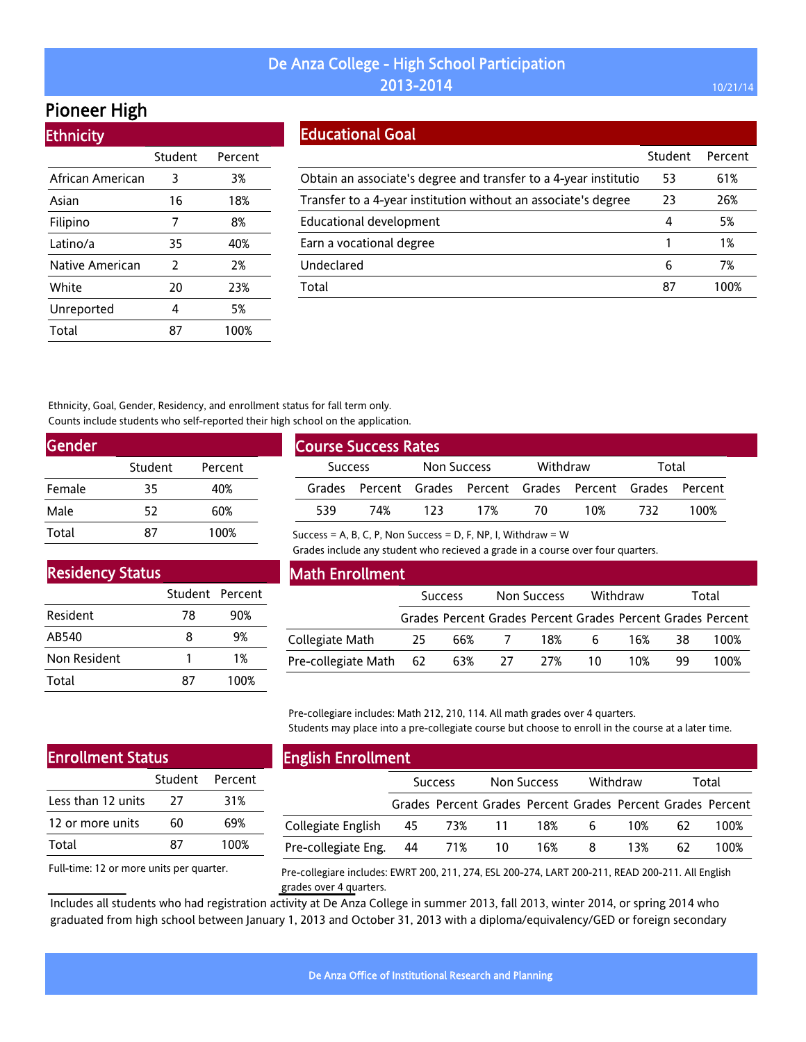# De Anza College - High School Participation 2013-2014

10/21/14

## Pioneer High

### Ethnicity

| | Student | Percent |
|---|---|---|
| African American | 3 | 3% |
| Asian | 16 | 18% |
| Filipino | 7 | 8% |
| Latino/a | 35 | 40% |
| Native American | 2 | 2% |
| White | 20 | 23% |
| Unreported | 4 | 5% |
| Total | 87 | 100% |

### Educational Goal

| | Student | Percent |
|---|---|---|
| Obtain an associate's degree and transfer to a 4-year institutio | 53 | 61% |
| Transfer to a 4-year institution without an associate's degree | 23 | 26% |
| Educational development | 4 | 5% |
| Earn a vocational degree | 1 | 1% |
| Undeclared | 6 | 7% |
| Total | 87 | 100% |

Ethnicity, Goal, Gender, Residency, and enrollment status for fall term only.
Counts include students who self-reported their high school on the application.

### Gender

| | Student | Percent |
|---|---|---|
| Female | 35 | 40% |
| Male | 52 | 60% |
| Total | 87 | 100% |

### Course Success Rates

| Success | | Non Success | | Withdraw | | Total | |
|---|---|---|---|---|---|---|---|
| Grades | Percent | Grades | Percent | Grades | Percent | Grades | Percent |
| 539 | 74% | 123 | 17% | 70 | 10% | 732 | 100% |

Success = A, B, C, P, Non Success = D, F, NP, I, Withdraw = W
Grades include any student who recieved a grade in a course over four quarters.

### Residency Status

| | Student | Percent |
|---|---|---|
| Resident | 78 | 90% |
| AB540 | 8 | 9% |
| Non Resident | 1 | 1% |
| Total | 87 | 100% |

### Math Enrollment

| | Success | | Non Success | | Withdraw | | Total | |
|---|---|---|---|---|---|---|---|---|
| | Grades | Percent | Grades | Percent | Grades | Percent | Grades | Percent |
| Collegiate Math | 25 | 66% | 7 | 18% | 6 | 16% | 38 | 100% |
| Pre-collegiate Math | 62 | 63% | 27 | 27% | 10 | 10% | 99 | 100% |

Pre-collegiare includes: Math 212, 210, 114. All math grades over 4 quarters.
Students may place into a pre-collegiate course but choose to enroll in the course at a later time.

### Enrollment Status

| | Student | Percent |
|---|---|---|
| Less than 12 units | 27 | 31% |
| 12 or more units | 60 | 69% |
| Total | 87 | 100% |

Full-time: 12 or more units per quarter.

### English Enrollment

| | Success | | Non Success | | Withdraw | | Total | |
|---|---|---|---|---|---|---|---|---|
| | Grades | Percent | Grades | Percent | Grades | Percent | Grades | Percent |
| Collegiate English | 45 | 73% | 11 | 18% | 6 | 10% | 62 | 100% |
| Pre-collegiate Eng. | 44 | 71% | 10 | 16% | 8 | 13% | 62 | 100% |

Pre-collegiare includes: EWRT 200, 211, 274, ESL 200-274, LART 200-211, READ 200-211. All English grades over 4 quarters.

Includes all students who had registration activity at De Anza College in summer 2013, fall 2013, winter 2014, or spring 2014 who graduated from high school between January 1, 2013 and October 31, 2013 with a diploma/equivalency/GED or foreign secondary

De Anza Office of Institutional Research and Planning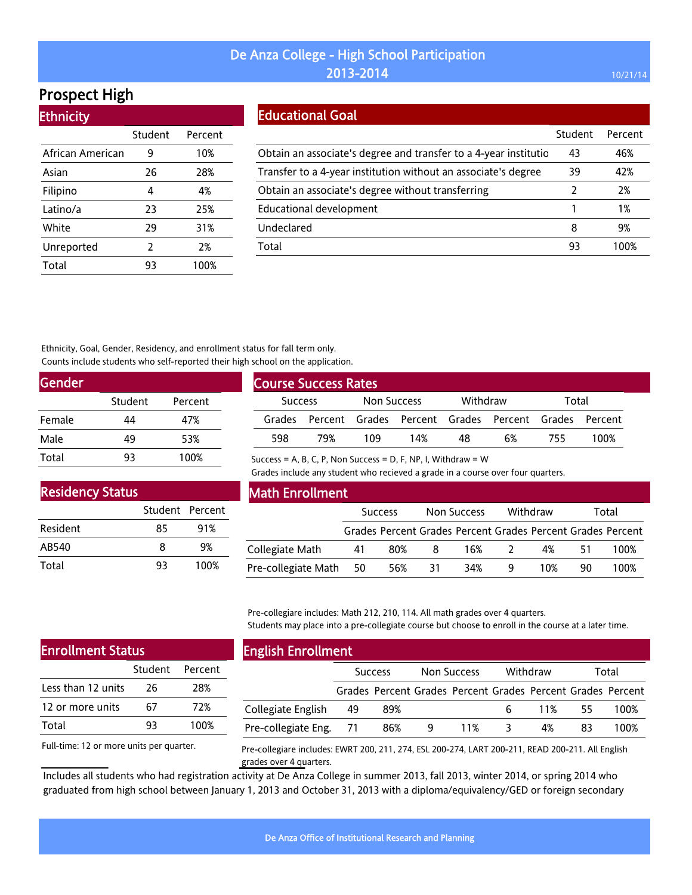# De Anza College - High School Participation 2013-2014

## Prospect High

### Ethnicity

| | Student | Percent |
|---|---|---|
| African American | 9 | 10% |
| Asian | 26 | 28% |
| Filipino | 4 | 4% |
| Latino/a | 23 | 25% |
| White | 29 | 31% |
| Unreported | 2 | 2% |
| Total | 93 | 100% |

### Educational Goal

| | Student | Percent |
|---|---|---|
| Obtain an associate's degree and transfer to a 4-year institutio | 43 | 46% |
| Transfer to a 4-year institution without an associate's degree | 39 | 42% |
| Obtain an associate's degree without transferring | 2 | 2% |
| Educational development | 1 | 1% |
| Undeclared | 8 | 9% |
| Total | 93 | 100% |

Ethnicity, Goal, Gender, Residency, and enrollment status for fall term only.
Counts include students who self-reported their high school on the application.

### Gender

| | Student | Percent |
|---|---|---|
| Female | 44 | 47% |
| Male | 49 | 53% |
| Total | 93 | 100% |

### Course Success Rates

| Success | | Non Success | | Withdraw | | Total | |
|---|---|---|---|---|---|---|---|
| Grades | Percent | Grades | Percent | Grades | Percent | Grades | Percent |
| 598 | 79% | 109 | 14% | 48 | 6% | 755 | 100% |

Success = A, B, C, P, Non Success = D, F, NP, I, Withdraw = W
Grades include any student who recieved a grade in a course over four quarters.

### Residency Status

| | Student | Percent |
|---|---|---|
| Resident | 85 | 91% |
| AB540 | 8 | 9% |
| Total | 93 | 100% |

### Math Enrollment

| | Success | | Non Success | | Withdraw | | Total | |
|---|---|---|---|---|---|---|---|---|
| | Grades | Percent | Grades | Percent | Grades | Percent | Grades | Percent |
| Collegiate Math | 41 | 80% | 8 | 16% | 2 | 4% | 51 | 100% |
| Pre-collegiate Math | 50 | 56% | 31 | 34% | 9 | 10% | 90 | 100% |

Pre-collegiare includes: Math 212, 210, 114. All math grades over 4 quarters.
Students may place into a pre-collegiate course but choose to enroll in the course at a later time.

### Enrollment Status

| | Student | Percent |
|---|---|---|
| Less than 12 units | 26 | 28% |
| 12 or more units | 67 | 72% |
| Total | 93 | 100% |

Full-time: 12 or more units per quarter.

### English Enrollment

| | Success | | Non Success | | Withdraw | | Total | |
|---|---|---|---|---|---|---|---|---|
| | Grades | Percent | Grades | Percent | Grades | Percent | Grades | Percent |
| Collegiate English | 49 | 89% | | | 6 | 11% | 55 | 100% |
| Pre-collegiate Eng. | 71 | 86% | 9 | 11% | 3 | 4% | 83 | 100% |

Pre-collegiare includes: EWRT 200, 211, 274, ESL 200-274, LART 200-211, READ 200-211. All English grades over 4 quarters.

Includes all students who had registration activity at De Anza College in summer 2013, fall 2013, winter 2014, or spring 2014 who graduated from high school between January 1, 2013 and October 31, 2013 with a diploma/equivalency/GED or foreign secondary

De Anza Office of Institutional Research and Planning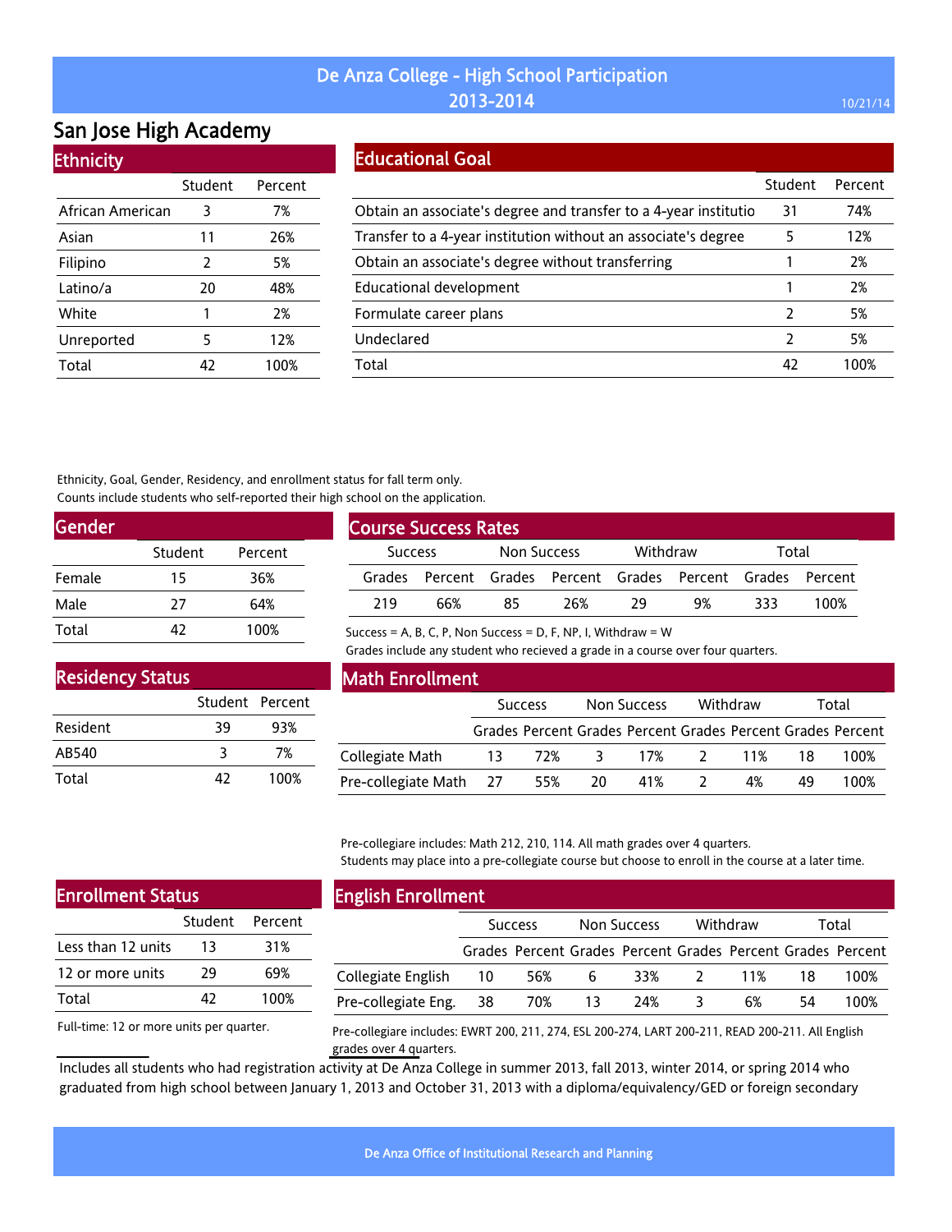# De Anza College - High School Participation 2013-2014

## San Jose High Academy

### Ethnicity

| | Student | Percent |
|---|---|---|
| African American | 3 | 7% |
| Asian | 11 | 26% |
| Filipino | 2 | 5% |
| Latino/a | 20 | 48% |
| White | 1 | 2% |
| Unreported | 5 | 12% |
| Total | 42 | 100% |

### Educational Goal

| | Student | Percent |
|---|---|---|
| Obtain an associate's degree and transfer to a 4-year institutio | 31 | 74% |
| Transfer to a 4-year institution without an associate's degree | 5 | 12% |
| Obtain an associate's degree without transferring | 1 | 2% |
| Educational development | 1 | 2% |
| Formulate career plans | 2 | 5% |
| Undeclared | 2 | 5% |
| Total | 42 | 100% |

Ethnicity, Goal, Gender, Residency, and enrollment status for fall term only.
Counts include students who self-reported their high school on the application.

### Gender

| | Student | Percent |
|---|---|---|
| Female | 15 | 36% |
| Male | 27 | 64% |
| Total | 42 | 100% |

### Course Success Rates

| Success | | Non Success | | Withdraw | | Total | |
|---|---|---|---|---|---|---|---|
| Grades | Percent | Grades | Percent | Grades | Percent | Grades | Percent |
| 219 | 66% | 85 | 26% | 29 | 9% | 333 | 100% |

Success = A, B, C, P, Non Success = D, F, NP, I, Withdraw = W
Grades include any student who recieved a grade in a course over four quarters.

### Residency Status

| | Student | Percent |
|---|---|---|
| Resident | 39 | 93% |
| AB540 | 3 | 7% |
| Total | 42 | 100% |

### Math Enrollment

| | Success | | Non Success | | Withdraw | | Total | |
|---|---|---|---|---|---|---|---|---|
| | Grades | Percent | Grades | Percent | Grades | Percent | Grades | Percent |
| Collegiate Math | 13 | 72% | 3 | 17% | 2 | 11% | 18 | 100% |
| Pre-collegiate Math | 27 | 55% | 20 | 41% | 2 | 4% | 49 | 100% |

Pre-collegiare includes: Math 212, 210, 114. All math grades over 4 quarters.
Students may place into a pre-collegiate course but choose to enroll in the course at a later time.

### Enrollment Status

| | Student | Percent |
|---|---|---|
| Less than 12 units | 13 | 31% |
| 12 or more units | 29 | 69% |
| Total | 42 | 100% |

Full-time: 12 or more units per quarter.

### English Enrollment

| | Success | | Non Success | | Withdraw | | Total | |
|---|---|---|---|---|---|---|---|---|
| | Grades | Percent | Grades | Percent | Grades | Percent | Grades | Percent |
| Collegiate English | 10 | 56% | 6 | 33% | 2 | 11% | 18 | 100% |
| Pre-collegiate Eng. | 38 | 70% | 13 | 24% | 3 | 6% | 54 | 100% |

Pre-collegiare includes: EWRT 200, 211, 274, ESL 200-274, LART 200-211, READ 200-211. All English grades over 4 quarters.

Includes all students who had registration activity at De Anza College in summer 2013, fall 2013, winter 2014, or spring 2014 who graduated from high school between January 1, 2013 and October 31, 2013 with a diploma/equivalency/GED or foreign secondary

De Anza Office of Institutional Research and Planning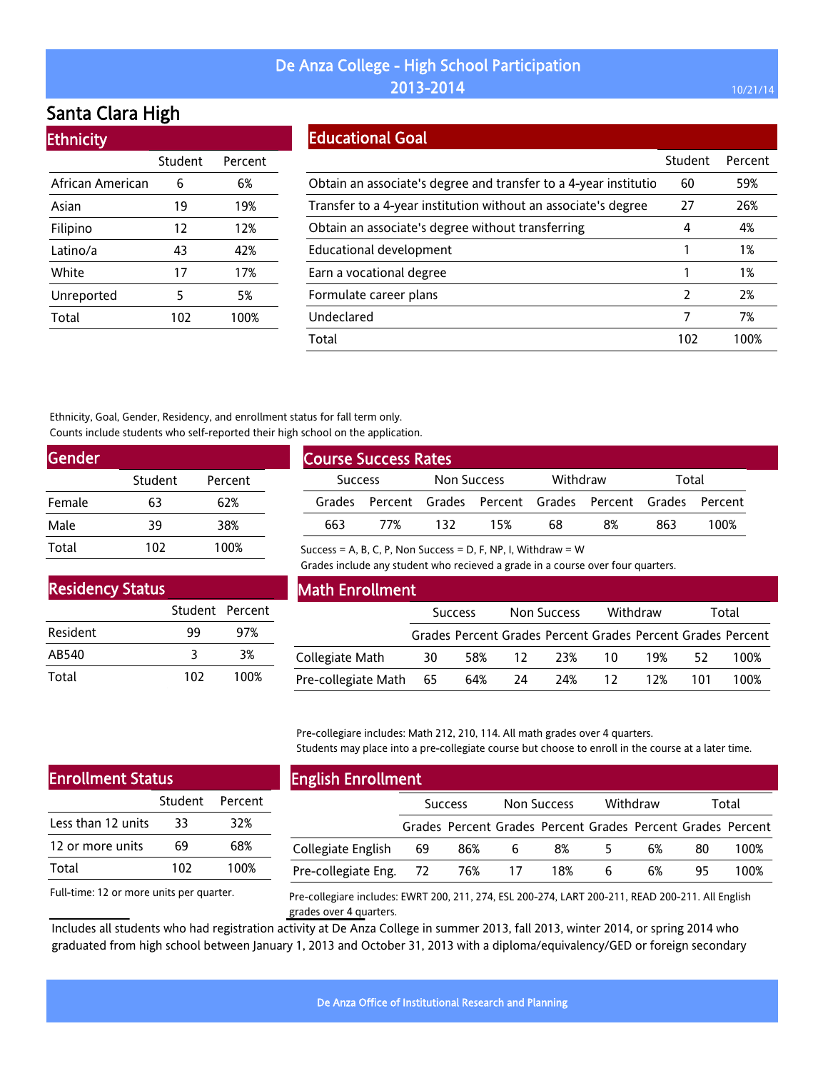# De Anza College - High School Participation 2013-2014

## Santa Clara High

### Ethnicity

| | Student | Percent |
|---|---|---|
| African American | 6 | 6% |
| Asian | 19 | 19% |
| Filipino | 12 | 12% |
| Latino/a | 43 | 42% |
| White | 17 | 17% |
| Unreported | 5 | 5% |
| Total | 102 | 100% |

### Educational Goal

| | Student | Percent |
|---|---|---|
| Obtain an associate's degree and transfer to a 4-year institutio | 60 | 59% |
| Transfer to a 4-year institution without an associate's degree | 27 | 26% |
| Obtain an associate's degree without transferring | 4 | 4% |
| Educational development | 1 | 1% |
| Earn a vocational degree | 1 | 1% |
| Formulate career plans | 2 | 2% |
| Undeclared | 7 | 7% |
| Total | 102 | 100% |

Ethnicity, Goal, Gender, Residency, and enrollment status for fall term only.
Counts include students who self-reported their high school on the application.

### Gender

| | Student | Percent |
|---|---|---|
| Female | 63 | 62% |
| Male | 39 | 38% |
| Total | 102 | 100% |

### Course Success Rates

| Success | | Non Success | | Withdraw | | Total | |
|---|---|---|---|---|---|---|---|
| Grades | Percent | Grades | Percent | Grades | Percent | Grades | Percent |
| 663 | 77% | 132 | 15% | 68 | 8% | 863 | 100% |

Success = A, B, C, P, Non Success = D, F, NP, I, Withdraw = W
Grades include any student who recieved a grade in a course over four quarters.

### Residency Status

| | Student | Percent |
|---|---|---|
| Resident | 99 | 97% |
| AB540 | 3 | 3% |
| Total | 102 | 100% |

### Math Enrollment

| | Success | | Non Success | | Withdraw | | Total | |
|---|---|---|---|---|---|---|---|---|
| | Grades | Percent | Grades | Percent | Grades | Percent | Grades | Percent |
| Collegiate Math | 30 | 58% | 12 | 23% | 10 | 19% | 52 | 100% |
| Pre-collegiate Math | 65 | 64% | 24 | 24% | 12 | 12% | 101 | 100% |

Pre-collegiare includes: Math 212, 210, 114. All math grades over 4 quarters.
Students may place into a pre-collegiate course but choose to enroll in the course at a later time.

### Enrollment Status

| | Student | Percent |
|---|---|---|
| Less than 12 units | 33 | 32% |
| 12 or more units | 69 | 68% |
| Total | 102 | 100% |

Full-time: 12 or more units per quarter.

### English Enrollment

| | Success | | Non Success | | Withdraw | | Total | |
|---|---|---|---|---|---|---|---|---|
| | Grades | Percent | Grades | Percent | Grades | Percent | Grades | Percent |
| Collegiate English | 69 | 86% | 6 | 8% | 5 | 6% | 80 | 100% |
| Pre-collegiate Eng. | 72 | 76% | 17 | 18% | 6 | 6% | 95 | 100% |

Pre-collegiare includes: EWRT 200, 211, 274, ESL 200-274, LART 200-211, READ 200-211. All English grades over 4 quarters.

Includes all students who had registration activity at De Anza College in summer 2013, fall 2013, winter 2014, or spring 2014 who graduated from high school between January 1, 2013 and October 31, 2013 with a diploma/equivalency/GED or foreign secondary

De Anza Office of Institutional Research and Planning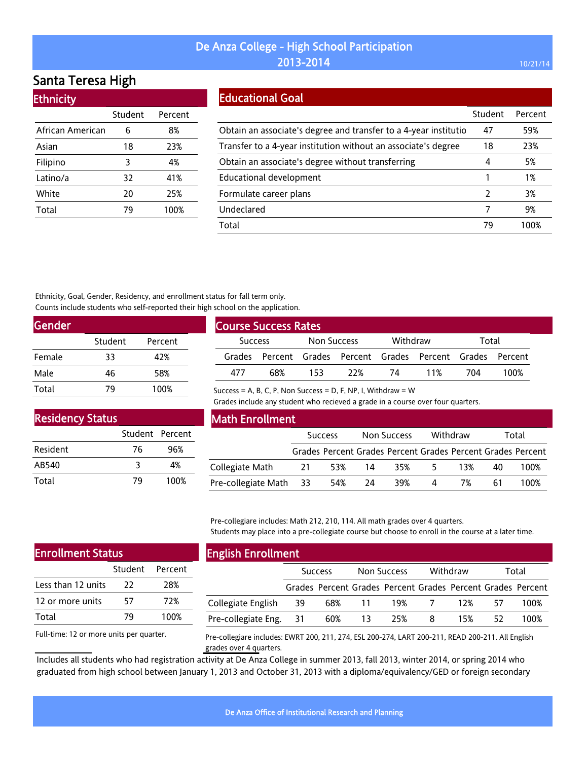# De Anza College - High School Participation 2013-2014

## Santa Teresa High

### Ethnicity

| | Student | Percent |
|---|---|---|
| African American | 6 | 8% |
| Asian | 18 | 23% |
| Filipino | 3 | 4% |
| Latino/a | 32 | 41% |
| White | 20 | 25% |
| Total | 79 | 100% |

### Educational Goal

| | Student | Percent |
|---|---|---|
| Obtain an associate's degree and transfer to a 4-year institutio | 47 | 59% |
| Transfer to a 4-year institution without an associate's degree | 18 | 23% |
| Obtain an associate's degree without transferring | 4 | 5% |
| Educational development | 1 | 1% |
| Formulate career plans | 2 | 3% |
| Undeclared | 7 | 9% |
| Total | 79 | 100% |

Ethnicity, Goal, Gender, Residency, and enrollment status for fall term only.
Counts include students who self-reported their high school on the application.

### Gender

| | Student | Percent |
|---|---|---|
| Female | 33 | 42% |
| Male | 46 | 58% |
| Total | 79 | 100% |

### Course Success Rates

| Success | | Non Success | | Withdraw | | Total | |
|---|---|---|---|---|---|---|---|
| Grades | Percent | Grades | Percent | Grades | Percent | Grades | Percent |
| 477 | 68% | 153 | 22% | 74 | 11% | 704 | 100% |

Success = A, B, C, P, Non Success = D, F, NP, I, Withdraw = W
Grades include any student who recieved a grade in a course over four quarters.

### Residency Status

| | Student | Percent |
|---|---|---|
| Resident | 76 | 96% |
| AB540 | 3 | 4% |
| Total | 79 | 100% |

### Math Enrollment

| | Success | | Non Success | | Withdraw | | Total | |
|---|---|---|---|---|---|---|---|---|
| | Grades | Percent | Grades | Percent | Grades | Percent | Grades | Percent |
| Collegiate Math | 21 | 53% | 14 | 35% | 5 | 13% | 40 | 100% |
| Pre-collegiate Math | 33 | 54% | 24 | 39% | 4 | 7% | 61 | 100% |

Pre-collegiare includes: Math 212, 210, 114. All math grades over 4 quarters.
Students may place into a pre-collegiate course but choose to enroll in the course at a later time.

### Enrollment Status

| | Student | Percent |
|---|---|---|
| Less than 12 units | 22 | 28% |
| 12 or more units | 57 | 72% |
| Total | 79 | 100% |

Full-time: 12 or more units per quarter.

### English Enrollment

| | Success | | Non Success | | Withdraw | | Total | |
|---|---|---|---|---|---|---|---|---|
| | Grades | Percent | Grades | Percent | Grades | Percent | Grades | Percent |
| Collegiate English | 39 | 68% | 11 | 19% | 7 | 12% | 57 | 100% |
| Pre-collegiate Eng. | 31 | 60% | 13 | 25% | 8 | 15% | 52 | 100% |

Pre-collegiare includes: EWRT 200, 211, 274, ESL 200-274, LART 200-211, READ 200-211. All English grades over 4 quarters.

Includes all students who had registration activity at De Anza College in summer 2013, fall 2013, winter 2014, or spring 2014 who graduated from high school between January 1, 2013 and October 31, 2013 with a diploma/equivalency/GED or foreign secondary

De Anza Office of Institutional Research and Planning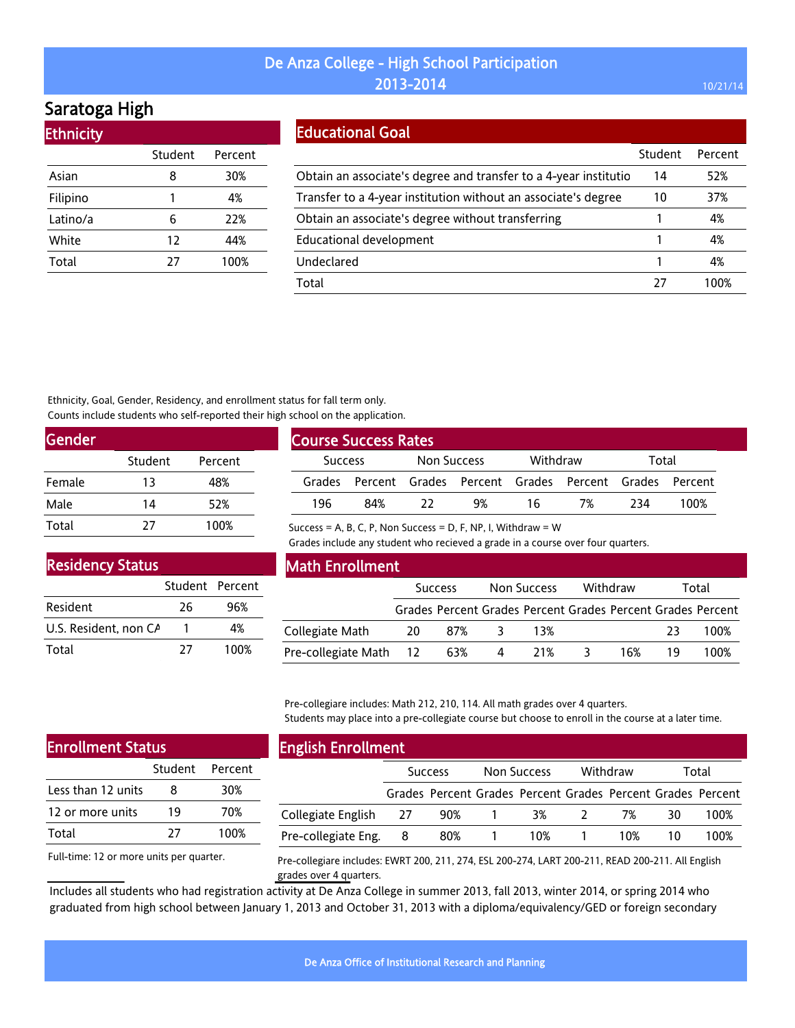# De Anza College - High School Participation 2013-2014

10/21/14

## Saratoga High

### Ethnicity

| | Student | Percent |
|---|---|---|
| Asian | 8 | 30% |
| Filipino | 1 | 4% |
| Latino/a | 6 | 22% |
| White | 12 | 44% |
| Total | 27 | 100% |

### Educational Goal

| | Student | Percent |
|---|---|---|
| Obtain an associate's degree and transfer to a 4-year institutio | 14 | 52% |
| Transfer to a 4-year institution without an associate's degree | 10 | 37% |
| Obtain an associate's degree without transferring | 1 | 4% |
| Educational development | 1 | 4% |
| Undeclared | 1 | 4% |
| Total | 27 | 100% |

Ethnicity, Goal, Gender, Residency, and enrollment status for fall term only.
Counts include students who self-reported their high school on the application.

### Gender

| | Student | Percent |
|---|---|---|
| Female | 13 | 48% |
| Male | 14 | 52% |
| Total | 27 | 100% |

### Course Success Rates

| Success | | Non Success | | Withdraw | | Total | |
|---|---|---|---|---|---|---|---|
| Grades | Percent | Grades | Percent | Grades | Percent | Grades | Percent |
| 196 | 84% | 22 | 9% | 16 | 7% | 234 | 100% |

Success = A, B, C, P, Non Success = D, F, NP, I, Withdraw = W
Grades include any student who recieved a grade in a course over four quarters.

### Residency Status

| | Student | Percent |
|---|---|---|
| Resident | 26 | 96% |
| U.S. Resident, non CA | 1 | 4% |
| Total | 27 | 100% |

### Math Enrollment

| | Success | | Non Success | | Withdraw | | Total | |
|---|---|---|---|---|---|---|---|---|
| | Grades | Percent | Grades | Percent | Grades | Percent | Grades | Percent |
| Collegiate Math | 20 | 87% | 3 | 13% | | | 23 | 100% |
| Pre-collegiate Math | 12 | 63% | 4 | 21% | 3 | 16% | 19 | 100% |

Pre-collegiare includes: Math 212, 210, 114. All math grades over 4 quarters.
Students may place into a pre-collegiate course but choose to enroll in the course at a later time.

### Enrollment Status

| | Student | Percent |
|---|---|---|
| Less than 12 units | 8 | 30% |
| 12 or more units | 19 | 70% |
| Total | 27 | 100% |

Full-time: 12 or more units per quarter.

### English Enrollment

| | Success | | Non Success | | Withdraw | | Total | |
|---|---|---|---|---|---|---|---|---|
| | Grades | Percent | Grades | Percent | Grades | Percent | Grades | Percent |
| Collegiate English | 27 | 90% | 1 | 3% | 2 | 7% | 30 | 100% |
| Pre-collegiate Eng. | 8 | 80% | 1 | 10% | 1 | 10% | 10 | 100% |

Pre-collegiare includes: EWRT 200, 211, 274, ESL 200-274, LART 200-211, READ 200-211. All English grades over 4 quarters.

Includes all students who had registration activity at De Anza College in summer 2013, fall 2013, winter 2014, or spring 2014 who graduated from high school between January 1, 2013 and October 31, 2013 with a diploma/equivalency/GED or foreign secondary

De Anza Office of Institutional Research and Planning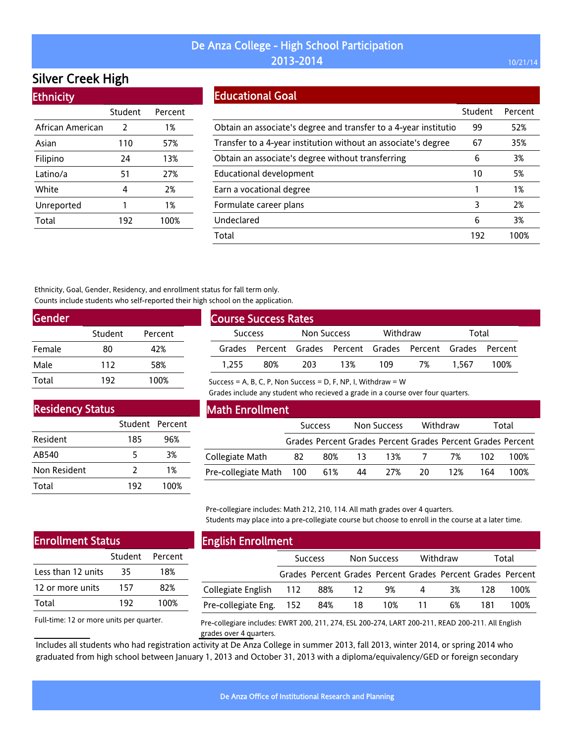# De Anza College - High School Participation 2013-2014

## Silver Creek High

### Ethnicity

| | Student | Percent |
|---|---|---|
| African American | 2 | 1% |
| Asian | 110 | 57% |
| Filipino | 24 | 13% |
| Latino/a | 51 | 27% |
| White | 4 | 2% |
| Unreported | 1 | 1% |
| Total | 192 | 100% |

### Educational Goal

| | Student | Percent |
|---|---|---|
| Obtain an associate's degree and transfer to a 4-year institutio | 99 | 52% |
| Transfer to a 4-year institution without an associate's degree | 67 | 35% |
| Obtain an associate's degree without transferring | 6 | 3% |
| Educational development | 10 | 5% |
| Earn a vocational degree | 1 | 1% |
| Formulate career plans | 3 | 2% |
| Undeclared | 6 | 3% |
| Total | 192 | 100% |

Ethnicity, Goal, Gender, Residency, and enrollment status for fall term only.
Counts include students who self-reported their high school on the application.

### Gender

| | Student | Percent |
|---|---|---|
| Female | 80 | 42% |
| Male | 112 | 58% |
| Total | 192 | 100% |

### Course Success Rates

| Success | | Non Success | | Withdraw | | Total | |
|---|---|---|---|---|---|---|---|
| Grades | Percent | Grades | Percent | Grades | Percent | Grades | Percent |
| 1,255 | 80% | 203 | 13% | 109 | 7% | 1,567 | 100% |

Success = A, B, C, P, Non Success = D, F, NP, I, Withdraw = W
Grades include any student who recieved a grade in a course over four quarters.

### Residency Status

| | Student | Percent |
|---|---|---|
| Resident | 185 | 96% |
| AB540 | 5 | 3% |
| Non Resident | 2 | 1% |
| Total | 192 | 100% |

### Math Enrollment

| | Success | | Non Success | | Withdraw | | Total | |
|---|---|---|---|---|---|---|---|---|
| | Grades | Percent | Grades | Percent | Grades | Percent | Grades | Percent |
| Collegiate Math | 82 | 80% | 13 | 13% | 7 | 7% | 102 | 100% |
| Pre-collegiate Math | 100 | 61% | 44 | 27% | 20 | 12% | 164 | 100% |

Pre-collegiare includes: Math 212, 210, 114. All math grades over 4 quarters.
Students may place into a pre-collegiate course but choose to enroll in the course at a later time.

### Enrollment Status

| | Student | Percent |
|---|---|---|
| Less than 12 units | 35 | 18% |
| 12 or more units | 157 | 82% |
| Total | 192 | 100% |

Full-time: 12 or more units per quarter.

### English Enrollment

| | Success | | Non Success | | Withdraw | | Total | |
|---|---|---|---|---|---|---|---|---|
| | Grades | Percent | Grades | Percent | Grades | Percent | Grades | Percent |
| Collegiate English | 112 | 88% | 12 | 9% | 4 | 3% | 128 | 100% |
| Pre-collegiate Eng. | 152 | 84% | 18 | 10% | 11 | 6% | 181 | 100% |

Pre-collegiare includes: EWRT 200, 211, 274, ESL 200-274, LART 200-211, READ 200-211. All English grades over 4 quarters.

Includes all students who had registration activity at De Anza College in summer 2013, fall 2013, winter 2014, or spring 2014 who graduated from high school between January 1, 2013 and October 31, 2013 with a diploma/equivalency/GED or foreign secondary

De Anza Office of Institutional Research and Planning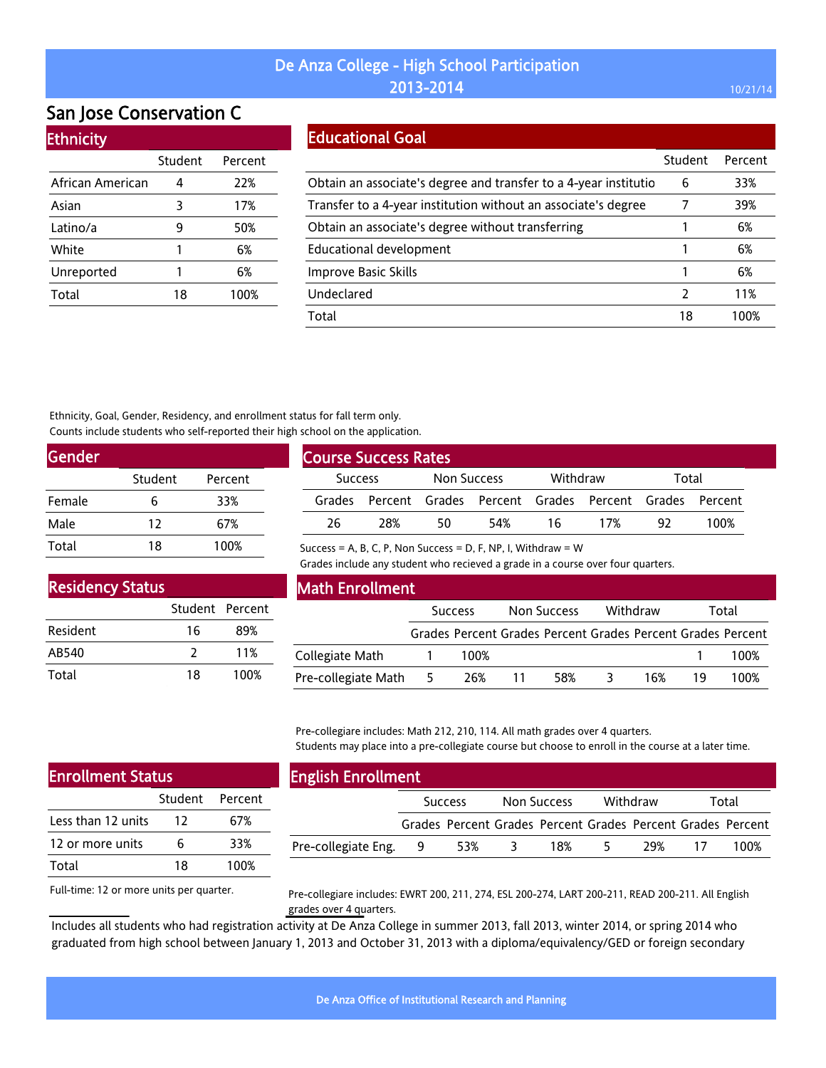# De Anza College - High School Participation 2013-2014

10/21/14

## San Jose Conservation C

### Ethnicity

| | Student | Percent |
|---|---|---|
| African American | 4 | 22% |
| Asian | 3 | 17% |
| Latino/a | 9 | 50% |
| White | 1 | 6% |
| Unreported | 1 | 6% |
| Total | 18 | 100% |

### Educational Goal

| | Student | Percent |
|---|---|---|
| Obtain an associate's degree and transfer to a 4-year institutio | 6 | 33% |
| Transfer to a 4-year institution without an associate's degree | 7 | 39% |
| Obtain an associate's degree without transferring | 1 | 6% |
| Educational development | 1 | 6% |
| Improve Basic Skills | 1 | 6% |
| Undeclared | 2 | 11% |
| Total | 18 | 100% |

Ethnicity, Goal, Gender, Residency, and enrollment status for fall term only.
Counts include students who self-reported their high school on the application.

### Gender

| | Student | Percent |
|---|---|---|
| Female | 6 | 33% |
| Male | 12 | 67% |
| Total | 18 | 100% |

### Course Success Rates

| Success | | Non Success | | Withdraw | | Total | |
|---|---|---|---|---|---|---|---|
| Grades | Percent | Grades | Percent | Grades | Percent | Grades | Percent |
| 26 | 28% | 50 | 54% | 16 | 17% | 92 | 100% |

Success = A, B, C, P, Non Success = D, F, NP, I, Withdraw = W
Grades include any student who recieved a grade in a course over four quarters.

### Residency Status

| | Student | Percent |
|---|---|---|
| Resident | 16 | 89% |
| AB540 | 2 | 11% |
| Total | 18 | 100% |

### Math Enrollment

| | Success | | Non Success | | Withdraw | | Total | |
|---|---|---|---|---|---|---|---|---|
| | Grades | Percent | Grades | Percent | Grades | Percent | Grades | Percent |
| Collegiate Math | 1 | 100% | | | | | 1 | 100% |
| Pre-collegiate Math | 5 | 26% | 11 | 58% | 3 | 16% | 19 | 100% |

Pre-collegiare includes: Math 212, 210, 114. All math grades over 4 quarters.
Students may place into a pre-collegiate course but choose to enroll in the course at a later time.

### Enrollment Status

| | Student | Percent |
|---|---|---|
| Less than 12 units | 12 | 67% |
| 12 or more units | 6 | 33% |
| Total | 18 | 100% |

Full-time: 12 or more units per quarter.

### English Enrollment

| | Success | | Non Success | | Withdraw | | Total | |
|---|---|---|---|---|---|---|---|---|
| | Grades | Percent | Grades | Percent | Grades | Percent | Grades | Percent |
| Pre-collegiate Eng. | 9 | 53% | 3 | 18% | 5 | 29% | 17 | 100% |

Pre-collegiare includes: EWRT 200, 211, 274, ESL 200-274, LART 200-211, READ 200-211. All English grades over 4 quarters.

Includes all students who had registration activity at De Anza College in summer 2013, fall 2013, winter 2014, or spring 2014 who graduated from high school between January 1, 2013 and October 31, 2013 with a diploma/equivalency/GED or foreign secondary

De Anza Office of Institutional Research and Planning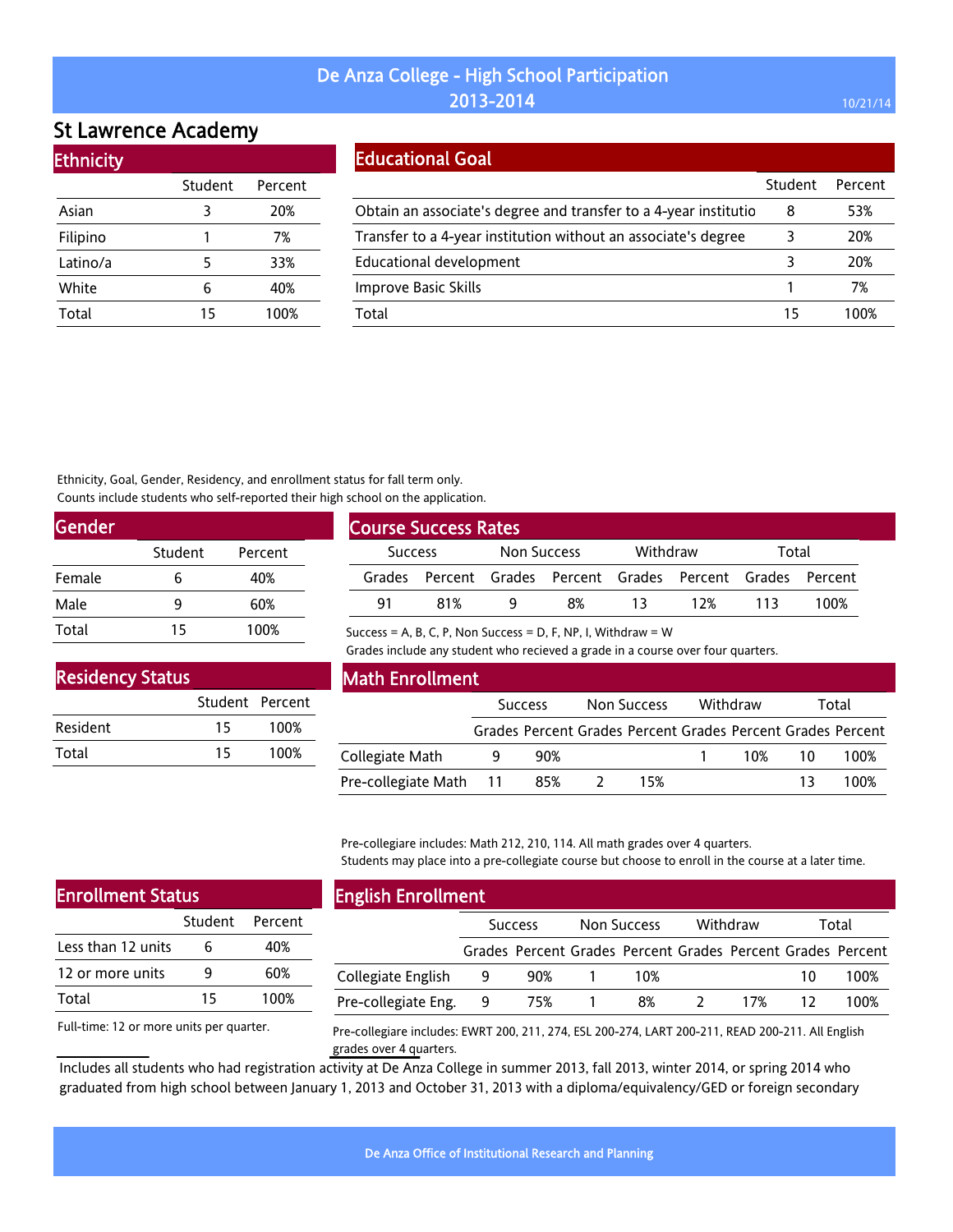# De Anza College - High School Participation 2013-2014

## St Lawrence Academy

### Ethnicity

| | Student | Percent |
|---|---|---|
| Asian | 3 | 20% |
| Filipino | 1 | 7% |
| Latino/a | 5 | 33% |
| White | 6 | 40% |
| Total | 15 | 100% |

### Educational Goal

| | Student | Percent |
|---|---|---|
| Obtain an associate's degree and transfer to a 4-year institutio | 8 | 53% |
| Transfer to a 4-year institution without an associate's degree | 3 | 20% |
| Educational development | 3 | 20% |
| Improve Basic Skills | 1 | 7% |
| Total | 15 | 100% |

Ethnicity, Goal, Gender, Residency, and enrollment status for fall term only.
Counts include students who self-reported their high school on the application.

### Gender

| | Student | Percent |
|---|---|---|
| Female | 6 | 40% |
| Male | 9 | 60% |
| Total | 15 | 100% |

### Course Success Rates

| Success | | Non Success | | Withdraw | | Total | |
|---|---|---|---|---|---|---|---|
| Grades | Percent | Grades | Percent | Grades | Percent | Grades | Percent |
| 91 | 81% | 9 | 8% | 13 | 12% | 113 | 100% |

Success = A, B, C, P, Non Success = D, F, NP, I, Withdraw = W
Grades include any student who recieved a grade in a course over four quarters.

### Residency Status

| | Student | Percent |
|---|---|---|
| Resident | 15 | 100% |
| Total | 15 | 100% |

### Math Enrollment

| | Success | | Non Success | | Withdraw | | Total | |
|---|---|---|---|---|---|---|---|---|
| | Grades | Percent | Grades | Percent | Grades | Percent | Grades | Percent |
| Collegiate Math | 9 | 90% | | | 1 | 10% | 10 | 100% |
| Pre-collegiate Math | 11 | 85% | 2 | 15% | | | 13 | 100% |

Pre-collegiare includes: Math 212, 210, 114. All math grades over 4 quarters.
Students may place into a pre-collegiate course but choose to enroll in the course at a later time.

### Enrollment Status

| | Student | Percent |
|---|---|---|
| Less than 12 units | 6 | 40% |
| 12 or more units | 9 | 60% |
| Total | 15 | 100% |

Full-time: 12 or more units per quarter.

### English Enrollment

| | Success | | Non Success | | Withdraw | | Total | |
|---|---|---|---|---|---|---|---|---|
| | Grades | Percent | Grades | Percent | Grades | Percent | Grades | Percent |
| Collegiate English | 9 | 90% | 1 | 10% | | | 10 | 100% |
| Pre-collegiate Eng. | 9 | 75% | 1 | 8% | 2 | 17% | 12 | 100% |

Pre-collegiare includes: EWRT 200, 211, 274, ESL 200-274, LART 200-211, READ 200-211. All English grades over 4 quarters.

Includes all students who had registration activity at De Anza College in summer 2013, fall 2013, winter 2014, or spring 2014 who graduated from high school between January 1, 2013 and October 31, 2013 with a diploma/equivalency/GED or foreign secondary

De Anza Office of Institutional Research and Planning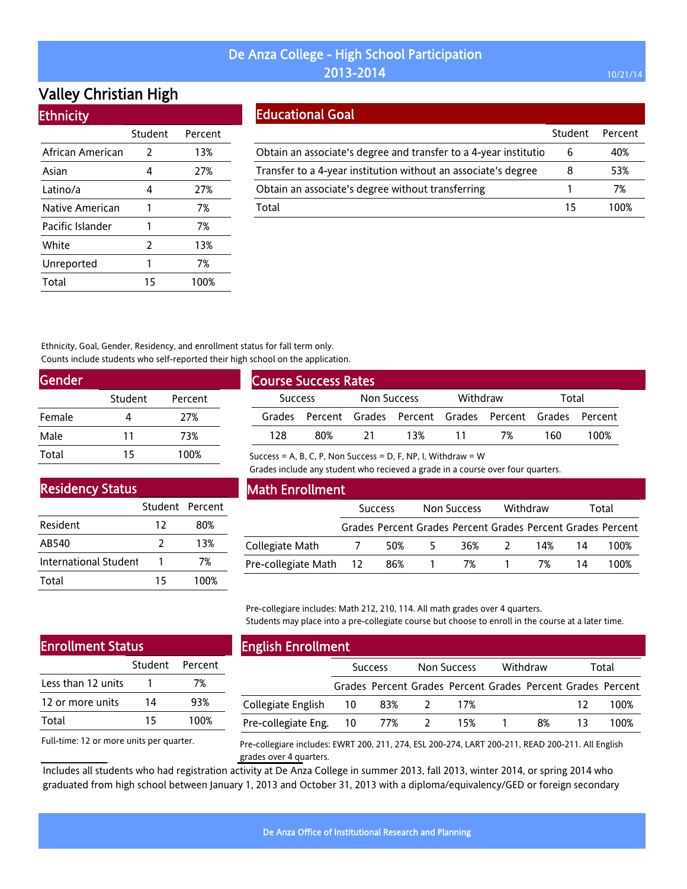# De Anza College - High School Participation 2013-2014

10/21/14

## Valley Christian High

### Ethnicity

| | Student | Percent |
|---|---|---|
| African American | 2 | 13% |
| Asian | 4 | 27% |
| Latino/a | 4 | 27% |
| Native American | 1 | 7% |
| Pacific Islander | 1 | 7% |
| White | 2 | 13% |
| Unreported | 1 | 7% |
| Total | 15 | 100% |

### Educational Goal

| | Student | Percent |
|---|---|---|
| Obtain an associate's degree and transfer to a 4-year institutio | 6 | 40% |
| Transfer to a 4-year institution without an associate's degree | 8 | 53% |
| Obtain an associate's degree without transferring | 1 | 7% |
| Total | 15 | 100% |

Ethnicity, Goal, Gender, Residency, and enrollment status for fall term only.
Counts include students who self-reported their high school on the application.

### Gender

| | Student | Percent |
|---|---|---|
| Female | 4 | 27% |
| Male | 11 | 73% |
| Total | 15 | 100% |

### Course Success Rates

| Success | | Non Success | | Withdraw | | Total | |
|---|---|---|---|---|---|---|---|
| Grades | Percent | Grades | Percent | Grades | Percent | Grades | Percent |
| 128 | 80% | 21 | 13% | 11 | 7% | 160 | 100% |

Success = A, B, C, P, Non Success = D, F, NP, I, Withdraw = W
Grades include any student who recieved a grade in a course over four quarters.

### Residency Status

| | Student | Percent |
|---|---|---|
| Resident | 12 | 80% |
| AB540 | 2 | 13% |
| International Student | 1 | 7% |
| Total | 15 | 100% |

### Math Enrollment

| | Success | | Non Success | | Withdraw | | Total | |
|---|---|---|---|---|---|---|---|---|
| | Grades | Percent | Grades | Percent | Grades | Percent | Grades | Percent |
| Collegiate Math | 7 | 50% | 5 | 36% | 2 | 14% | 14 | 100% |
| Pre-collegiate Math | 12 | 86% | 1 | 7% | 1 | 7% | 14 | 100% |

Pre-collegiare includes: Math 212, 210, 114. All math grades over 4 quarters.
Students may place into a pre-collegiate course but choose to enroll in the course at a later time.

### Enrollment Status

| | Student | Percent |
|---|---|---|
| Less than 12 units | 1 | 7% |
| 12 or more units | 14 | 93% |
| Total | 15 | 100% |

Full-time: 12 or more units per quarter.

### English Enrollment

| | Success | | Non Success | | Withdraw | | Total | |
|---|---|---|---|---|---|---|---|---|
| | Grades | Percent | Grades | Percent | Grades | Percent | Grades | Percent |
| Collegiate English | 10 | 83% | 2 | 17% | | | 12 | 100% |
| Pre-collegiate Eng. | 10 | 77% | 2 | 15% | 1 | 8% | 13 | 100% |

Pre-collegiare includes: EWRT 200, 211, 274, ESL 200-274, LART 200-211, READ 200-211. All English grades over 4 quarters.

Includes all students who had registration activity at De Anza College in summer 2013, fall 2013, winter 2014, or spring 2014 who graduated from high school between January 1, 2013 and October 31, 2013 with a diploma/equivalency/GED or foreign secondary

De Anza Office of Institutional Research and Planning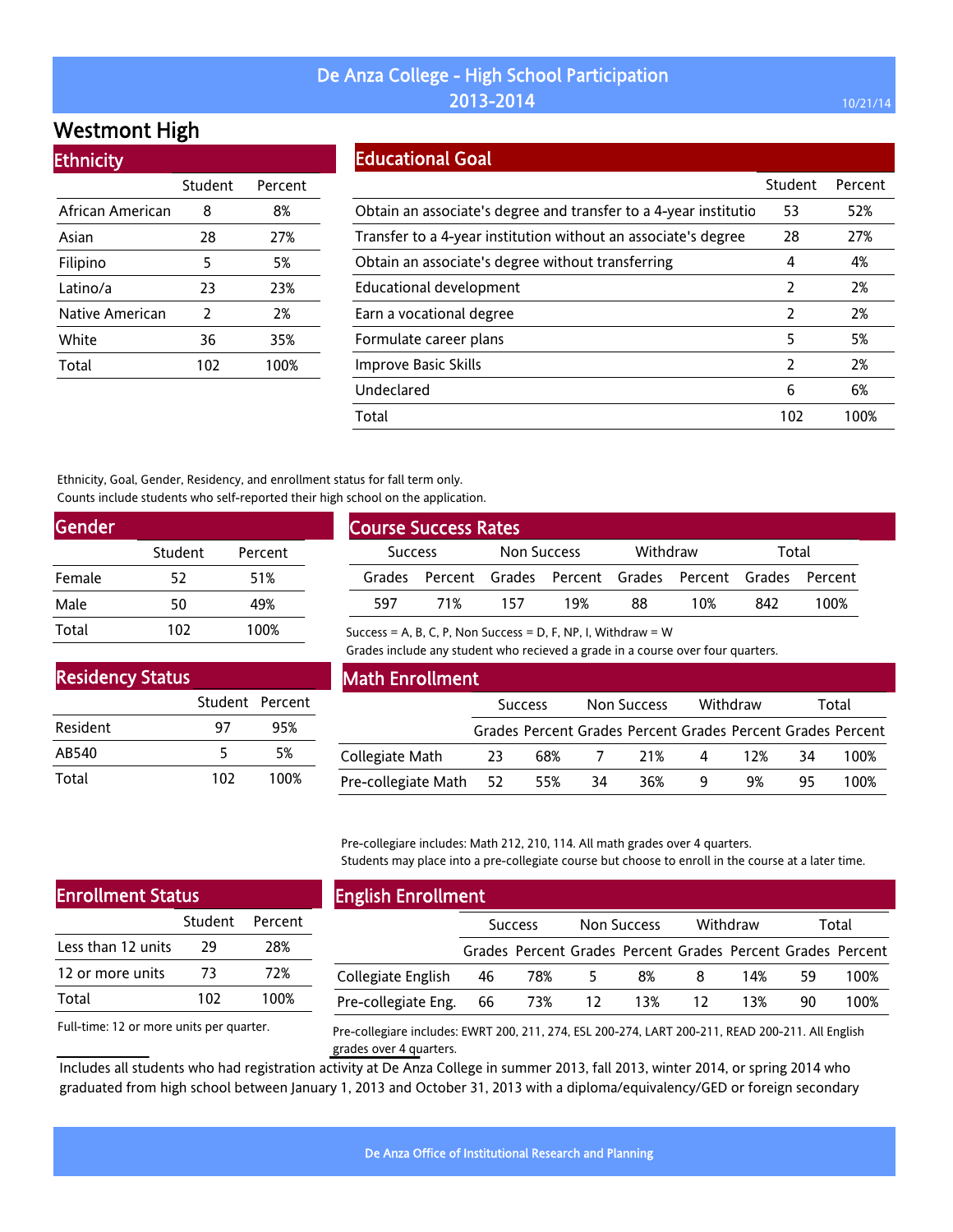# De Anza College - High School Participation 2013-2014

10/21/14

## Westmont High

### Ethnicity

| | Student | Percent |
|---|---|---|
| African American | 8 | 8% |
| Asian | 28 | 27% |
| Filipino | 5 | 5% |
| Latino/a | 23 | 23% |
| Native American | 2 | 2% |
| White | 36 | 35% |
| Total | 102 | 100% |

### Educational Goal

| | Student | Percent |
|---|---|---|
| Obtain an associate's degree and transfer to a 4-year institutio | 53 | 52% |
| Transfer to a 4-year institution without an associate's degree | 28 | 27% |
| Obtain an associate's degree without transferring | 4 | 4% |
| Educational development | 2 | 2% |
| Earn a vocational degree | 2 | 2% |
| Formulate career plans | 5 | 5% |
| Improve Basic Skills | 2 | 2% |
| Undeclared | 6 | 6% |
| Total | 102 | 100% |

Ethnicity, Goal, Gender, Residency, and enrollment status for fall term only.
Counts include students who self-reported their high school on the application.

### Gender

| | Student | Percent |
|---|---|---|
| Female | 52 | 51% |
| Male | 50 | 49% |
| Total | 102 | 100% |

### Course Success Rates

| Success | | Non Success | | Withdraw | | Total | |
|---|---|---|---|---|---|---|---|
| Grades | Percent | Grades | Percent | Grades | Percent | Grades | Percent |
| 597 | 71% | 157 | 19% | 88 | 10% | 842 | 100% |

Success = A, B, C, P, Non Success = D, F, NP, I, Withdraw = W
Grades include any student who recieved a grade in a course over four quarters.

### Residency Status

| | Student | Percent |
|---|---|---|
| Resident | 97 | 95% |
| AB540 | 5 | 5% |
| Total | 102 | 100% |

### Math Enrollment

| | Success | | Non Success | | Withdraw | | Total | |
|---|---|---|---|---|---|---|---|---|
| | Grades | Percent | Grades | Percent | Grades | Percent | Grades | Percent |
| Collegiate Math | 23 | 68% | 7 | 21% | 4 | 12% | 34 | 100% |
| Pre-collegiate Math | 52 | 55% | 34 | 36% | 9 | 9% | 95 | 100% |

Pre-collegiare includes: Math 212, 210, 114. All math grades over 4 quarters.
Students may place into a pre-collegiate course but choose to enroll in the course at a later time.

### Enrollment Status

| | Student | Percent |
|---|---|---|
| Less than 12 units | 29 | 28% |
| 12 or more units | 73 | 72% |
| Total | 102 | 100% |

Full-time: 12 or more units per quarter.

### English Enrollment

| | Success | | Non Success | | Withdraw | | Total | |
|---|---|---|---|---|---|---|---|---|
| | Grades | Percent | Grades | Percent | Grades | Percent | Grades | Percent |
| Collegiate English | 46 | 78% | 5 | 8% | 8 | 14% | 59 | 100% |
| Pre-collegiate Eng. | 66 | 73% | 12 | 13% | 12 | 13% | 90 | 100% |

Pre-collegiare includes: EWRT 200, 211, 274, ESL 200-274, LART 200-211, READ 200-211. All English grades over 4 quarters.

Includes all students who had registration activity at De Anza College in summer 2013, fall 2013, winter 2014, or spring 2014 who graduated from high school between January 1, 2013 and October 31, 2013 with a diploma/equivalency/GED or foreign secondary

De Anza Office of Institutional Research and Planning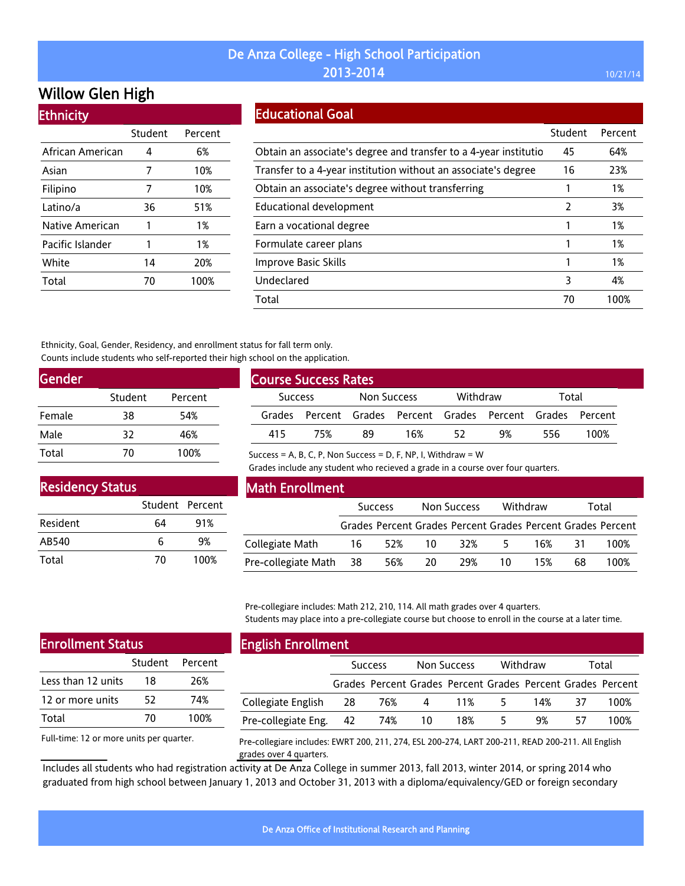# De Anza College - High School Participation 2013-2014

## Willow Glen High

### Ethnicity

| | Student | Percent |
|---|---|---|
| African American | 4 | 6% |
| Asian | 7 | 10% |
| Filipino | 7 | 10% |
| Latino/a | 36 | 51% |
| Native American | 1 | 1% |
| Pacific Islander | 1 | 1% |
| White | 14 | 20% |
| Total | 70 | 100% |

### Educational Goal

| | Student | Percent |
|---|---|---|
| Obtain an associate's degree and transfer to a 4-year institutio | 45 | 64% |
| Transfer to a 4-year institution without an associate's degree | 16 | 23% |
| Obtain an associate's degree without transferring | 1 | 1% |
| Educational development | 2 | 3% |
| Earn a vocational degree | 1 | 1% |
| Formulate career plans | 1 | 1% |
| Improve Basic Skills | 1 | 1% |
| Undeclared | 3 | 4% |
| Total | 70 | 100% |

Ethnicity, Goal, Gender, Residency, and enrollment status for fall term only.
Counts include students who self-reported their high school on the application.

### Gender

| | Student | Percent |
|---|---|---|
| Female | 38 | 54% |
| Male | 32 | 46% |
| Total | 70 | 100% |

### Course Success Rates

| Success | | Non Success | | Withdraw | | Total | |
|---|---|---|---|---|---|---|---|
| Grades | Percent | Grades | Percent | Grades | Percent | Grades | Percent |
| 415 | 75% | 89 | 16% | 52 | 9% | 556 | 100% |

Success = A, B, C, P, Non Success = D, F, NP, I, Withdraw = W
Grades include any student who recieved a grade in a course over four quarters.

### Residency Status

| | Student | Percent |
|---|---|---|
| Resident | 64 | 91% |
| AB540 | 6 | 9% |
| Total | 70 | 100% |

### Math Enrollment

| | Success | | Non Success | | Withdraw | | Total | |
|---|---|---|---|---|---|---|---|---|
| | Grades | Percent | Grades | Percent | Grades | Percent | Grades | Percent |
| Collegiate Math | 16 | 52% | 10 | 32% | 5 | 16% | 31 | 100% |
| Pre-collegiate Math | 38 | 56% | 20 | 29% | 10 | 15% | 68 | 100% |

Pre-collegiare includes: Math 212, 210, 114. All math grades over 4 quarters.
Students may place into a pre-collegiate course but choose to enroll in the course at a later time.

### Enrollment Status

| | Student | Percent |
|---|---|---|
| Less than 12 units | 18 | 26% |
| 12 or more units | 52 | 74% |
| Total | 70 | 100% |

Full-time: 12 or more units per quarter.

### English Enrollment

| | Success | | Non Success | | Withdraw | | Total | |
|---|---|---|---|---|---|---|---|---|
| | Grades | Percent | Grades | Percent | Grades | Percent | Grades | Percent |
| Collegiate English | 28 | 76% | 4 | 11% | 5 | 14% | 37 | 100% |
| Pre-collegiate Eng. | 42 | 74% | 10 | 18% | 5 | 9% | 57 | 100% |

Pre-collegiare includes: EWRT 200, 211, 274, ESL 200-274, LART 200-211, READ 200-211. All English grades over 4 quarters.

Includes all students who had registration activity at De Anza College in summer 2013, fall 2013, winter 2014, or spring 2014 who graduated from high school between January 1, 2013 and October 31, 2013 with a diploma/equivalency/GED or foreign secondary

De Anza Office of Institutional Research and Planning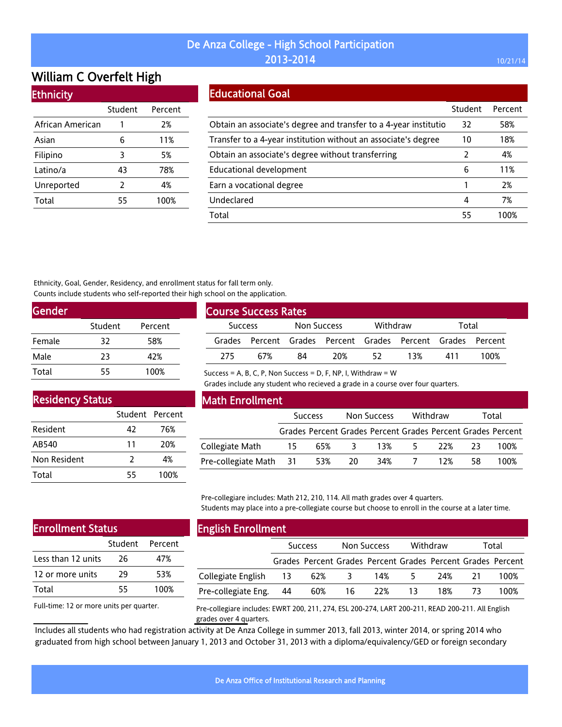# De Anza College - High School Participation 2013-2014

10/21/14

## William C Overfelt High

### Ethnicity

| | Student | Percent |
|---|---|---|
| African American | 1 | 2% |
| Asian | 6 | 11% |
| Filipino | 3 | 5% |
| Latino/a | 43 | 78% |
| Unreported | 2 | 4% |
| Total | 55 | 100% |

### Educational Goal

| | Student | Percent |
|---|---|---|
| Obtain an associate's degree and transfer to a 4-year institutio | 32 | 58% |
| Transfer to a 4-year institution without an associate's degree | 10 | 18% |
| Obtain an associate's degree without transferring | 2 | 4% |
| Educational development | 6 | 11% |
| Earn a vocational degree | 1 | 2% |
| Undeclared | 4 | 7% |
| Total | 55 | 100% |

Ethnicity, Goal, Gender, Residency, and enrollment status for fall term only.
Counts include students who self-reported their high school on the application.

### Gender

| | Student | Percent |
|---|---|---|
| Female | 32 | 58% |
| Male | 23 | 42% |
| Total | 55 | 100% |

### Course Success Rates

| Success | | Non Success | | Withdraw | | Total | |
|---|---|---|---|---|---|---|---|
| Grades | Percent | Grades | Percent | Grades | Percent | Grades | Percent |
| 275 | 67% | 84 | 20% | 52 | 13% | 411 | 100% |

Success = A, B, C, P, Non Success = D, F, NP, I, Withdraw = W
Grades include any student who recieved a grade in a course over four quarters.

### Residency Status

| | Student | Percent |
|---|---|---|
| Resident | 42 | 76% |
| AB540 | 11 | 20% |
| Non Resident | 2 | 4% |
| Total | 55 | 100% |

### Math Enrollment

| | Success | | Non Success | | Withdraw | | Total | |
|---|---|---|---|---|---|---|---|---|
| | Grades | Percent | Grades | Percent | Grades | Percent | Grades | Percent |
| Collegiate Math | 15 | 65% | 3 | 13% | 5 | 22% | 23 | 100% |
| Pre-collegiate Math | 31 | 53% | 20 | 34% | 7 | 12% | 58 | 100% |

Pre-collegiare includes: Math 212, 210, 114. All math grades over 4 quarters.
Students may place into a pre-collegiate course but choose to enroll in the course at a later time.

### Enrollment Status

| | Student | Percent |
|---|---|---|
| Less than 12 units | 26 | 47% |
| 12 or more units | 29 | 53% |
| Total | 55 | 100% |

Full-time: 12 or more units per quarter.

### English Enrollment

| | Success | | Non Success | | Withdraw | | Total | |
|---|---|---|---|---|---|---|---|---|
| | Grades | Percent | Grades | Percent | Grades | Percent | Grades | Percent |
| Collegiate English | 13 | 62% | 3 | 14% | 5 | 24% | 21 | 100% |
| Pre-collegiate Eng. | 44 | 60% | 16 | 22% | 13 | 18% | 73 | 100% |

Pre-collegiare includes: EWRT 200, 211, 274, ESL 200-274, LART 200-211, READ 200-211. All English grades over 4 quarters.

Includes all students who had registration activity at De Anza College in summer 2013, fall 2013, winter 2014, or spring 2014 who graduated from high school between January 1, 2013 and October 31, 2013 with a diploma/equivalency/GED or foreign secondary

De Anza Office of Institutional Research and Planning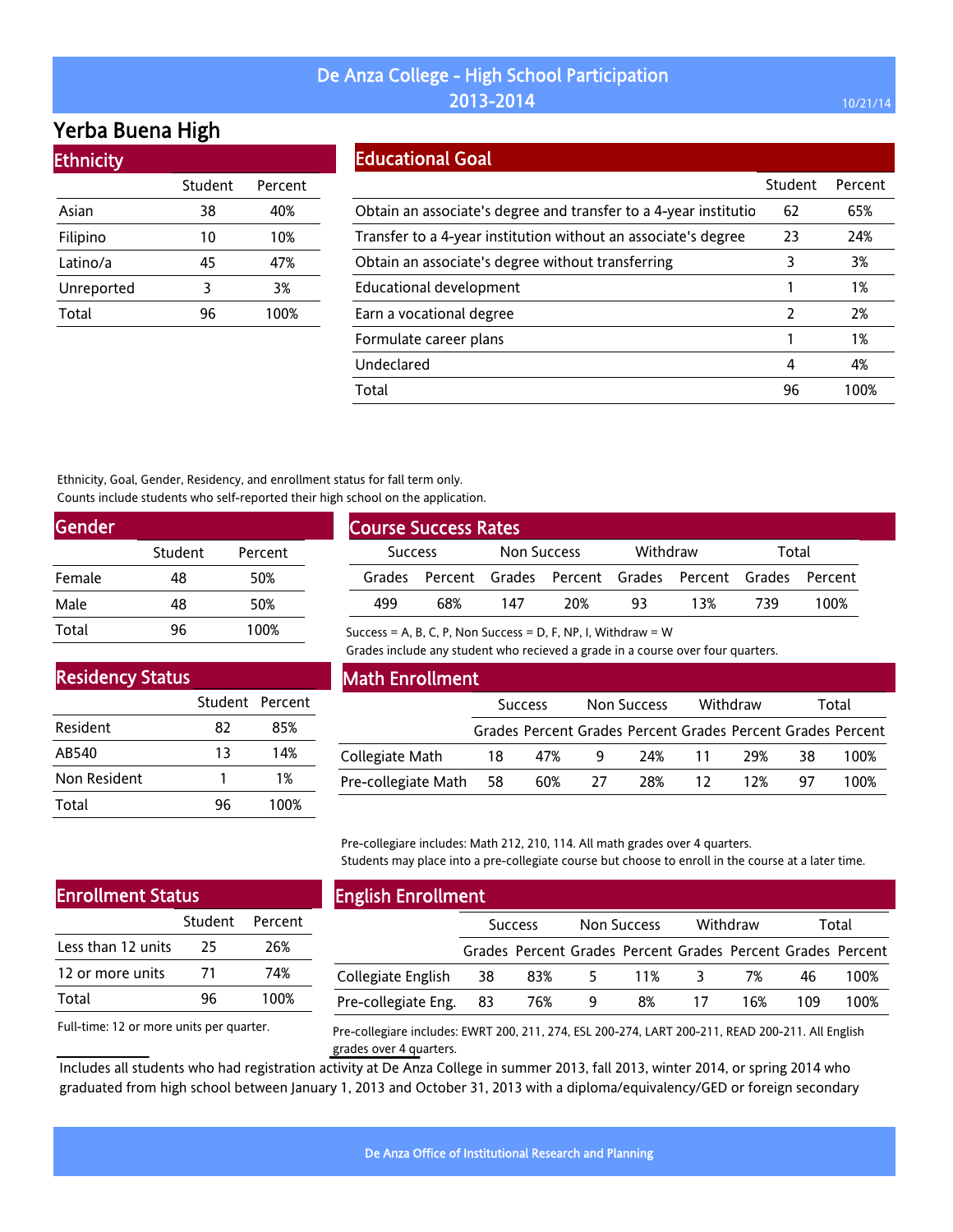# De Anza College - High School Participation 2013-2014

10/21/14

## Yerba Buena High

### Ethnicity

| | Student | Percent |
|---|---|---|
| Asian | 38 | 40% |
| Filipino | 10 | 10% |
| Latino/a | 45 | 47% |
| Unreported | 3 | 3% |
| Total | 96 | 100% |

### Educational Goal

| | Student | Percent |
|---|---|---|
| Obtain an associate's degree and transfer to a 4-year institutio | 62 | 65% |
| Transfer to a 4-year institution without an associate's degree | 23 | 24% |
| Obtain an associate's degree without transferring | 3 | 3% |
| Educational development | 1 | 1% |
| Earn a vocational degree | 2 | 2% |
| Formulate career plans | 1 | 1% |
| Undeclared | 4 | 4% |
| Total | 96 | 100% |

Ethnicity, Goal, Gender, Residency, and enrollment status for fall term only.
Counts include students who self-reported their high school on the application.

### Gender

| | Student | Percent |
|---|---|---|
| Female | 48 | 50% |
| Male | 48 | 50% |
| Total | 96 | 100% |

### Course Success Rates

| Success | | Non Success | | Withdraw | | Total | |
|---|---|---|---|---|---|---|---|
| Grades | Percent | Grades | Percent | Grades | Percent | Grades | Percent |
| 499 | 68% | 147 | 20% | 93 | 13% | 739 | 100% |

Success = A, B, C, P, Non Success = D, F, NP, I, Withdraw = W
Grades include any student who recieved a grade in a course over four quarters.

### Residency Status

| | Student | Percent |
|---|---|---|
| Resident | 82 | 85% |
| AB540 | 13 | 14% |
| Non Resident | 1 | 1% |
| Total | 96 | 100% |

### Math Enrollment

| | Success | | Non Success | | Withdraw | | Total | |
|---|---|---|---|---|---|---|---|---|
| | Grades | Percent | Grades | Percent | Grades | Percent | Grades | Percent |
| Collegiate Math | 18 | 47% | 9 | 24% | 11 | 29% | 38 | 100% |
| Pre-collegiate Math | 58 | 60% | 27 | 28% | 12 | 12% | 97 | 100% |

Pre-collegiare includes: Math 212, 210, 114. All math grades over 4 quarters.
Students may place into a pre-collegiate course but choose to enroll in the course at a later time.

### Enrollment Status

| | Student | Percent |
|---|---|---|
| Less than 12 units | 25 | 26% |
| 12 or more units | 71 | 74% |
| Total | 96 | 100% |

Full-time: 12 or more units per quarter.

### English Enrollment

| | Success | | Non Success | | Withdraw | | Total | |
|---|---|---|---|---|---|---|---|---|
| | Grades | Percent | Grades | Percent | Grades | Percent | Grades | Percent |
| Collegiate English | 38 | 83% | 5 | 11% | 3 | 7% | 46 | 100% |
| Pre-collegiate Eng. | 83 | 76% | 9 | 8% | 17 | 16% | 109 | 100% |

Pre-collegiare includes: EWRT 200, 211, 274, ESL 200-274, LART 200-211, READ 200-211. All English grades over 4 quarters.

Includes all students who had registration activity at De Anza College in summer 2013, fall 2013, winter 2014, or spring 2014 who graduated from high school between January 1, 2013 and October 31, 2013 with a diploma/equivalency/GED or foreign secondary

De Anza Office of Institutional Research and Planning